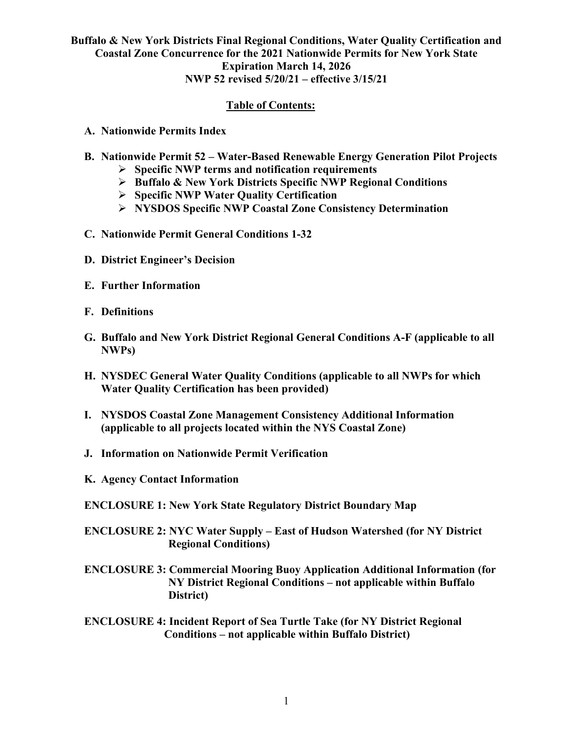# Buffalo & New York Districts Final Regional Conditions, Water Quality Certification and Coastal Zone Concurrence for the 2021 Nationwide Permits for New York State

**Expiration March 14, 2026**

**NWP 52 revised 5/20/21 – effective 3/15/21**

## Table of Contents:

**A. Nationwide Permits Index**

**B. Nationwide Permit 52 – Water-Based Renewable Energy Generation Pilot Projects**
- **Specific NWP terms and notification requirements**
- **Buffalo & New York Districts Specific NWP Regional Conditions**
- **Specific NWP Water Quality Certification**
- **NYSDOS Specific NWP Coastal Zone Consistency Determination**

**C. Nationwide Permit General Conditions 1-32**

**D. District Engineer's Decision**

**E. Further Information**

**F. Definitions**

**G. Buffalo and New York District Regional General Conditions A-F (applicable to all NWPs)**

**H. NYSDEC General Water Quality Conditions (applicable to all NWPs for which Water Quality Certification has been provided)**

**I. NYSDOS Coastal Zone Management Consistency Additional Information (applicable to all projects located within the NYS Coastal Zone)**

**J. Information on Nationwide Permit Verification**

**K. Agency Contact Information**

**ENCLOSURE 1: New York State Regulatory District Boundary Map**

**ENCLOSURE 2: NYC Water Supply – East of Hudson Watershed (for NY District Regional Conditions)**

**ENCLOSURE 3: Commercial Mooring Buoy Application Additional Information (for NY District Regional Conditions – not applicable within Buffalo District)**

**ENCLOSURE 4: Incident Report of Sea Turtle Take (for NY District Regional Conditions – not applicable within Buffalo District)**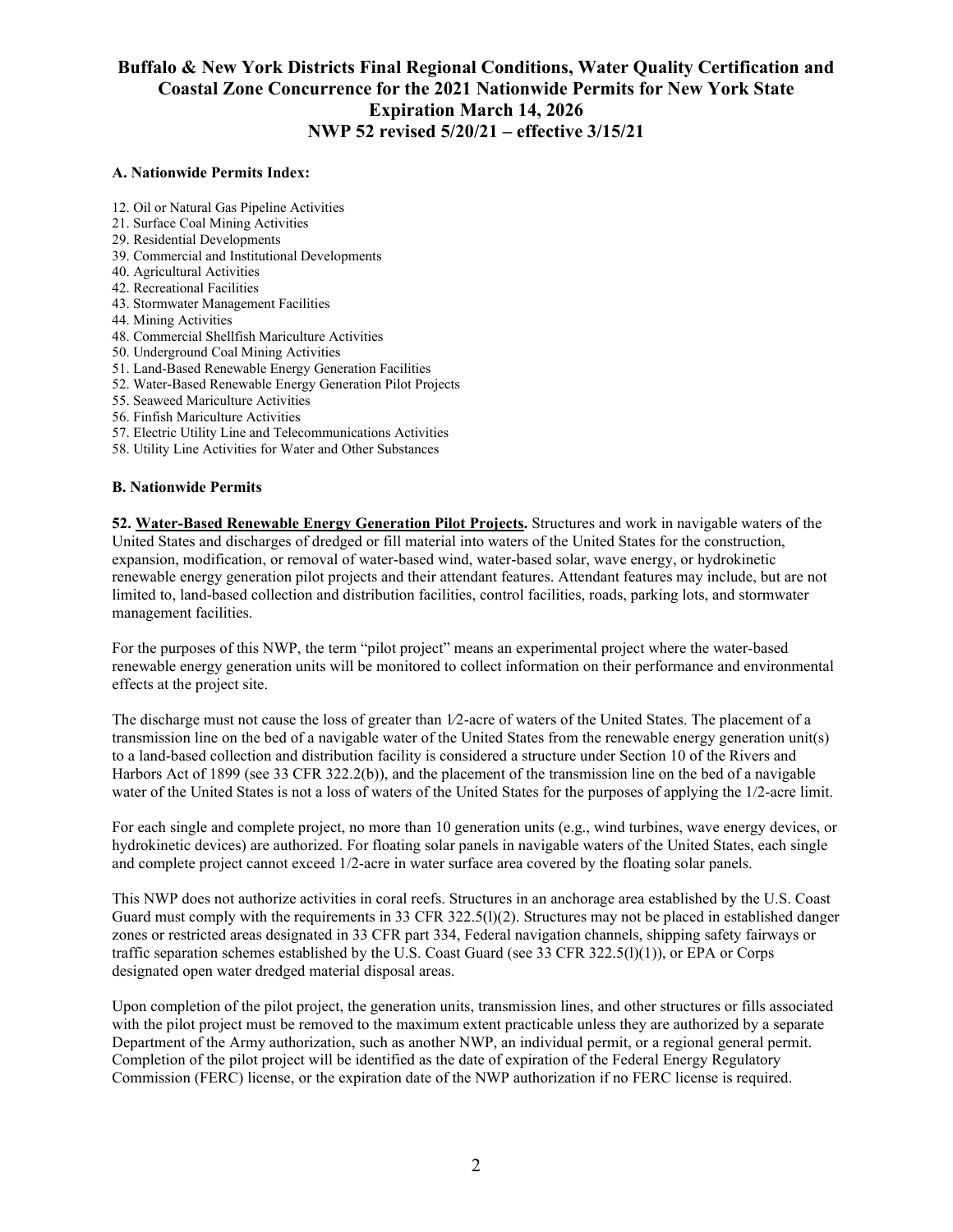# Buffalo & New York Districts Final Regional Conditions, Water Quality Certification and Coastal Zone Concurrence for the 2021 Nationwide Permits for New York State
## Expiration March 14, 2026
## NWP 52 revised 5/20/21 – effective 3/15/21

### A. Nationwide Permits Index:

12. Oil or Natural Gas Pipeline Activities
21. Surface Coal Mining Activities
29. Residential Developments
39. Commercial and Institutional Developments
40. Agricultural Activities
42. Recreational Facilities
43. Stormwater Management Facilities
44. Mining Activities
48. Commercial Shellfish Mariculture Activities
50. Underground Coal Mining Activities
51. Land-Based Renewable Energy Generation Facilities
52. Water-Based Renewable Energy Generation Pilot Projects
55. Seaweed Mariculture Activities
56. Finfish Mariculture Activities
57. Electric Utility Line and Telecommunications Activities
58. Utility Line Activities for Water and Other Substances

### B. Nationwide Permits

**52. Water-Based Renewable Energy Generation Pilot Projects.** Structures and work in navigable waters of the United States and discharges of dredged or fill material into waters of the United States for the construction, expansion, modification, or removal of water-based wind, water-based solar, wave energy, or hydrokinetic renewable energy generation pilot projects and their attendant features. Attendant features may include, but are not limited to, land-based collection and distribution facilities, control facilities, roads, parking lots, and stormwater management facilities.

For the purposes of this NWP, the term "pilot project" means an experimental project where the water-based renewable energy generation units will be monitored to collect information on their performance and environmental effects at the project site.

The discharge must not cause the loss of greater than 1⁄2-acre of waters of the United States. The placement of a transmission line on the bed of a navigable water of the United States from the renewable energy generation unit(s) to a land-based collection and distribution facility is considered a structure under Section 10 of the Rivers and Harbors Act of 1899 (see 33 CFR 322.2(b)), and the placement of the transmission line on the bed of a navigable water of the United States is not a loss of waters of the United States for the purposes of applying the 1/2-acre limit.

For each single and complete project, no more than 10 generation units (e.g., wind turbines, wave energy devices, or hydrokinetic devices) are authorized. For floating solar panels in navigable waters of the United States, each single and complete project cannot exceed 1/2-acre in water surface area covered by the floating solar panels.

This NWP does not authorize activities in coral reefs. Structures in an anchorage area established by the U.S. Coast Guard must comply with the requirements in 33 CFR 322.5(l)(2). Structures may not be placed in established danger zones or restricted areas designated in 33 CFR part 334, Federal navigation channels, shipping safety fairways or traffic separation schemes established by the U.S. Coast Guard (see 33 CFR 322.5(l)(1)), or EPA or Corps designated open water dredged material disposal areas.

Upon completion of the pilot project, the generation units, transmission lines, and other structures or fills associated with the pilot project must be removed to the maximum extent practicable unless they are authorized by a separate Department of the Army authorization, such as another NWP, an individual permit, or a regional general permit. Completion of the pilot project will be identified as the date of expiration of the Federal Energy Regulatory Commission (FERC) license, or the expiration date of the NWP authorization if no FERC license is required.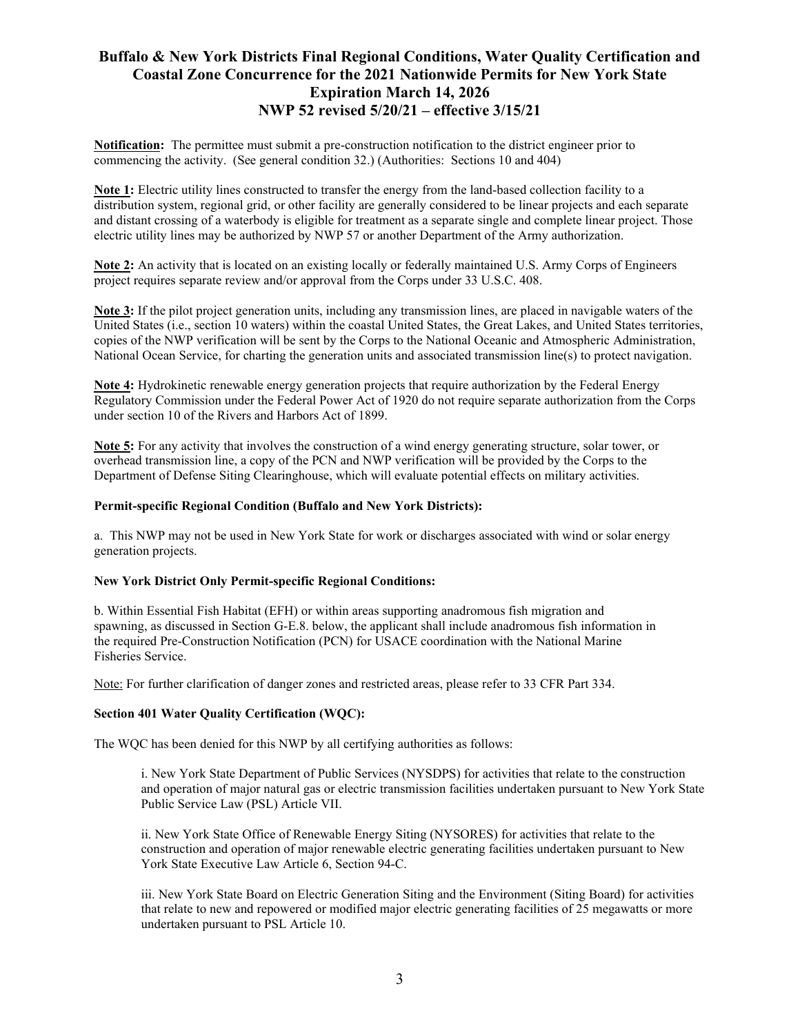# Buffalo & New York Districts Final Regional Conditions, Water Quality Certification and Coastal Zone Concurrence for the 2021 Nationwide Permits for New York State Expiration March 14, 2026 NWP 52 revised 5/20/21 – effective 3/15/21

**Notification:** The permittee must submit a pre-construction notification to the district engineer prior to commencing the activity. (See general condition 32.) (Authorities: Sections 10 and 404)

**Note 1:** Electric utility lines constructed to transfer the energy from the land-based collection facility to a distribution system, regional grid, or other facility are generally considered to be linear projects and each separate and distant crossing of a waterbody is eligible for treatment as a separate single and complete linear project. Those electric utility lines may be authorized by NWP 57 or another Department of the Army authorization.

**Note 2:** An activity that is located on an existing locally or federally maintained U.S. Army Corps of Engineers project requires separate review and/or approval from the Corps under 33 U.S.C. 408.

**Note 3:** If the pilot project generation units, including any transmission lines, are placed in navigable waters of the United States (i.e., section 10 waters) within the coastal United States, the Great Lakes, and United States territories, copies of the NWP verification will be sent by the Corps to the National Oceanic and Atmospheric Administration, National Ocean Service, for charting the generation units and associated transmission line(s) to protect navigation.

**Note 4:** Hydrokinetic renewable energy generation projects that require authorization by the Federal Energy Regulatory Commission under the Federal Power Act of 1920 do not require separate authorization from the Corps under section 10 of the Rivers and Harbors Act of 1899.

**Note 5:** For any activity that involves the construction of a wind energy generating structure, solar tower, or overhead transmission line, a copy of the PCN and NWP verification will be provided by the Corps to the Department of Defense Siting Clearinghouse, which will evaluate potential effects on military activities.

**Permit-specific Regional Condition (Buffalo and New York Districts):**

a. This NWP may not be used in New York State for work or discharges associated with wind or solar energy generation projects.

**New York District Only Permit-specific Regional Conditions:**

b. Within Essential Fish Habitat (EFH) or within areas supporting anadromous fish migration and spawning, as discussed in Section G-E.8. below, the applicant shall include anadromous fish information in the required Pre-Construction Notification (PCN) for USACE coordination with the National Marine Fisheries Service.

Note: For further clarification of danger zones and restricted areas, please refer to 33 CFR Part 334.

**Section 401 Water Quality Certification (WQC):**

The WQC has been denied for this NWP by all certifying authorities as follows:

i. New York State Department of Public Services (NYSDPS) for activities that relate to the construction and operation of major natural gas or electric transmission facilities undertaken pursuant to New York State Public Service Law (PSL) Article VII.

ii. New York State Office of Renewable Energy Siting (NYSORES) for activities that relate to the construction and operation of major renewable electric generating facilities undertaken pursuant to New York State Executive Law Article 6, Section 94-C.

iii. New York State Board on Electric Generation Siting and the Environment (Siting Board) for activities that relate to new and repowered or modified major electric generating facilities of 25 megawatts or more undertaken pursuant to PSL Article 10.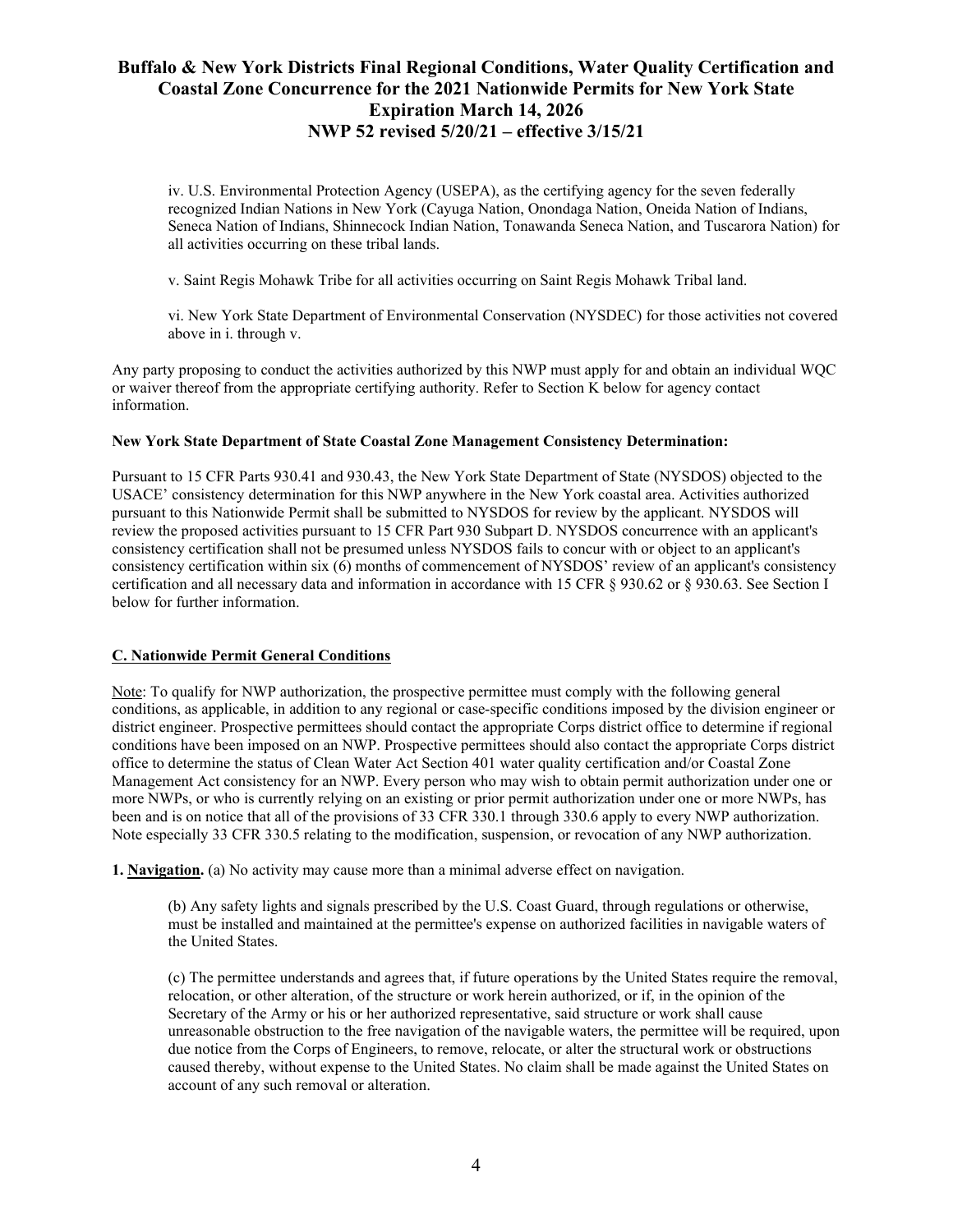iv. U.S. Environmental Protection Agency (USEPA), as the certifying agency for the seven federally recognized Indian Nations in New York (Cayuga Nation, Onondaga Nation, Oneida Nation of Indians, Seneca Nation of Indians, Shinnecock Indian Nation, Tonawanda Seneca Nation, and Tuscarora Nation) for all activities occurring on these tribal lands.

v. Saint Regis Mohawk Tribe for all activities occurring on Saint Regis Mohawk Tribal land.

vi. New York State Department of Environmental Conservation (NYSDEC) for those activities not covered above in i. through v.

Any party proposing to conduct the activities authorized by this NWP must apply for and obtain an individual WQC or waiver thereof from the appropriate certifying authority. Refer to Section K below for agency contact information.

**New York State Department of State Coastal Zone Management Consistency Determination:**

Pursuant to 15 CFR Parts 930.41 and 930.43, the New York State Department of State (NYSDOS) objected to the USACE' consistency determination for this NWP anywhere in the New York coastal area. Activities authorized pursuant to this Nationwide Permit shall be submitted to NYSDOS for review by the applicant. NYSDOS will review the proposed activities pursuant to 15 CFR Part 930 Subpart D. NYSDOS concurrence with an applicant's consistency certification shall not be presumed unless NYSDOS fails to concur with or object to an applicant's consistency certification within six (6) months of commencement of NYSDOS' review of an applicant's consistency certification and all necessary data and information in accordance with 15 CFR § 930.62 or § 930.63. See Section I below for further information.

## C. Nationwide Permit General Conditions

Note: To qualify for NWP authorization, the prospective permittee must comply with the following general conditions, as applicable, in addition to any regional or case-specific conditions imposed by the division engineer or district engineer. Prospective permittees should contact the appropriate Corps district office to determine if regional conditions have been imposed on an NWP. Prospective permittees should also contact the appropriate Corps district office to determine the status of Clean Water Act Section 401 water quality certification and/or Coastal Zone Management Act consistency for an NWP. Every person who may wish to obtain permit authorization under one or more NWPs, or who is currently relying on an existing or prior permit authorization under one or more NWPs, has been and is on notice that all of the provisions of 33 CFR 330.1 through 330.6 apply to every NWP authorization. Note especially 33 CFR 330.5 relating to the modification, suspension, or revocation of any NWP authorization.

**1. Navigation.** (a) No activity may cause more than a minimal adverse effect on navigation.

(b) Any safety lights and signals prescribed by the U.S. Coast Guard, through regulations or otherwise, must be installed and maintained at the permittee's expense on authorized facilities in navigable waters of the United States.

(c) The permittee understands and agrees that, if future operations by the United States require the removal, relocation, or other alteration, of the structure or work herein authorized, or if, in the opinion of the Secretary of the Army or his or her authorized representative, said structure or work shall cause unreasonable obstruction to the free navigation of the navigable waters, the permittee will be required, upon due notice from the Corps of Engineers, to remove, relocate, or alter the structural work or obstructions caused thereby, without expense to the United States. No claim shall be made against the United States on account of any such removal or alteration.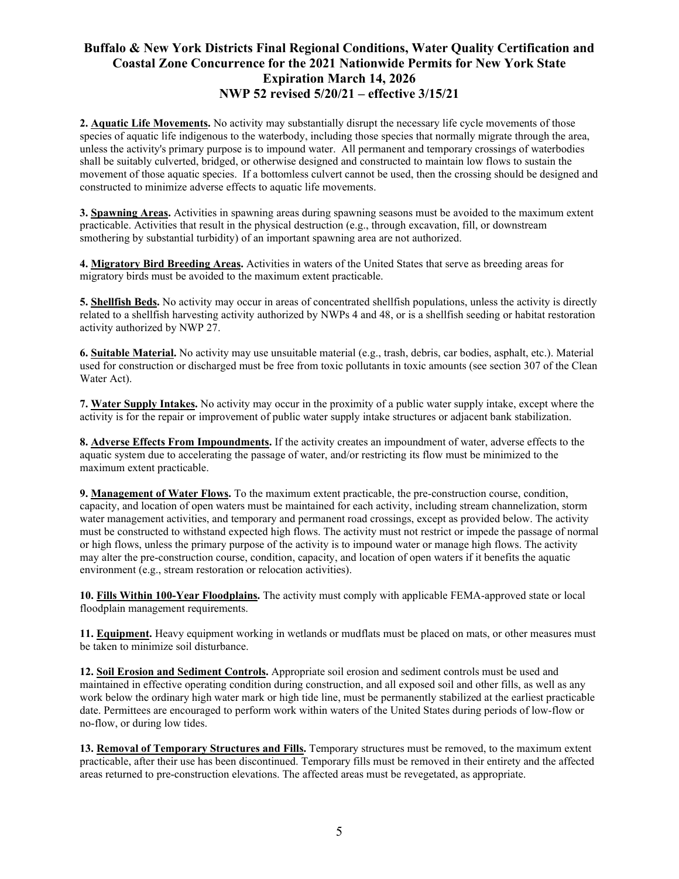**2. Aquatic Life Movements.** No activity may substantially disrupt the necessary life cycle movements of those species of aquatic life indigenous to the waterbody, including those species that normally migrate through the area, unless the activity's primary purpose is to impound water. All permanent and temporary crossings of waterbodies shall be suitably culverted, bridged, or otherwise designed and constructed to maintain low flows to sustain the movement of those aquatic species. If a bottomless culvert cannot be used, then the crossing should be designed and constructed to minimize adverse effects to aquatic life movements.

**3. Spawning Areas.** Activities in spawning areas during spawning seasons must be avoided to the maximum extent practicable. Activities that result in the physical destruction (e.g., through excavation, fill, or downstream smothering by substantial turbidity) of an important spawning area are not authorized.

**4. Migratory Bird Breeding Areas.** Activities in waters of the United States that serve as breeding areas for migratory birds must be avoided to the maximum extent practicable.

**5. Shellfish Beds.** No activity may occur in areas of concentrated shellfish populations, unless the activity is directly related to a shellfish harvesting activity authorized by NWPs 4 and 48, or is a shellfish seeding or habitat restoration activity authorized by NWP 27.

**6. Suitable Material.** No activity may use unsuitable material (e.g., trash, debris, car bodies, asphalt, etc.). Material used for construction or discharged must be free from toxic pollutants in toxic amounts (see section 307 of the Clean Water Act).

**7. Water Supply Intakes.** No activity may occur in the proximity of a public water supply intake, except where the activity is for the repair or improvement of public water supply intake structures or adjacent bank stabilization.

**8. Adverse Effects From Impoundments.** If the activity creates an impoundment of water, adverse effects to the aquatic system due to accelerating the passage of water, and/or restricting its flow must be minimized to the maximum extent practicable.

**9. Management of Water Flows.** To the maximum extent practicable, the pre-construction course, condition, capacity, and location of open waters must be maintained for each activity, including stream channelization, storm water management activities, and temporary and permanent road crossings, except as provided below. The activity must be constructed to withstand expected high flows. The activity must not restrict or impede the passage of normal or high flows, unless the primary purpose of the activity is to impound water or manage high flows. The activity may alter the pre-construction course, condition, capacity, and location of open waters if it benefits the aquatic environment (e.g., stream restoration or relocation activities).

**10. Fills Within 100-Year Floodplains.** The activity must comply with applicable FEMA-approved state or local floodplain management requirements.

**11. Equipment.** Heavy equipment working in wetlands or mudflats must be placed on mats, or other measures must be taken to minimize soil disturbance.

**12. Soil Erosion and Sediment Controls.** Appropriate soil erosion and sediment controls must be used and maintained in effective operating condition during construction, and all exposed soil and other fills, as well as any work below the ordinary high water mark or high tide line, must be permanently stabilized at the earliest practicable date. Permittees are encouraged to perform work within waters of the United States during periods of low-flow or no-flow, or during low tides.

**13. Removal of Temporary Structures and Fills.** Temporary structures must be removed, to the maximum extent practicable, after their use has been discontinued. Temporary fills must be removed in their entirety and the affected areas returned to pre-construction elevations. The affected areas must be revegetated, as appropriate.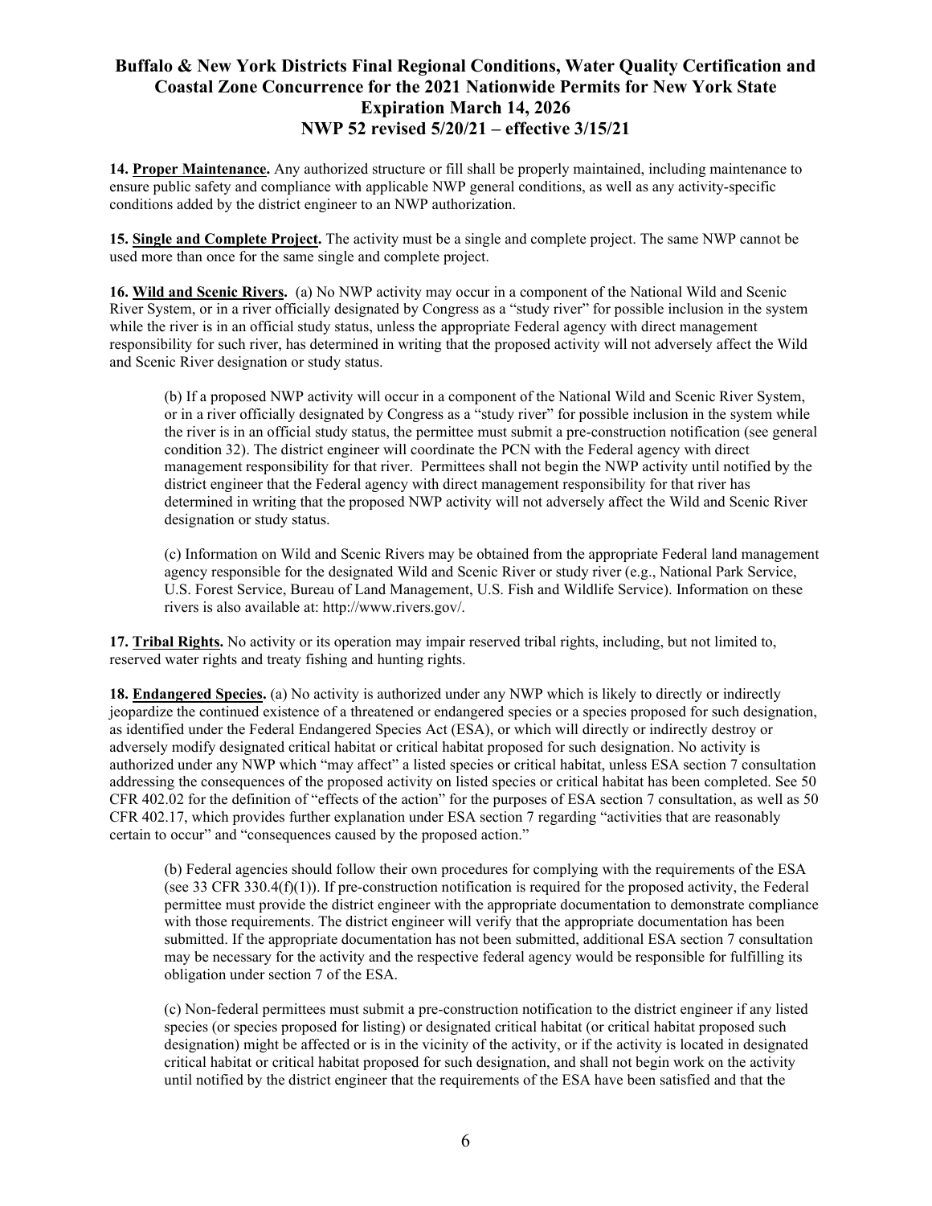**14. Proper Maintenance.** Any authorized structure or fill shall be properly maintained, including maintenance to ensure public safety and compliance with applicable NWP general conditions, as well as any activity-specific conditions added by the district engineer to an NWP authorization.

**15. Single and Complete Project.** The activity must be a single and complete project. The same NWP cannot be used more than once for the same single and complete project.

**16. Wild and Scenic Rivers.** (a) No NWP activity may occur in a component of the National Wild and Scenic River System, or in a river officially designated by Congress as a "study river" for possible inclusion in the system while the river is in an official study status, unless the appropriate Federal agency with direct management responsibility for such river, has determined in writing that the proposed activity will not adversely affect the Wild and Scenic River designation or study status.

> (b) If a proposed NWP activity will occur in a component of the National Wild and Scenic River System, or in a river officially designated by Congress as a "study river" for possible inclusion in the system while the river is in an official study status, the permittee must submit a pre-construction notification (see general condition 32). The district engineer will coordinate the PCN with the Federal agency with direct management responsibility for that river. Permittees shall not begin the NWP activity until notified by the district engineer that the Federal agency with direct management responsibility for that river has determined in writing that the proposed NWP activity will not adversely affect the Wild and Scenic River designation or study status.
>
> (c) Information on Wild and Scenic Rivers may be obtained from the appropriate Federal land management agency responsible for the designated Wild and Scenic River or study river (e.g., National Park Service, U.S. Forest Service, Bureau of Land Management, U.S. Fish and Wildlife Service). Information on these rivers is also available at: http://www.rivers.gov/.

**17. Tribal Rights.** No activity or its operation may impair reserved tribal rights, including, but not limited to, reserved water rights and treaty fishing and hunting rights.

**18. Endangered Species.** (a) No activity is authorized under any NWP which is likely to directly or indirectly jeopardize the continued existence of a threatened or endangered species or a species proposed for such designation, as identified under the Federal Endangered Species Act (ESA), or which will directly or indirectly destroy or adversely modify designated critical habitat or critical habitat proposed for such designation. No activity is authorized under any NWP which "may affect" a listed species or critical habitat, unless ESA section 7 consultation addressing the consequences of the proposed activity on listed species or critical habitat has been completed. See 50 CFR 402.02 for the definition of "effects of the action" for the purposes of ESA section 7 consultation, as well as 50 CFR 402.17, which provides further explanation under ESA section 7 regarding "activities that are reasonably certain to occur" and "consequences caused by the proposed action."

> (b) Federal agencies should follow their own procedures for complying with the requirements of the ESA (see 33 CFR 330.4(f)(1)). If pre-construction notification is required for the proposed activity, the Federal permittee must provide the district engineer with the appropriate documentation to demonstrate compliance with those requirements. The district engineer will verify that the appropriate documentation has been submitted. If the appropriate documentation has not been submitted, additional ESA section 7 consultation may be necessary for the activity and the respective federal agency would be responsible for fulfilling its obligation under section 7 of the ESA.
>
> (c) Non-federal permittees must submit a pre-construction notification to the district engineer if any listed species (or species proposed for listing) or designated critical habitat (or critical habitat proposed such designation) might be affected or is in the vicinity of the activity, or if the activity is located in designated critical habitat or critical habitat proposed for such designation, and shall not begin work on the activity until notified by the district engineer that the requirements of the ESA have been satisfied and that the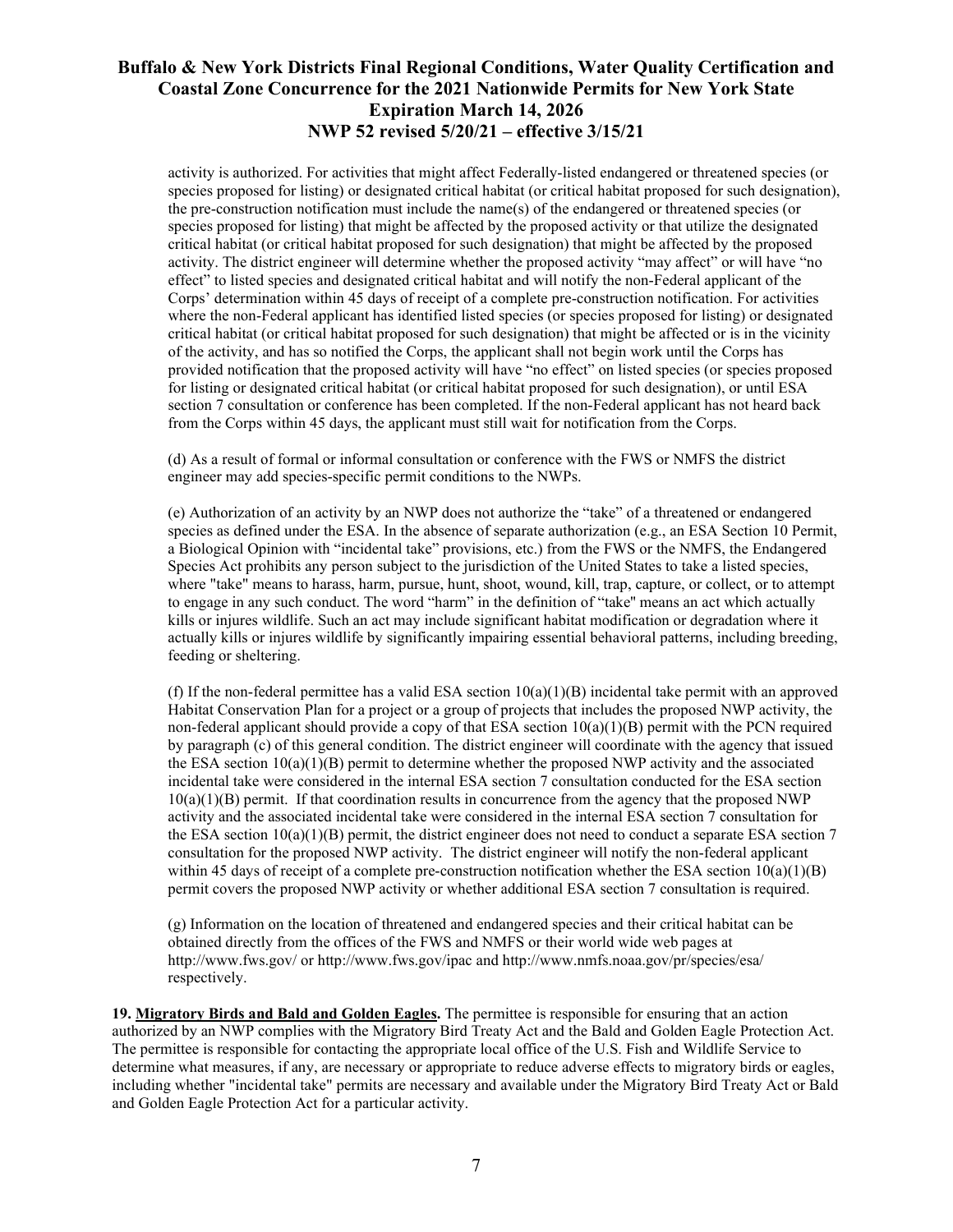activity is authorized. For activities that might affect Federally-listed endangered or threatened species (or species proposed for listing) or designated critical habitat (or critical habitat proposed for such designation), the pre-construction notification must include the name(s) of the endangered or threatened species (or species proposed for listing) that might be affected by the proposed activity or that utilize the designated critical habitat (or critical habitat proposed for such designation) that might be affected by the proposed activity. The district engineer will determine whether the proposed activity "may affect" or will have "no effect" to listed species and designated critical habitat and will notify the non-Federal applicant of the Corps' determination within 45 days of receipt of a complete pre-construction notification. For activities where the non-Federal applicant has identified listed species (or species proposed for listing) or designated critical habitat (or critical habitat proposed for such designation) that might be affected or is in the vicinity of the activity, and has so notified the Corps, the applicant shall not begin work until the Corps has provided notification that the proposed activity will have "no effect" on listed species (or species proposed for listing or designated critical habitat (or critical habitat proposed for such designation), or until ESA section 7 consultation or conference has been completed. If the non-Federal applicant has not heard back from the Corps within 45 days, the applicant must still wait for notification from the Corps.

(d) As a result of formal or informal consultation or conference with the FWS or NMFS the district engineer may add species-specific permit conditions to the NWPs.

(e) Authorization of an activity by an NWP does not authorize the "take" of a threatened or endangered species as defined under the ESA. In the absence of separate authorization (e.g., an ESA Section 10 Permit, a Biological Opinion with "incidental take" provisions, etc.) from the FWS or the NMFS, the Endangered Species Act prohibits any person subject to the jurisdiction of the United States to take a listed species, where "take" means to harass, harm, pursue, hunt, shoot, wound, kill, trap, capture, or collect, or to attempt to engage in any such conduct. The word "harm" in the definition of "take" means an act which actually kills or injures wildlife. Such an act may include significant habitat modification or degradation where it actually kills or injures wildlife by significantly impairing essential behavioral patterns, including breeding, feeding or sheltering.

(f) If the non-federal permittee has a valid ESA section 10(a)(1)(B) incidental take permit with an approved Habitat Conservation Plan for a project or a group of projects that includes the proposed NWP activity, the non-federal applicant should provide a copy of that ESA section 10(a)(1)(B) permit with the PCN required by paragraph (c) of this general condition. The district engineer will coordinate with the agency that issued the ESA section 10(a)(1)(B) permit to determine whether the proposed NWP activity and the associated incidental take were considered in the internal ESA section 7 consultation conducted for the ESA section 10(a)(1)(B) permit. If that coordination results in concurrence from the agency that the proposed NWP activity and the associated incidental take were considered in the internal ESA section 7 consultation for the ESA section 10(a)(1)(B) permit, the district engineer does not need to conduct a separate ESA section 7 consultation for the proposed NWP activity. The district engineer will notify the non-federal applicant within 45 days of receipt of a complete pre-construction notification whether the ESA section 10(a)(1)(B) permit covers the proposed NWP activity or whether additional ESA section 7 consultation is required.

(g) Information on the location of threatened and endangered species and their critical habitat can be obtained directly from the offices of the FWS and NMFS or their world wide web pages at http://www.fws.gov/ or http://www.fws.gov/ipac and http://www.nmfs.noaa.gov/pr/species/esa/ respectively.

**19. Migratory Birds and Bald and Golden Eagles.** The permittee is responsible for ensuring that an action authorized by an NWP complies with the Migratory Bird Treaty Act and the Bald and Golden Eagle Protection Act. The permittee is responsible for contacting the appropriate local office of the U.S. Fish and Wildlife Service to determine what measures, if any, are necessary or appropriate to reduce adverse effects to migratory birds or eagles, including whether "incidental take" permits are necessary and available under the Migratory Bird Treaty Act or Bald and Golden Eagle Protection Act for a particular activity.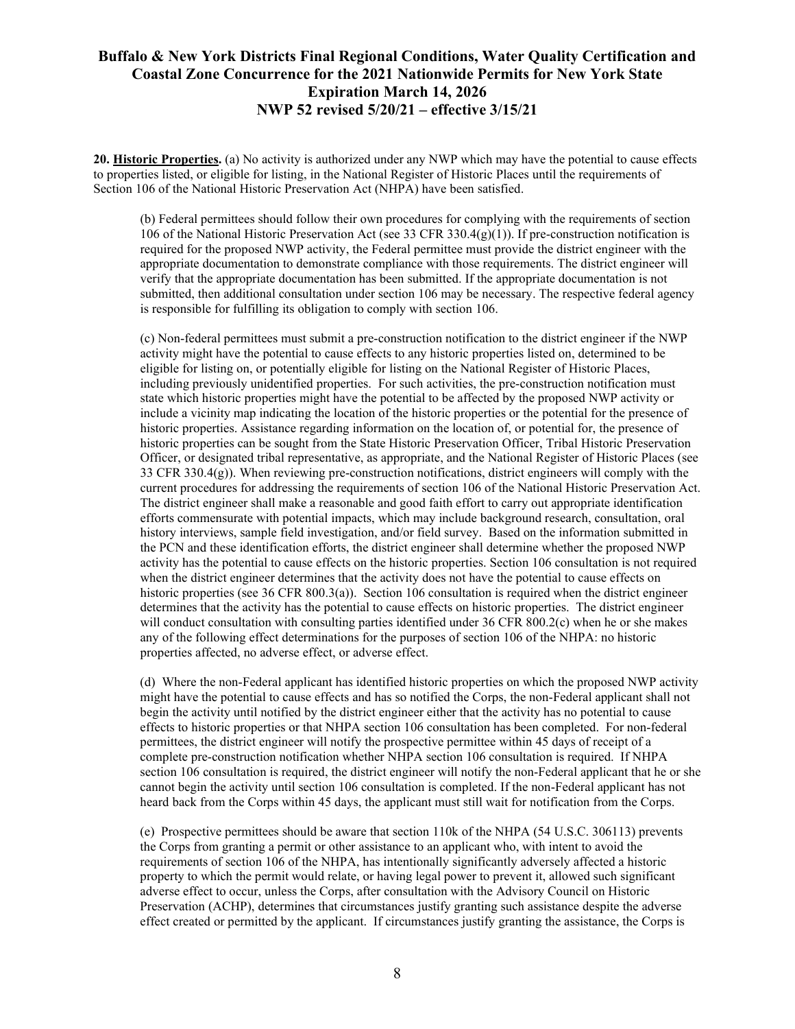**20. Historic Properties.** (a) No activity is authorized under any NWP which may have the potential to cause effects to properties listed, or eligible for listing, in the National Register of Historic Places until the requirements of Section 106 of the National Historic Preservation Act (NHPA) have been satisfied.

(b) Federal permittees should follow their own procedures for complying with the requirements of section 106 of the National Historic Preservation Act (see 33 CFR 330.4(g)(1)). If pre-construction notification is required for the proposed NWP activity, the Federal permittee must provide the district engineer with the appropriate documentation to demonstrate compliance with those requirements. The district engineer will verify that the appropriate documentation has been submitted. If the appropriate documentation is not submitted, then additional consultation under section 106 may be necessary. The respective federal agency is responsible for fulfilling its obligation to comply with section 106.

(c) Non-federal permittees must submit a pre-construction notification to the district engineer if the NWP activity might have the potential to cause effects to any historic properties listed on, determined to be eligible for listing on, or potentially eligible for listing on the National Register of Historic Places, including previously unidentified properties. For such activities, the pre-construction notification must state which historic properties might have the potential to be affected by the proposed NWP activity or include a vicinity map indicating the location of the historic properties or the potential for the presence of historic properties. Assistance regarding information on the location of, or potential for, the presence of historic properties can be sought from the State Historic Preservation Officer, Tribal Historic Preservation Officer, or designated tribal representative, as appropriate, and the National Register of Historic Places (see 33 CFR 330.4(g)). When reviewing pre-construction notifications, district engineers will comply with the current procedures for addressing the requirements of section 106 of the National Historic Preservation Act. The district engineer shall make a reasonable and good faith effort to carry out appropriate identification efforts commensurate with potential impacts, which may include background research, consultation, oral history interviews, sample field investigation, and/or field survey. Based on the information submitted in the PCN and these identification efforts, the district engineer shall determine whether the proposed NWP activity has the potential to cause effects on the historic properties. Section 106 consultation is not required when the district engineer determines that the activity does not have the potential to cause effects on historic properties (see 36 CFR 800.3(a)). Section 106 consultation is required when the district engineer determines that the activity has the potential to cause effects on historic properties. The district engineer will conduct consultation with consulting parties identified under 36 CFR 800.2(c) when he or she makes any of the following effect determinations for the purposes of section 106 of the NHPA: no historic properties affected, no adverse effect, or adverse effect.

(d) Where the non-Federal applicant has identified historic properties on which the proposed NWP activity might have the potential to cause effects and has so notified the Corps, the non-Federal applicant shall not begin the activity until notified by the district engineer either that the activity has no potential to cause effects to historic properties or that NHPA section 106 consultation has been completed. For non-federal permittees, the district engineer will notify the prospective permittee within 45 days of receipt of a complete pre-construction notification whether NHPA section 106 consultation is required. If NHPA section 106 consultation is required, the district engineer will notify the non-Federal applicant that he or she cannot begin the activity until section 106 consultation is completed. If the non-Federal applicant has not heard back from the Corps within 45 days, the applicant must still wait for notification from the Corps.

(e) Prospective permittees should be aware that section 110k of the NHPA (54 U.S.C. 306113) prevents the Corps from granting a permit or other assistance to an applicant who, with intent to avoid the requirements of section 106 of the NHPA, has intentionally significantly adversely affected a historic property to which the permit would relate, or having legal power to prevent it, allowed such significant adverse effect to occur, unless the Corps, after consultation with the Advisory Council on Historic Preservation (ACHP), determines that circumstances justify granting such assistance despite the adverse effect created or permitted by the applicant. If circumstances justify granting the assistance, the Corps is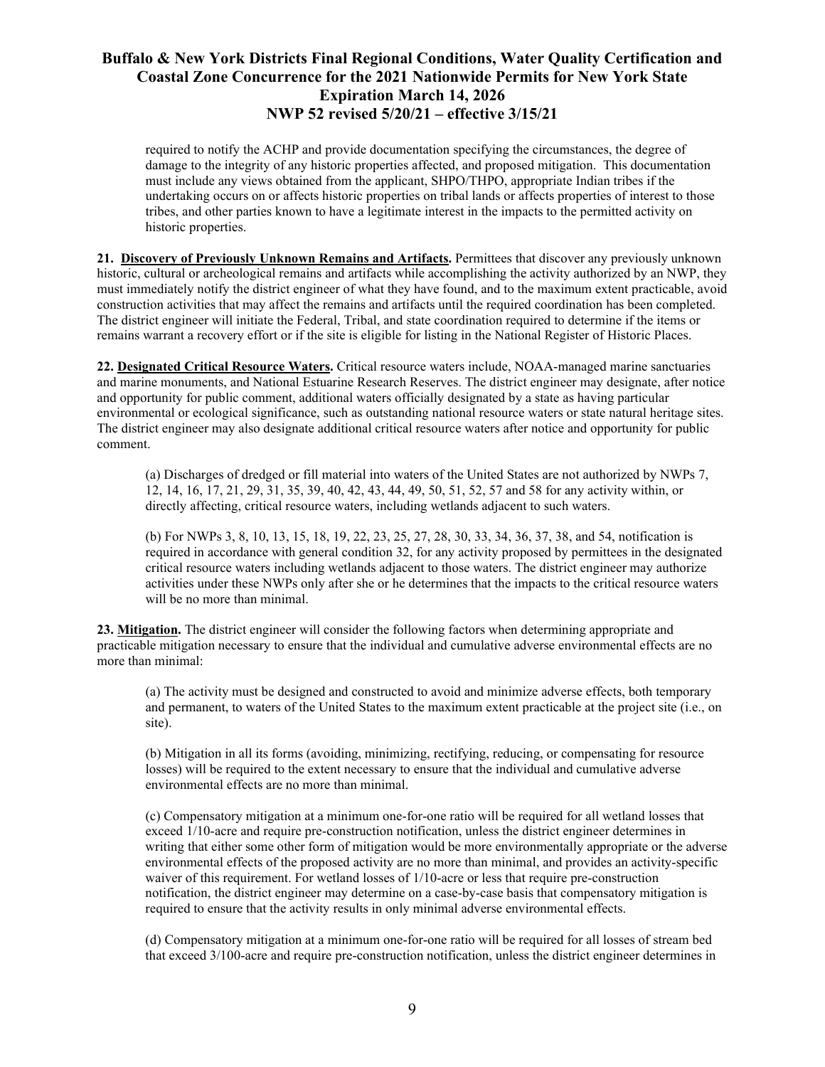required to notify the ACHP and provide documentation specifying the circumstances, the degree of damage to the integrity of any historic properties affected, and proposed mitigation. This documentation must include any views obtained from the applicant, SHPO/THPO, appropriate Indian tribes if the undertaking occurs on or affects historic properties on tribal lands or affects properties of interest to those tribes, and other parties known to have a legitimate interest in the impacts to the permitted activity on historic properties.

**21. Discovery of Previously Unknown Remains and Artifacts.** Permittees that discover any previously unknown historic, cultural or archeological remains and artifacts while accomplishing the activity authorized by an NWP, they must immediately notify the district engineer of what they have found, and to the maximum extent practicable, avoid construction activities that may affect the remains and artifacts until the required coordination has been completed. The district engineer will initiate the Federal, Tribal, and state coordination required to determine if the items or remains warrant a recovery effort or if the site is eligible for listing in the National Register of Historic Places.

**22. Designated Critical Resource Waters.** Critical resource waters include, NOAA-managed marine sanctuaries and marine monuments, and National Estuarine Research Reserves. The district engineer may designate, after notice and opportunity for public comment, additional waters officially designated by a state as having particular environmental or ecological significance, such as outstanding national resource waters or state natural heritage sites. The district engineer may also designate additional critical resource waters after notice and opportunity for public comment.

(a) Discharges of dredged or fill material into waters of the United States are not authorized by NWPs 7, 12, 14, 16, 17, 21, 29, 31, 35, 39, 40, 42, 43, 44, 49, 50, 51, 52, 57 and 58 for any activity within, or directly affecting, critical resource waters, including wetlands adjacent to such waters.

(b) For NWPs 3, 8, 10, 13, 15, 18, 19, 22, 23, 25, 27, 28, 30, 33, 34, 36, 37, 38, and 54, notification is required in accordance with general condition 32, for any activity proposed by permittees in the designated critical resource waters including wetlands adjacent to those waters. The district engineer may authorize activities under these NWPs only after she or he determines that the impacts to the critical resource waters will be no more than minimal.

**23. Mitigation.** The district engineer will consider the following factors when determining appropriate and practicable mitigation necessary to ensure that the individual and cumulative adverse environmental effects are no more than minimal:

(a) The activity must be designed and constructed to avoid and minimize adverse effects, both temporary and permanent, to waters of the United States to the maximum extent practicable at the project site (i.e., on site).

(b) Mitigation in all its forms (avoiding, minimizing, rectifying, reducing, or compensating for resource losses) will be required to the extent necessary to ensure that the individual and cumulative adverse environmental effects are no more than minimal.

(c) Compensatory mitigation at a minimum one-for-one ratio will be required for all wetland losses that exceed 1/10-acre and require pre-construction notification, unless the district engineer determines in writing that either some other form of mitigation would be more environmentally appropriate or the adverse environmental effects of the proposed activity are no more than minimal, and provides an activity-specific waiver of this requirement. For wetland losses of 1/10-acre or less that require pre-construction notification, the district engineer may determine on a case-by-case basis that compensatory mitigation is required to ensure that the activity results in only minimal adverse environmental effects.

(d) Compensatory mitigation at a minimum one-for-one ratio will be required for all losses of stream bed that exceed 3/100-acre and require pre-construction notification, unless the district engineer determines in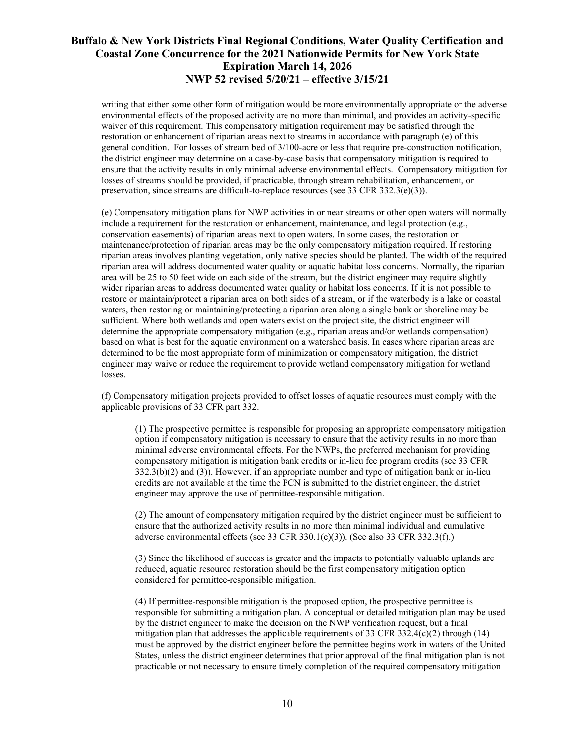writing that either some other form of mitigation would be more environmentally appropriate or the adverse environmental effects of the proposed activity are no more than minimal, and provides an activity-specific waiver of this requirement. This compensatory mitigation requirement may be satisfied through the restoration or enhancement of riparian areas next to streams in accordance with paragraph (e) of this general condition. For losses of stream bed of 3/100-acre or less that require pre-construction notification, the district engineer may determine on a case-by-case basis that compensatory mitigation is required to ensure that the activity results in only minimal adverse environmental effects. Compensatory mitigation for losses of streams should be provided, if practicable, through stream rehabilitation, enhancement, or preservation, since streams are difficult-to-replace resources (see 33 CFR 332.3(e)(3)).

(e) Compensatory mitigation plans for NWP activities in or near streams or other open waters will normally include a requirement for the restoration or enhancement, maintenance, and legal protection (e.g., conservation easements) of riparian areas next to open waters. In some cases, the restoration or maintenance/protection of riparian areas may be the only compensatory mitigation required. If restoring riparian areas involves planting vegetation, only native species should be planted. The width of the required riparian area will address documented water quality or aquatic habitat loss concerns. Normally, the riparian area will be 25 to 50 feet wide on each side of the stream, but the district engineer may require slightly wider riparian areas to address documented water quality or habitat loss concerns. If it is not possible to restore or maintain/protect a riparian area on both sides of a stream, or if the waterbody is a lake or coastal waters, then restoring or maintaining/protecting a riparian area along a single bank or shoreline may be sufficient. Where both wetlands and open waters exist on the project site, the district engineer will determine the appropriate compensatory mitigation (e.g., riparian areas and/or wetlands compensation) based on what is best for the aquatic environment on a watershed basis. In cases where riparian areas are determined to be the most appropriate form of minimization or compensatory mitigation, the district engineer may waive or reduce the requirement to provide wetland compensatory mitigation for wetland losses.

(f) Compensatory mitigation projects provided to offset losses of aquatic resources must comply with the applicable provisions of 33 CFR part 332.

(1) The prospective permittee is responsible for proposing an appropriate compensatory mitigation option if compensatory mitigation is necessary to ensure that the activity results in no more than minimal adverse environmental effects. For the NWPs, the preferred mechanism for providing compensatory mitigation is mitigation bank credits or in-lieu fee program credits (see 33 CFR 332.3(b)(2) and (3)). However, if an appropriate number and type of mitigation bank or in-lieu credits are not available at the time the PCN is submitted to the district engineer, the district engineer may approve the use of permittee-responsible mitigation.

(2) The amount of compensatory mitigation required by the district engineer must be sufficient to ensure that the authorized activity results in no more than minimal individual and cumulative adverse environmental effects (see 33 CFR 330.1(e)(3)). (See also 33 CFR 332.3(f).)

(3) Since the likelihood of success is greater and the impacts to potentially valuable uplands are reduced, aquatic resource restoration should be the first compensatory mitigation option considered for permittee-responsible mitigation.

(4) If permittee-responsible mitigation is the proposed option, the prospective permittee is responsible for submitting a mitigation plan. A conceptual or detailed mitigation plan may be used by the district engineer to make the decision on the NWP verification request, but a final mitigation plan that addresses the applicable requirements of 33 CFR 332.4(c)(2) through (14) must be approved by the district engineer before the permittee begins work in waters of the United States, unless the district engineer determines that prior approval of the final mitigation plan is not practicable or not necessary to ensure timely completion of the required compensatory mitigation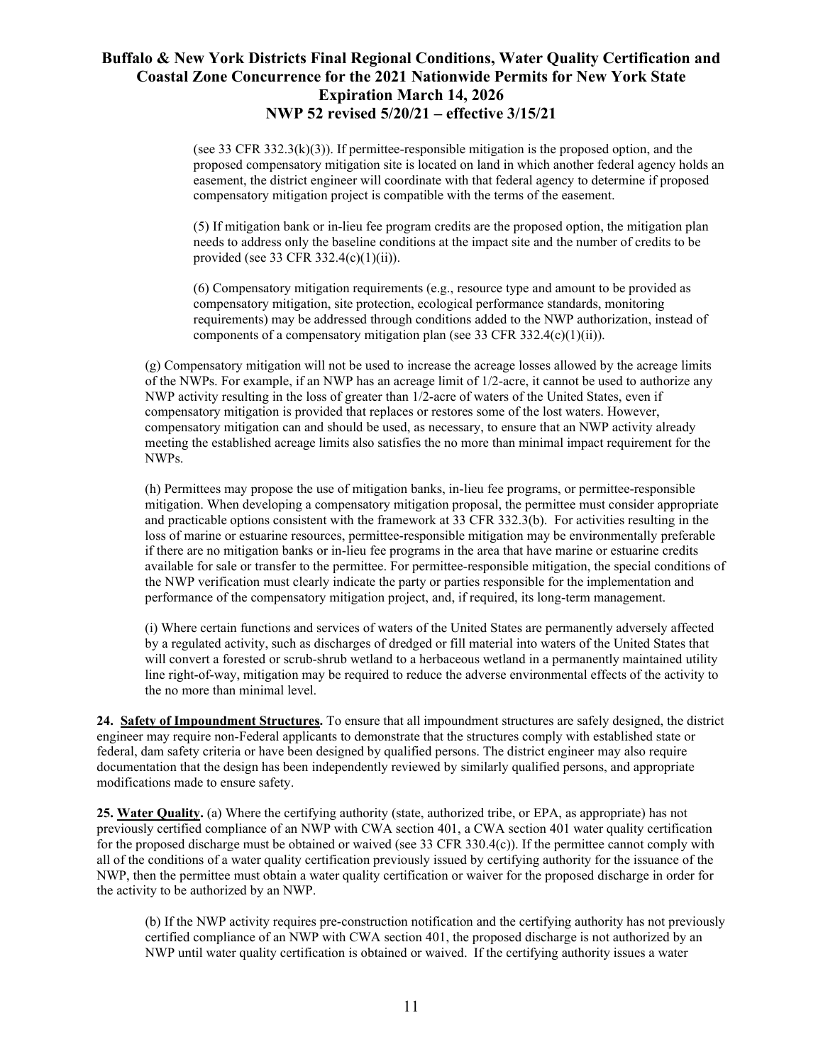(see 33 CFR 332.3(k)(3)). If permittee-responsible mitigation is the proposed option, and the proposed compensatory mitigation site is located on land in which another federal agency holds an easement, the district engineer will coordinate with that federal agency to determine if proposed compensatory mitigation project is compatible with the terms of the easement.

(5) If mitigation bank or in-lieu fee program credits are the proposed option, the mitigation plan needs to address only the baseline conditions at the impact site and the number of credits to be provided (see 33 CFR 332.4(c)(1)(ii)).

(6) Compensatory mitigation requirements (e.g., resource type and amount to be provided as compensatory mitigation, site protection, ecological performance standards, monitoring requirements) may be addressed through conditions added to the NWP authorization, instead of components of a compensatory mitigation plan (see 33 CFR 332.4(c)(1)(ii)).

(g) Compensatory mitigation will not be used to increase the acreage losses allowed by the acreage limits of the NWPs. For example, if an NWP has an acreage limit of 1/2-acre, it cannot be used to authorize any NWP activity resulting in the loss of greater than 1/2-acre of waters of the United States, even if compensatory mitigation is provided that replaces or restores some of the lost waters. However, compensatory mitigation can and should be used, as necessary, to ensure that an NWP activity already meeting the established acreage limits also satisfies the no more than minimal impact requirement for the NWPs.

(h) Permittees may propose the use of mitigation banks, in-lieu fee programs, or permittee-responsible mitigation. When developing a compensatory mitigation proposal, the permittee must consider appropriate and practicable options consistent with the framework at 33 CFR 332.3(b). For activities resulting in the loss of marine or estuarine resources, permittee-responsible mitigation may be environmentally preferable if there are no mitigation banks or in-lieu fee programs in the area that have marine or estuarine credits available for sale or transfer to the permittee. For permittee-responsible mitigation, the special conditions of the NWP verification must clearly indicate the party or parties responsible for the implementation and performance of the compensatory mitigation project, and, if required, its long-term management.

(i) Where certain functions and services of waters of the United States are permanently adversely affected by a regulated activity, such as discharges of dredged or fill material into waters of the United States that will convert a forested or scrub-shrub wetland to a herbaceous wetland in a permanently maintained utility line right-of-way, mitigation may be required to reduce the adverse environmental effects of the activity to the no more than minimal level.

**24. <u>Safety of Impoundment Structures</u>.** To ensure that all impoundment structures are safely designed, the district engineer may require non-Federal applicants to demonstrate that the structures comply with established state or federal, dam safety criteria or have been designed by qualified persons. The district engineer may also require documentation that the design has been independently reviewed by similarly qualified persons, and appropriate modifications made to ensure safety.

**25. <u>Water Quality</u>.** (a) Where the certifying authority (state, authorized tribe, or EPA, as appropriate) has not previously certified compliance of an NWP with CWA section 401, a CWA section 401 water quality certification for the proposed discharge must be obtained or waived (see 33 CFR 330.4(c)). If the permittee cannot comply with all of the conditions of a water quality certification previously issued by certifying authority for the issuance of the NWP, then the permittee must obtain a water quality certification or waiver for the proposed discharge in order for the activity to be authorized by an NWP.

(b) If the NWP activity requires pre-construction notification and the certifying authority has not previously certified compliance of an NWP with CWA section 401, the proposed discharge is not authorized by an NWP until water quality certification is obtained or waived. If the certifying authority issues a water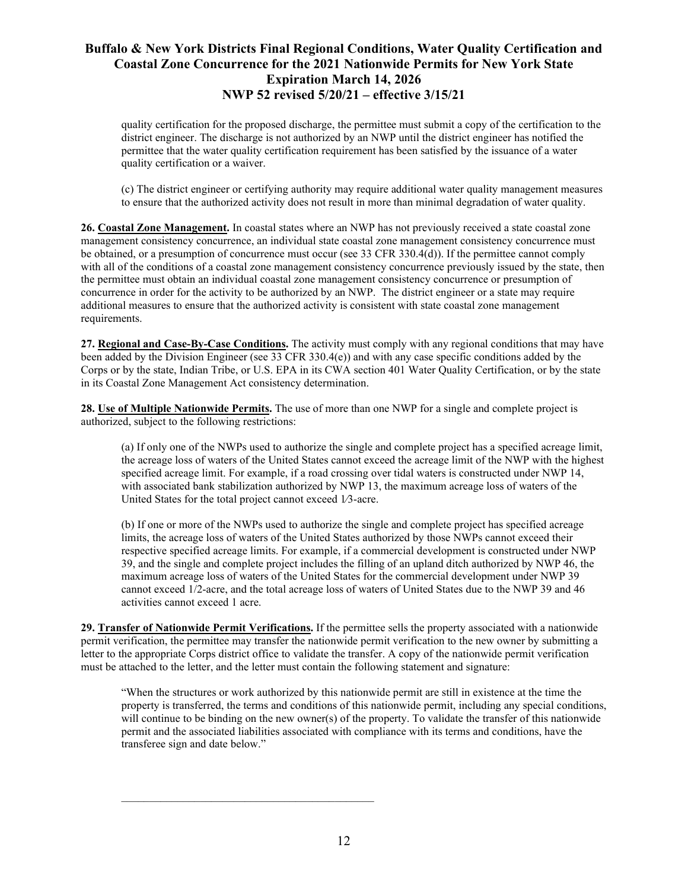quality certification for the proposed discharge, the permittee must submit a copy of the certification to the district engineer. The discharge is not authorized by an NWP until the district engineer has notified the permittee that the water quality certification requirement has been satisfied by the issuance of a water quality certification or a waiver.

(c) The district engineer or certifying authority may require additional water quality management measures to ensure that the authorized activity does not result in more than minimal degradation of water quality.

**26. Coastal Zone Management.** In coastal states where an NWP has not previously received a state coastal zone management consistency concurrence, an individual state coastal zone management consistency concurrence must be obtained, or a presumption of concurrence must occur (see 33 CFR 330.4(d)). If the permittee cannot comply with all of the conditions of a coastal zone management consistency concurrence previously issued by the state, then the permittee must obtain an individual coastal zone management consistency concurrence or presumption of concurrence in order for the activity to be authorized by an NWP. The district engineer or a state may require additional measures to ensure that the authorized activity is consistent with state coastal zone management requirements.

**27. Regional and Case-By-Case Conditions.** The activity must comply with any regional conditions that may have been added by the Division Engineer (see 33 CFR 330.4(e)) and with any case specific conditions added by the Corps or by the state, Indian Tribe, or U.S. EPA in its CWA section 401 Water Quality Certification, or by the state in its Coastal Zone Management Act consistency determination.

**28. Use of Multiple Nationwide Permits.** The use of more than one NWP for a single and complete project is authorized, subject to the following restrictions:

(a) If only one of the NWPs used to authorize the single and complete project has a specified acreage limit, the acreage loss of waters of the United States cannot exceed the acreage limit of the NWP with the highest specified acreage limit. For example, if a road crossing over tidal waters is constructed under NWP 14, with associated bank stabilization authorized by NWP 13, the maximum acreage loss of waters of the United States for the total project cannot exceed 1⁄3-acre.

(b) If one or more of the NWPs used to authorize the single and complete project has specified acreage limits, the acreage loss of waters of the United States authorized by those NWPs cannot exceed their respective specified acreage limits. For example, if a commercial development is constructed under NWP 39, and the single and complete project includes the filling of an upland ditch authorized by NWP 46, the maximum acreage loss of waters of the United States for the commercial development under NWP 39 cannot exceed 1/2-acre, and the total acreage loss of waters of United States due to the NWP 39 and 46 activities cannot exceed 1 acre.

**29. Transfer of Nationwide Permit Verifications.** If the permittee sells the property associated with a nationwide permit verification, the permittee may transfer the nationwide permit verification to the new owner by submitting a letter to the appropriate Corps district office to validate the transfer. A copy of the nationwide permit verification must be attached to the letter, and the letter must contain the following statement and signature:

"When the structures or work authorized by this nationwide permit are still in existence at the time the property is transferred, the terms and conditions of this nationwide permit, including any special conditions, will continue to be binding on the new owner(s) of the property. To validate the transfer of this nationwide permit and the associated liabilities associated with compliance with its terms and conditions, have the transferee sign and date below."

\_\_\_\_\_\_\_\_\_\_\_\_\_\_\_\_\_\_\_\_\_\_\_\_\_\_\_\_\_\_\_\_\_\_\_\_\_\_\_\_\_\_\_\_\_\_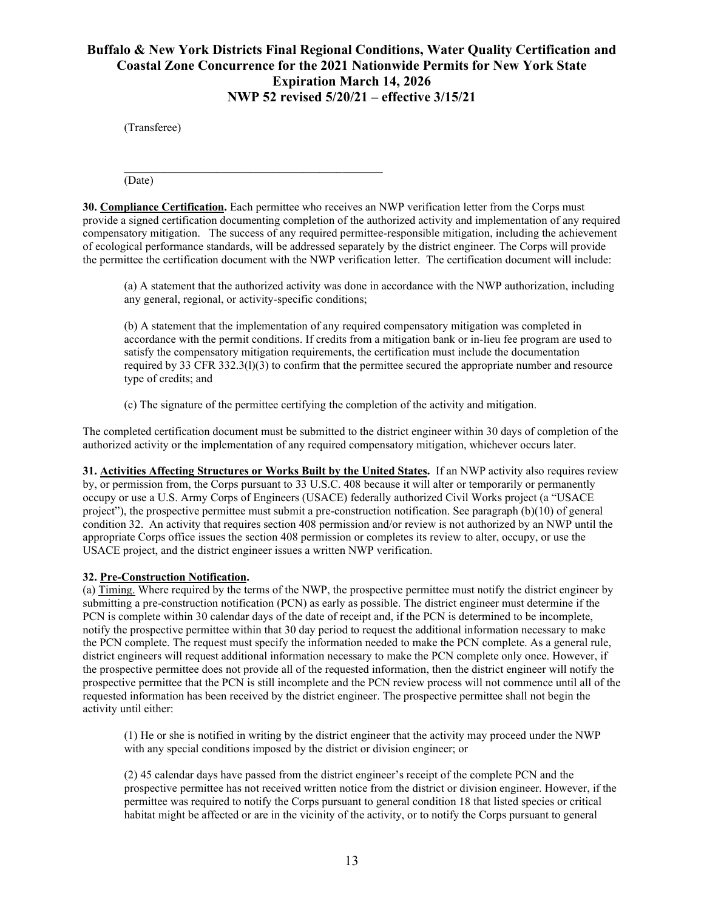(Transferee)

_______________________________________________

(Date)

**30. Compliance Certification.** Each permittee who receives an NWP verification letter from the Corps must provide a signed certification documenting completion of the authorized activity and implementation of any required compensatory mitigation. The success of any required permittee-responsible mitigation, including the achievement of ecological performance standards, will be addressed separately by the district engineer. The Corps will provide the permittee the certification document with the NWP verification letter. The certification document will include:

(a) A statement that the authorized activity was done in accordance with the NWP authorization, including any general, regional, or activity-specific conditions;

(b) A statement that the implementation of any required compensatory mitigation was completed in accordance with the permit conditions. If credits from a mitigation bank or in-lieu fee program are used to satisfy the compensatory mitigation requirements, the certification must include the documentation required by 33 CFR 332.3(l)(3) to confirm that the permittee secured the appropriate number and resource type of credits; and

(c) The signature of the permittee certifying the completion of the activity and mitigation.

The completed certification document must be submitted to the district engineer within 30 days of completion of the authorized activity or the implementation of any required compensatory mitigation, whichever occurs later.

**31. Activities Affecting Structures or Works Built by the United States.** If an NWP activity also requires review by, or permission from, the Corps pursuant to 33 U.S.C. 408 because it will alter or temporarily or permanently occupy or use a U.S. Army Corps of Engineers (USACE) federally authorized Civil Works project (a "USACE project"), the prospective permittee must submit a pre-construction notification. See paragraph (b)(10) of general condition 32. An activity that requires section 408 permission and/or review is not authorized by an NWP until the appropriate Corps office issues the section 408 permission or completes its review to alter, occupy, or use the USACE project, and the district engineer issues a written NWP verification.

**32. Pre-Construction Notification.**

(a) Timing. Where required by the terms of the NWP, the prospective permittee must notify the district engineer by submitting a pre-construction notification (PCN) as early as possible. The district engineer must determine if the PCN is complete within 30 calendar days of the date of receipt and, if the PCN is determined to be incomplete, notify the prospective permittee within that 30 day period to request the additional information necessary to make the PCN complete. The request must specify the information needed to make the PCN complete. As a general rule, district engineers will request additional information necessary to make the PCN complete only once. However, if the prospective permittee does not provide all of the requested information, then the district engineer will notify the prospective permittee that the PCN is still incomplete and the PCN review process will not commence until all of the requested information has been received by the district engineer. The prospective permittee shall not begin the activity until either:

(1) He or she is notified in writing by the district engineer that the activity may proceed under the NWP with any special conditions imposed by the district or division engineer; or

(2) 45 calendar days have passed from the district engineer's receipt of the complete PCN and the prospective permittee has not received written notice from the district or division engineer. However, if the permittee was required to notify the Corps pursuant to general condition 18 that listed species or critical habitat might be affected or are in the vicinity of the activity, or to notify the Corps pursuant to general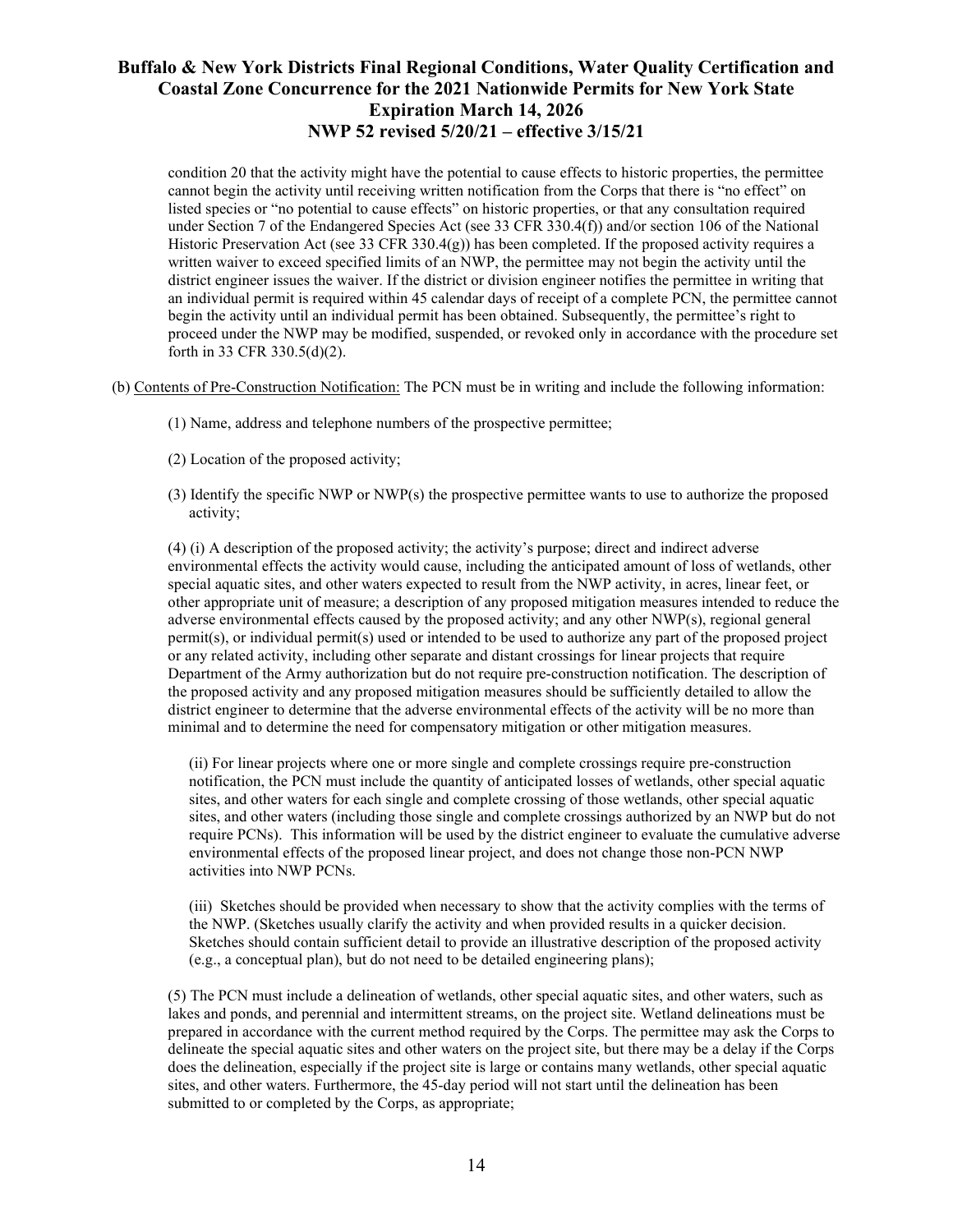condition 20 that the activity might have the potential to cause effects to historic properties, the permittee cannot begin the activity until receiving written notification from the Corps that there is "no effect" on listed species or "no potential to cause effects" on historic properties, or that any consultation required under Section 7 of the Endangered Species Act (see 33 CFR 330.4(f)) and/or section 106 of the National Historic Preservation Act (see 33 CFR 330.4(g)) has been completed. If the proposed activity requires a written waiver to exceed specified limits of an NWP, the permittee may not begin the activity until the district engineer issues the waiver. If the district or division engineer notifies the permittee in writing that an individual permit is required within 45 calendar days of receipt of a complete PCN, the permittee cannot begin the activity until an individual permit has been obtained. Subsequently, the permittee's right to proceed under the NWP may be modified, suspended, or revoked only in accordance with the procedure set forth in 33 CFR 330.5(d)(2).

(b) Contents of Pre-Construction Notification: The PCN must be in writing and include the following information:

(1) Name, address and telephone numbers of the prospective permittee;

(2) Location of the proposed activity;

(3) Identify the specific NWP or NWP(s) the prospective permittee wants to use to authorize the proposed activity;

(4) (i) A description of the proposed activity; the activity's purpose; direct and indirect adverse environmental effects the activity would cause, including the anticipated amount of loss of wetlands, other special aquatic sites, and other waters expected to result from the NWP activity, in acres, linear feet, or other appropriate unit of measure; a description of any proposed mitigation measures intended to reduce the adverse environmental effects caused by the proposed activity; and any other NWP(s), regional general permit(s), or individual permit(s) used or intended to be used to authorize any part of the proposed project or any related activity, including other separate and distant crossings for linear projects that require Department of the Army authorization but do not require pre-construction notification. The description of the proposed activity and any proposed mitigation measures should be sufficiently detailed to allow the district engineer to determine that the adverse environmental effects of the activity will be no more than minimal and to determine the need for compensatory mitigation or other mitigation measures.

(ii) For linear projects where one or more single and complete crossings require pre-construction notification, the PCN must include the quantity of anticipated losses of wetlands, other special aquatic sites, and other waters for each single and complete crossing of those wetlands, other special aquatic sites, and other waters (including those single and complete crossings authorized by an NWP but do not require PCNs). This information will be used by the district engineer to evaluate the cumulative adverse environmental effects of the proposed linear project, and does not change those non-PCN NWP activities into NWP PCNs.

(iii) Sketches should be provided when necessary to show that the activity complies with the terms of the NWP. (Sketches usually clarify the activity and when provided results in a quicker decision. Sketches should contain sufficient detail to provide an illustrative description of the proposed activity (e.g., a conceptual plan), but do not need to be detailed engineering plans);

(5) The PCN must include a delineation of wetlands, other special aquatic sites, and other waters, such as lakes and ponds, and perennial and intermittent streams, on the project site. Wetland delineations must be prepared in accordance with the current method required by the Corps. The permittee may ask the Corps to delineate the special aquatic sites and other waters on the project site, but there may be a delay if the Corps does the delineation, especially if the project site is large or contains many wetlands, other special aquatic sites, and other waters. Furthermore, the 45-day period will not start until the delineation has been submitted to or completed by the Corps, as appropriate;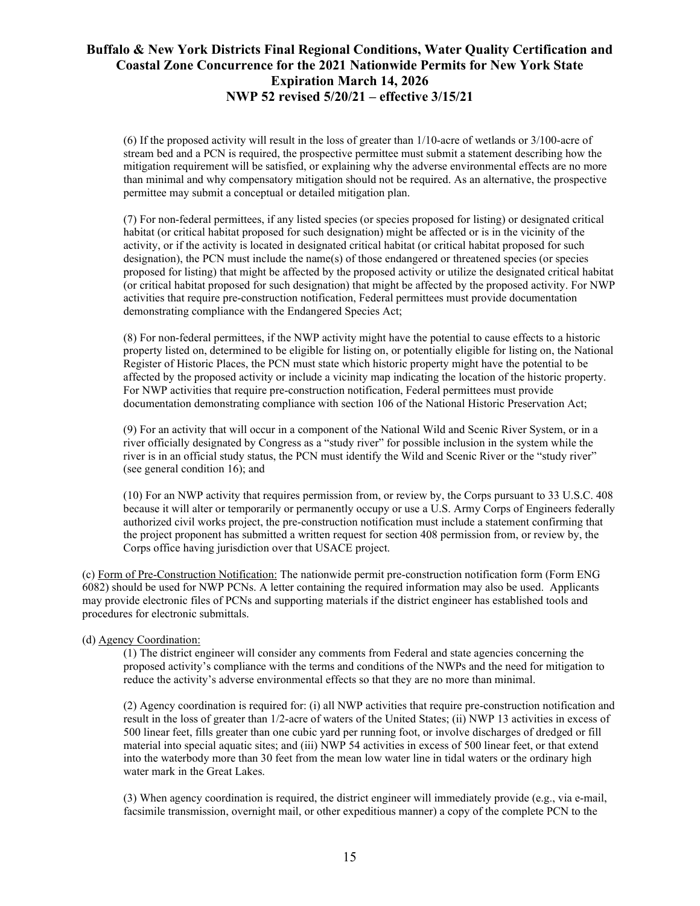(6) If the proposed activity will result in the loss of greater than 1/10-acre of wetlands or 3/100-acre of stream bed and a PCN is required, the prospective permittee must submit a statement describing how the mitigation requirement will be satisfied, or explaining why the adverse environmental effects are no more than minimal and why compensatory mitigation should not be required. As an alternative, the prospective permittee may submit a conceptual or detailed mitigation plan.

(7) For non-federal permittees, if any listed species (or species proposed for listing) or designated critical habitat (or critical habitat proposed for such designation) might be affected or is in the vicinity of the activity, or if the activity is located in designated critical habitat (or critical habitat proposed for such designation), the PCN must include the name(s) of those endangered or threatened species (or species proposed for listing) that might be affected by the proposed activity or utilize the designated critical habitat (or critical habitat proposed for such designation) that might be affected by the proposed activity. For NWP activities that require pre-construction notification, Federal permittees must provide documentation demonstrating compliance with the Endangered Species Act;

(8) For non-federal permittees, if the NWP activity might have the potential to cause effects to a historic property listed on, determined to be eligible for listing on, or potentially eligible for listing on, the National Register of Historic Places, the PCN must state which historic property might have the potential to be affected by the proposed activity or include a vicinity map indicating the location of the historic property. For NWP activities that require pre-construction notification, Federal permittees must provide documentation demonstrating compliance with section 106 of the National Historic Preservation Act;

(9) For an activity that will occur in a component of the National Wild and Scenic River System, or in a river officially designated by Congress as a "study river" for possible inclusion in the system while the river is in an official study status, the PCN must identify the Wild and Scenic River or the "study river" (see general condition 16); and

(10) For an NWP activity that requires permission from, or review by, the Corps pursuant to 33 U.S.C. 408 because it will alter or temporarily or permanently occupy or use a U.S. Army Corps of Engineers federally authorized civil works project, the pre-construction notification must include a statement confirming that the project proponent has submitted a written request for section 408 permission from, or review by, the Corps office having jurisdiction over that USACE project.

(c) Form of Pre-Construction Notification: The nationwide permit pre-construction notification form (Form ENG 6082) should be used for NWP PCNs. A letter containing the required information may also be used. Applicants may provide electronic files of PCNs and supporting materials if the district engineer has established tools and procedures for electronic submittals.

(d) Agency Coordination:

(1) The district engineer will consider any comments from Federal and state agencies concerning the proposed activity's compliance with the terms and conditions of the NWPs and the need for mitigation to reduce the activity's adverse environmental effects so that they are no more than minimal.

(2) Agency coordination is required for: (i) all NWP activities that require pre-construction notification and result in the loss of greater than 1/2-acre of waters of the United States; (ii) NWP 13 activities in excess of 500 linear feet, fills greater than one cubic yard per running foot, or involve discharges of dredged or fill material into special aquatic sites; and (iii) NWP 54 activities in excess of 500 linear feet, or that extend into the waterbody more than 30 feet from the mean low water line in tidal waters or the ordinary high water mark in the Great Lakes.

(3) When agency coordination is required, the district engineer will immediately provide (e.g., via e-mail, facsimile transmission, overnight mail, or other expeditious manner) a copy of the complete PCN to the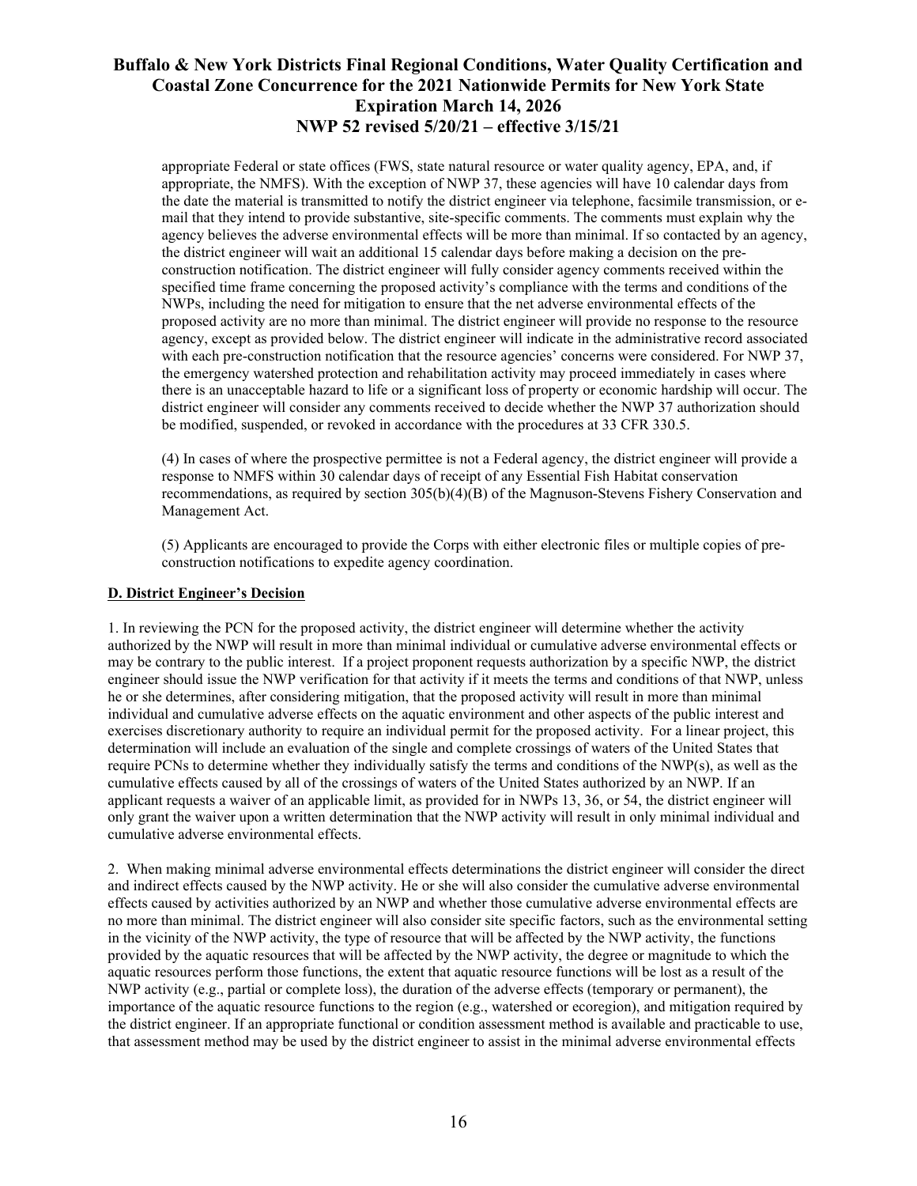appropriate Federal or state offices (FWS, state natural resource or water quality agency, EPA, and, if appropriate, the NMFS). With the exception of NWP 37, these agencies will have 10 calendar days from the date the material is transmitted to notify the district engineer via telephone, facsimile transmission, or e-mail that they intend to provide substantive, site-specific comments. The comments must explain why the agency believes the adverse environmental effects will be more than minimal. If so contacted by an agency, the district engineer will wait an additional 15 calendar days before making a decision on the pre-construction notification. The district engineer will fully consider agency comments received within the specified time frame concerning the proposed activity's compliance with the terms and conditions of the NWPs, including the need for mitigation to ensure that the net adverse environmental effects of the proposed activity are no more than minimal. The district engineer will provide no response to the resource agency, except as provided below. The district engineer will indicate in the administrative record associated with each pre-construction notification that the resource agencies' concerns were considered. For NWP 37, the emergency watershed protection and rehabilitation activity may proceed immediately in cases where there is an unacceptable hazard to life or a significant loss of property or economic hardship will occur. The district engineer will consider any comments received to decide whether the NWP 37 authorization should be modified, suspended, or revoked in accordance with the procedures at 33 CFR 330.5.

(4) In cases of where the prospective permittee is not a Federal agency, the district engineer will provide a response to NMFS within 30 calendar days of receipt of any Essential Fish Habitat conservation recommendations, as required by section 305(b)(4)(B) of the Magnuson-Stevens Fishery Conservation and Management Act.

(5) Applicants are encouraged to provide the Corps with either electronic files or multiple copies of pre-construction notifications to expedite agency coordination.

**D. District Engineer's Decision**

1. In reviewing the PCN for the proposed activity, the district engineer will determine whether the activity authorized by the NWP will result in more than minimal individual or cumulative adverse environmental effects or may be contrary to the public interest. If a project proponent requests authorization by a specific NWP, the district engineer should issue the NWP verification for that activity if it meets the terms and conditions of that NWP, unless he or she determines, after considering mitigation, that the proposed activity will result in more than minimal individual and cumulative adverse effects on the aquatic environment and other aspects of the public interest and exercises discretionary authority to require an individual permit for the proposed activity. For a linear project, this determination will include an evaluation of the single and complete crossings of waters of the United States that require PCNs to determine whether they individually satisfy the terms and conditions of the NWP(s), as well as the cumulative effects caused by all of the crossings of waters of the United States authorized by an NWP. If an applicant requests a waiver of an applicable limit, as provided for in NWPs 13, 36, or 54, the district engineer will only grant the waiver upon a written determination that the NWP activity will result in only minimal individual and cumulative adverse environmental effects.

2. When making minimal adverse environmental effects determinations the district engineer will consider the direct and indirect effects caused by the NWP activity. He or she will also consider the cumulative adverse environmental effects caused by activities authorized by an NWP and whether those cumulative adverse environmental effects are no more than minimal. The district engineer will also consider site specific factors, such as the environmental setting in the vicinity of the NWP activity, the type of resource that will be affected by the NWP activity, the functions provided by the aquatic resources that will be affected by the NWP activity, the degree or magnitude to which the aquatic resources perform those functions, the extent that aquatic resource functions will be lost as a result of the NWP activity (e.g., partial or complete loss), the duration of the adverse effects (temporary or permanent), the importance of the aquatic resource functions to the region (e.g., watershed or ecoregion), and mitigation required by the district engineer. If an appropriate functional or condition assessment method is available and practicable to use, that assessment method may be used by the district engineer to assist in the minimal adverse environmental effects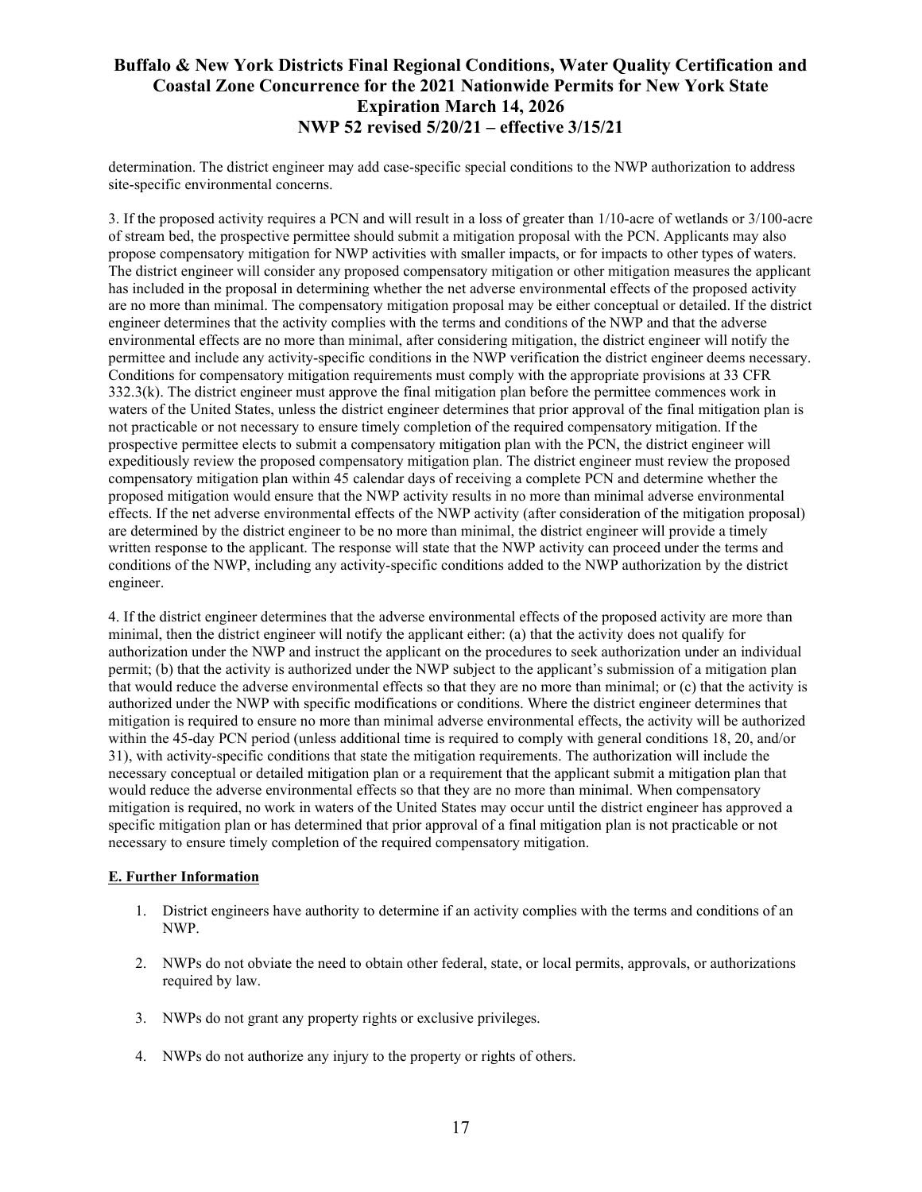determination. The district engineer may add case-specific special conditions to the NWP authorization to address site-specific environmental concerns.

3. If the proposed activity requires a PCN and will result in a loss of greater than 1/10-acre of wetlands or 3/100-acre of stream bed, the prospective permittee should submit a mitigation proposal with the PCN. Applicants may also propose compensatory mitigation for NWP activities with smaller impacts, or for impacts to other types of waters. The district engineer will consider any proposed compensatory mitigation or other mitigation measures the applicant has included in the proposal in determining whether the net adverse environmental effects of the proposed activity are no more than minimal. The compensatory mitigation proposal may be either conceptual or detailed. If the district engineer determines that the activity complies with the terms and conditions of the NWP and that the adverse environmental effects are no more than minimal, after considering mitigation, the district engineer will notify the permittee and include any activity-specific conditions in the NWP verification the district engineer deems necessary. Conditions for compensatory mitigation requirements must comply with the appropriate provisions at 33 CFR 332.3(k). The district engineer must approve the final mitigation plan before the permittee commences work in waters of the United States, unless the district engineer determines that prior approval of the final mitigation plan is not practicable or not necessary to ensure timely completion of the required compensatory mitigation. If the prospective permittee elects to submit a compensatory mitigation plan with the PCN, the district engineer will expeditiously review the proposed compensatory mitigation plan. The district engineer must review the proposed compensatory mitigation plan within 45 calendar days of receiving a complete PCN and determine whether the proposed mitigation would ensure that the NWP activity results in no more than minimal adverse environmental effects. If the net adverse environmental effects of the NWP activity (after consideration of the mitigation proposal) are determined by the district engineer to be no more than minimal, the district engineer will provide a timely written response to the applicant. The response will state that the NWP activity can proceed under the terms and conditions of the NWP, including any activity-specific conditions added to the NWP authorization by the district engineer.

4. If the district engineer determines that the adverse environmental effects of the proposed activity are more than minimal, then the district engineer will notify the applicant either: (a) that the activity does not qualify for authorization under the NWP and instruct the applicant on the procedures to seek authorization under an individual permit; (b) that the activity is authorized under the NWP subject to the applicant's submission of a mitigation plan that would reduce the adverse environmental effects so that they are no more than minimal; or (c) that the activity is authorized under the NWP with specific modifications or conditions. Where the district engineer determines that mitigation is required to ensure no more than minimal adverse environmental effects, the activity will be authorized within the 45-day PCN period (unless additional time is required to comply with general conditions 18, 20, and/or 31), with activity-specific conditions that state the mitigation requirements. The authorization will include the necessary conceptual or detailed mitigation plan or a requirement that the applicant submit a mitigation plan that would reduce the adverse environmental effects so that they are no more than minimal. When compensatory mitigation is required, no work in waters of the United States may occur until the district engineer has approved a specific mitigation plan or has determined that prior approval of a final mitigation plan is not practicable or not necessary to ensure timely completion of the required compensatory mitigation.

## E. Further Information

1. District engineers have authority to determine if an activity complies with the terms and conditions of an NWP.
2. NWPs do not obviate the need to obtain other federal, state, or local permits, approvals, or authorizations required by law.
3. NWPs do not grant any property rights or exclusive privileges.
4. NWPs do not authorize any injury to the property or rights of others.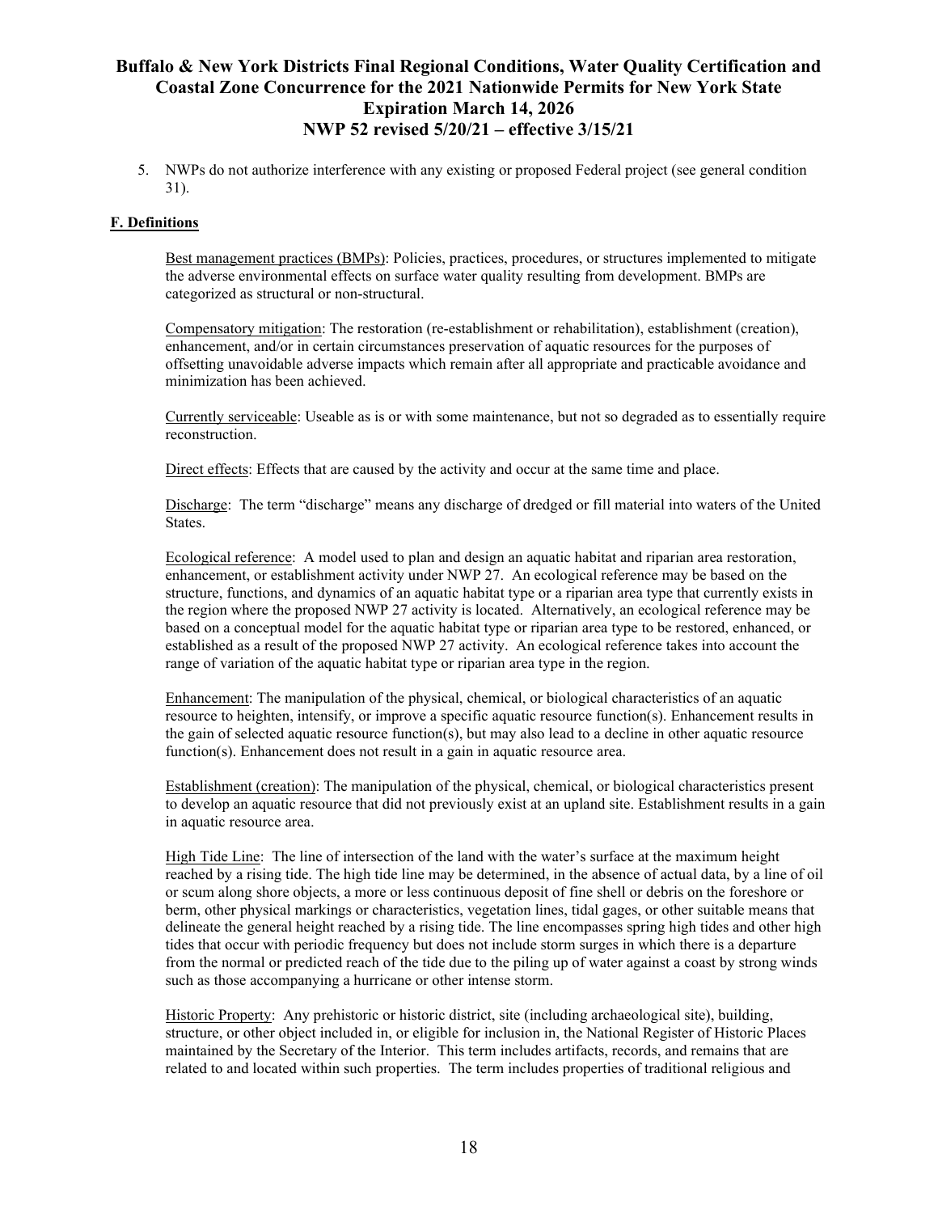5. NWPs do not authorize interference with any existing or proposed Federal project (see general condition 31).

## F. Definitions

Best management practices (BMPs): Policies, practices, procedures, or structures implemented to mitigate the adverse environmental effects on surface water quality resulting from development. BMPs are categorized as structural or non-structural.

Compensatory mitigation: The restoration (re-establishment or rehabilitation), establishment (creation), enhancement, and/or in certain circumstances preservation of aquatic resources for the purposes of offsetting unavoidable adverse impacts which remain after all appropriate and practicable avoidance and minimization has been achieved.

Currently serviceable: Useable as is or with some maintenance, but not so degraded as to essentially require reconstruction.

Direct effects: Effects that are caused by the activity and occur at the same time and place.

Discharge: The term "discharge" means any discharge of dredged or fill material into waters of the United States.

Ecological reference: A model used to plan and design an aquatic habitat and riparian area restoration, enhancement, or establishment activity under NWP 27. An ecological reference may be based on the structure, functions, and dynamics of an aquatic habitat type or a riparian area type that currently exists in the region where the proposed NWP 27 activity is located. Alternatively, an ecological reference may be based on a conceptual model for the aquatic habitat type or riparian area type to be restored, enhanced, or established as a result of the proposed NWP 27 activity. An ecological reference takes into account the range of variation of the aquatic habitat type or riparian area type in the region.

Enhancement: The manipulation of the physical, chemical, or biological characteristics of an aquatic resource to heighten, intensify, or improve a specific aquatic resource function(s). Enhancement results in the gain of selected aquatic resource function(s), but may also lead to a decline in other aquatic resource function(s). Enhancement does not result in a gain in aquatic resource area.

Establishment (creation): The manipulation of the physical, chemical, or biological characteristics present to develop an aquatic resource that did not previously exist at an upland site. Establishment results in a gain in aquatic resource area.

High Tide Line: The line of intersection of the land with the water's surface at the maximum height reached by a rising tide. The high tide line may be determined, in the absence of actual data, by a line of oil or scum along shore objects, a more or less continuous deposit of fine shell or debris on the foreshore or berm, other physical markings or characteristics, vegetation lines, tidal gages, or other suitable means that delineate the general height reached by a rising tide. The line encompasses spring high tides and other high tides that occur with periodic frequency but does not include storm surges in which there is a departure from the normal or predicted reach of the tide due to the piling up of water against a coast by strong winds such as those accompanying a hurricane or other intense storm.

Historic Property: Any prehistoric or historic district, site (including archaeological site), building, structure, or other object included in, or eligible for inclusion in, the National Register of Historic Places maintained by the Secretary of the Interior. This term includes artifacts, records, and remains that are related to and located within such properties. The term includes properties of traditional religious and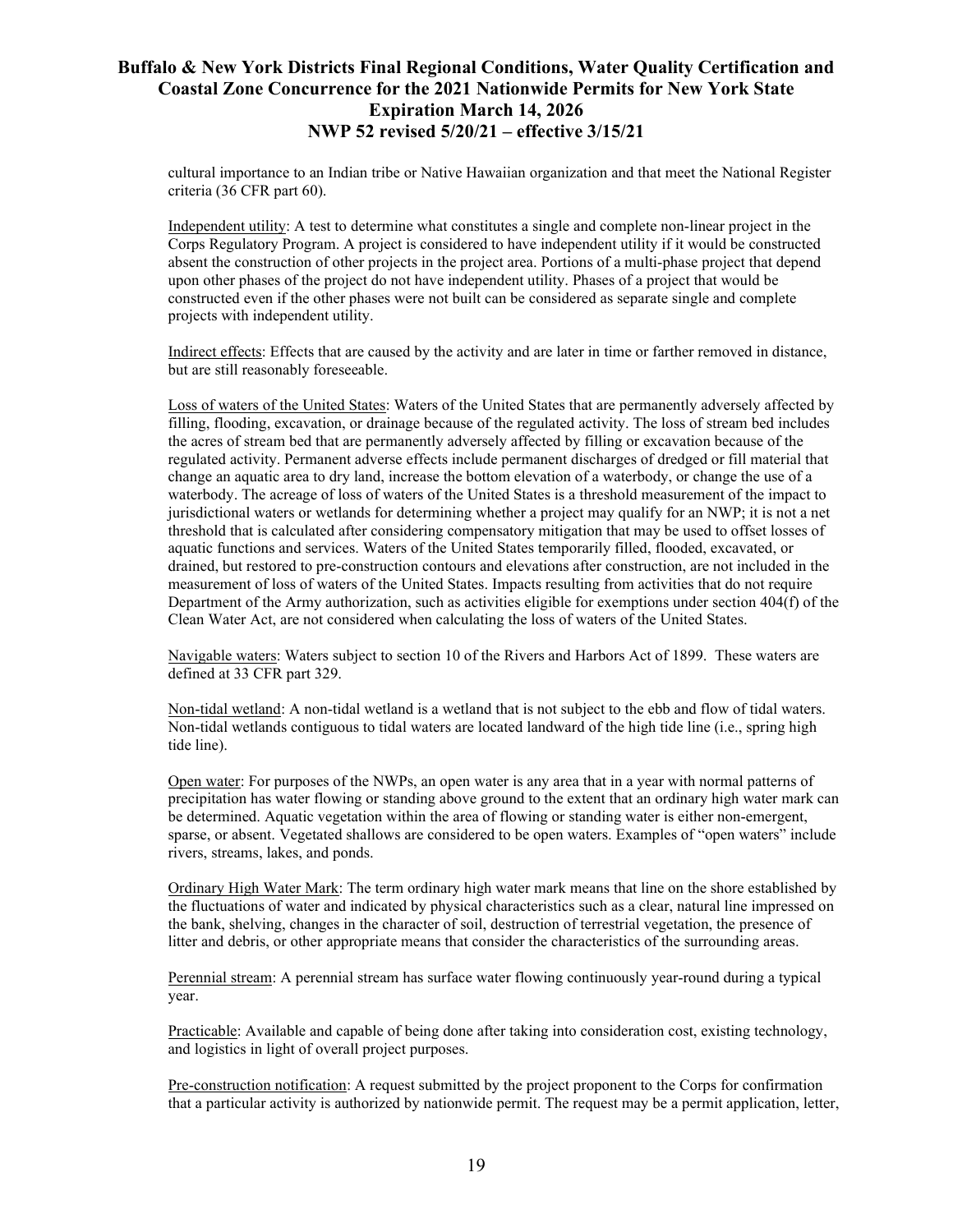cultural importance to an Indian tribe or Native Hawaiian organization and that meet the National Register criteria (36 CFR part 60).

Independent utility: A test to determine what constitutes a single and complete non-linear project in the Corps Regulatory Program. A project is considered to have independent utility if it would be constructed absent the construction of other projects in the project area. Portions of a multi-phase project that depend upon other phases of the project do not have independent utility. Phases of a project that would be constructed even if the other phases were not built can be considered as separate single and complete projects with independent utility.

Indirect effects: Effects that are caused by the activity and are later in time or farther removed in distance, but are still reasonably foreseeable.

Loss of waters of the United States: Waters of the United States that are permanently adversely affected by filling, flooding, excavation, or drainage because of the regulated activity. The loss of stream bed includes the acres of stream bed that are permanently adversely affected by filling or excavation because of the regulated activity. Permanent adverse effects include permanent discharges of dredged or fill material that change an aquatic area to dry land, increase the bottom elevation of a waterbody, or change the use of a waterbody. The acreage of loss of waters of the United States is a threshold measurement of the impact to jurisdictional waters or wetlands for determining whether a project may qualify for an NWP; it is not a net threshold that is calculated after considering compensatory mitigation that may be used to offset losses of aquatic functions and services. Waters of the United States temporarily filled, flooded, excavated, or drained, but restored to pre-construction contours and elevations after construction, are not included in the measurement of loss of waters of the United States. Impacts resulting from activities that do not require Department of the Army authorization, such as activities eligible for exemptions under section 404(f) of the Clean Water Act, are not considered when calculating the loss of waters of the United States.

Navigable waters: Waters subject to section 10 of the Rivers and Harbors Act of 1899. These waters are defined at 33 CFR part 329.

Non-tidal wetland: A non-tidal wetland is a wetland that is not subject to the ebb and flow of tidal waters. Non-tidal wetlands contiguous to tidal waters are located landward of the high tide line (i.e., spring high tide line).

Open water: For purposes of the NWPs, an open water is any area that in a year with normal patterns of precipitation has water flowing or standing above ground to the extent that an ordinary high water mark can be determined. Aquatic vegetation within the area of flowing or standing water is either non-emergent, sparse, or absent. Vegetated shallows are considered to be open waters. Examples of "open waters" include rivers, streams, lakes, and ponds.

Ordinary High Water Mark: The term ordinary high water mark means that line on the shore established by the fluctuations of water and indicated by physical characteristics such as a clear, natural line impressed on the bank, shelving, changes in the character of soil, destruction of terrestrial vegetation, the presence of litter and debris, or other appropriate means that consider the characteristics of the surrounding areas.

Perennial stream: A perennial stream has surface water flowing continuously year-round during a typical year.

Practicable: Available and capable of being done after taking into consideration cost, existing technology, and logistics in light of overall project purposes.

Pre-construction notification: A request submitted by the project proponent to the Corps for confirmation that a particular activity is authorized by nationwide permit. The request may be a permit application, letter,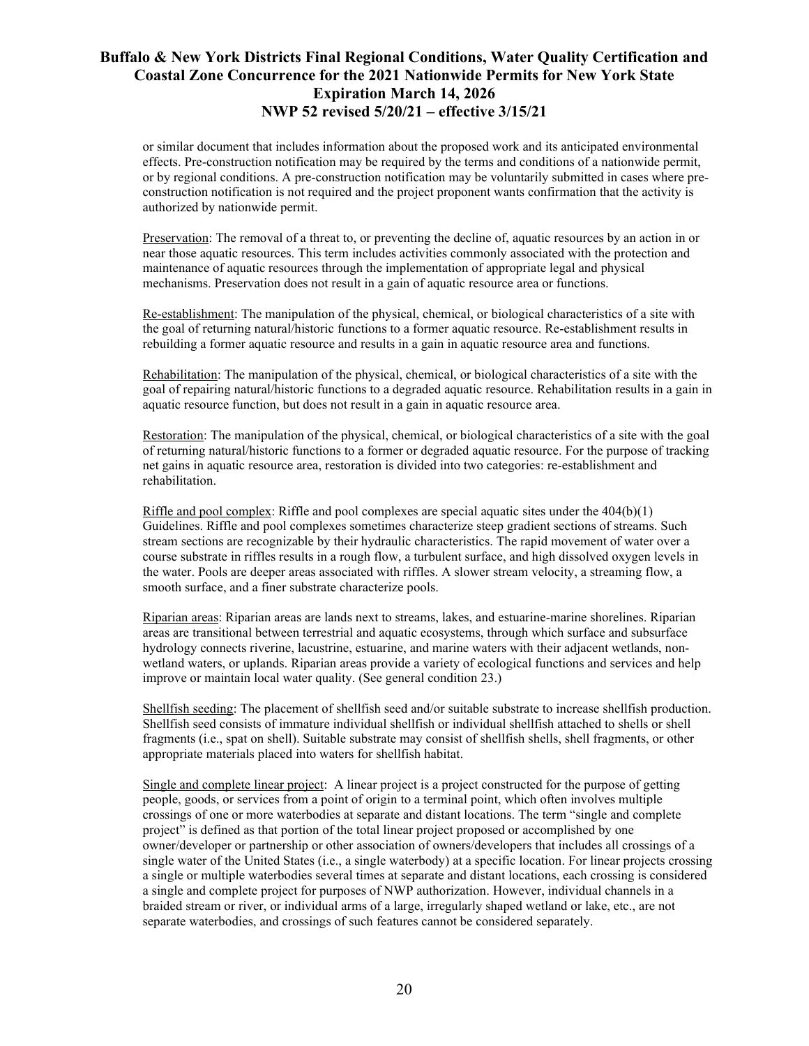or similar document that includes information about the proposed work and its anticipated environmental effects. Pre-construction notification may be required by the terms and conditions of a nationwide permit, or by regional conditions. A pre-construction notification may be voluntarily submitted in cases where pre-construction notification is not required and the project proponent wants confirmation that the activity is authorized by nationwide permit.

Preservation: The removal of a threat to, or preventing the decline of, aquatic resources by an action in or near those aquatic resources. This term includes activities commonly associated with the protection and maintenance of aquatic resources through the implementation of appropriate legal and physical mechanisms. Preservation does not result in a gain of aquatic resource area or functions.

Re-establishment: The manipulation of the physical, chemical, or biological characteristics of a site with the goal of returning natural/historic functions to a former aquatic resource. Re-establishment results in rebuilding a former aquatic resource and results in a gain in aquatic resource area and functions.

Rehabilitation: The manipulation of the physical, chemical, or biological characteristics of a site with the goal of repairing natural/historic functions to a degraded aquatic resource. Rehabilitation results in a gain in aquatic resource function, but does not result in a gain in aquatic resource area.

Restoration: The manipulation of the physical, chemical, or biological characteristics of a site with the goal of returning natural/historic functions to a former or degraded aquatic resource. For the purpose of tracking net gains in aquatic resource area, restoration is divided into two categories: re-establishment and rehabilitation.

Riffle and pool complex: Riffle and pool complexes are special aquatic sites under the 404(b)(1) Guidelines. Riffle and pool complexes sometimes characterize steep gradient sections of streams. Such stream sections are recognizable by their hydraulic characteristics. The rapid movement of water over a course substrate in riffles results in a rough flow, a turbulent surface, and high dissolved oxygen levels in the water. Pools are deeper areas associated with riffles. A slower stream velocity, a streaming flow, a smooth surface, and a finer substrate characterize pools.

Riparian areas: Riparian areas are lands next to streams, lakes, and estuarine-marine shorelines. Riparian areas are transitional between terrestrial and aquatic ecosystems, through which surface and subsurface hydrology connects riverine, lacustrine, estuarine, and marine waters with their adjacent wetlands, non-wetland waters, or uplands. Riparian areas provide a variety of ecological functions and services and help improve or maintain local water quality. (See general condition 23.)

Shellfish seeding: The placement of shellfish seed and/or suitable substrate to increase shellfish production. Shellfish seed consists of immature individual shellfish or individual shellfish attached to shells or shell fragments (i.e., spat on shell). Suitable substrate may consist of shellfish shells, shell fragments, or other appropriate materials placed into waters for shellfish habitat.

Single and complete linear project: A linear project is a project constructed for the purpose of getting people, goods, or services from a point of origin to a terminal point, which often involves multiple crossings of one or more waterbodies at separate and distant locations. The term "single and complete project" is defined as that portion of the total linear project proposed or accomplished by one owner/developer or partnership or other association of owners/developers that includes all crossings of a single water of the United States (i.e., a single waterbody) at a specific location. For linear projects crossing a single or multiple waterbodies several times at separate and distant locations, each crossing is considered a single and complete project for purposes of NWP authorization. However, individual channels in a braided stream or river, or individual arms of a large, irregularly shaped wetland or lake, etc., are not separate waterbodies, and crossings of such features cannot be considered separately.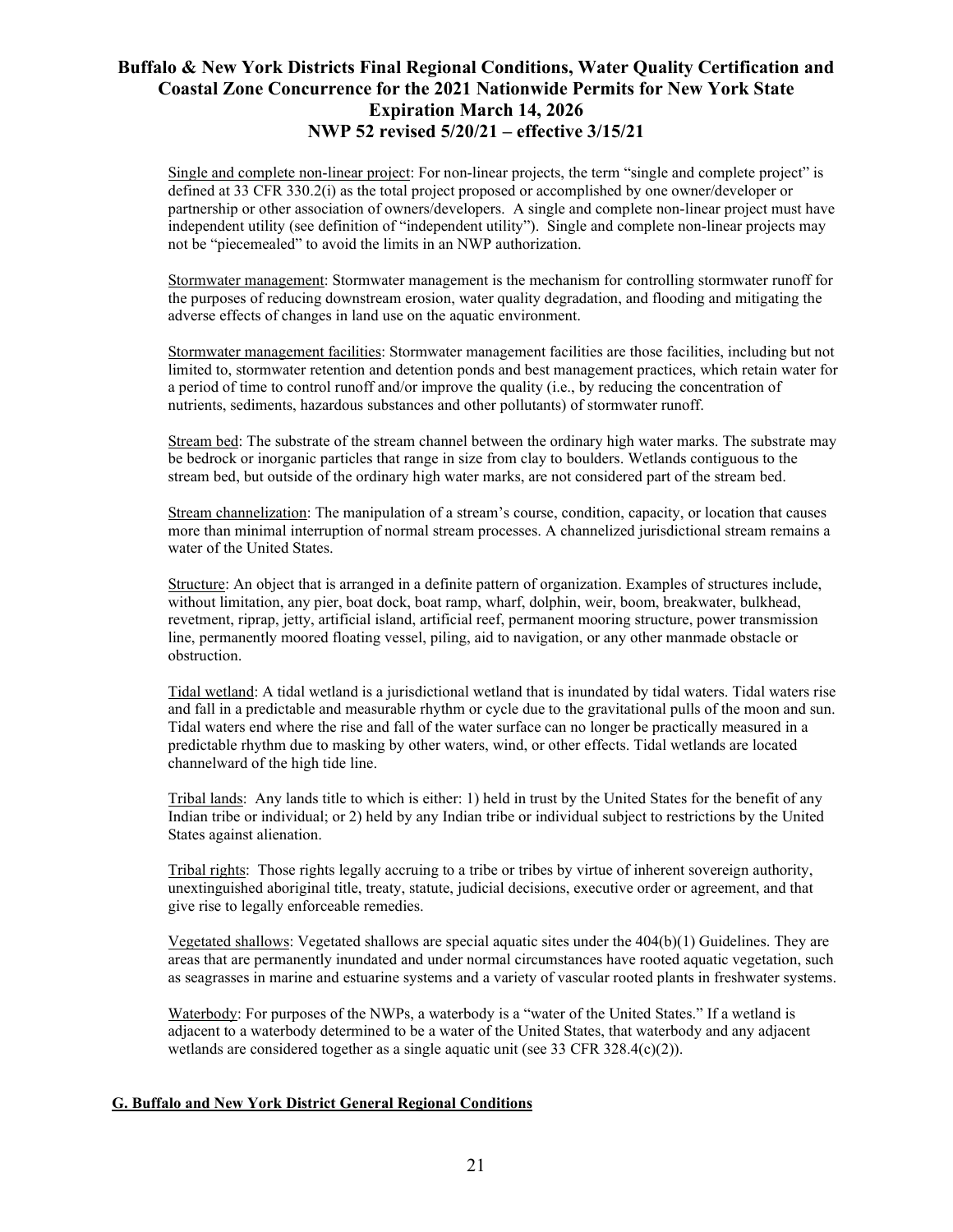Single and complete non-linear project: For non-linear projects, the term "single and complete project" is defined at 33 CFR 330.2(i) as the total project proposed or accomplished by one owner/developer or partnership or other association of owners/developers. A single and complete non-linear project must have independent utility (see definition of "independent utility"). Single and complete non-linear projects may not be "piecemealed" to avoid the limits in an NWP authorization.

Stormwater management: Stormwater management is the mechanism for controlling stormwater runoff for the purposes of reducing downstream erosion, water quality degradation, and flooding and mitigating the adverse effects of changes in land use on the aquatic environment.

Stormwater management facilities: Stormwater management facilities are those facilities, including but not limited to, stormwater retention and detention ponds and best management practices, which retain water for a period of time to control runoff and/or improve the quality (i.e., by reducing the concentration of nutrients, sediments, hazardous substances and other pollutants) of stormwater runoff.

Stream bed: The substrate of the stream channel between the ordinary high water marks. The substrate may be bedrock or inorganic particles that range in size from clay to boulders. Wetlands contiguous to the stream bed, but outside of the ordinary high water marks, are not considered part of the stream bed.

Stream channelization: The manipulation of a stream's course, condition, capacity, or location that causes more than minimal interruption of normal stream processes. A channelized jurisdictional stream remains a water of the United States.

Structure: An object that is arranged in a definite pattern of organization. Examples of structures include, without limitation, any pier, boat dock, boat ramp, wharf, dolphin, weir, boom, breakwater, bulkhead, revetment, riprap, jetty, artificial island, artificial reef, permanent mooring structure, power transmission line, permanently moored floating vessel, piling, aid to navigation, or any other manmade obstacle or obstruction.

Tidal wetland: A tidal wetland is a jurisdictional wetland that is inundated by tidal waters. Tidal waters rise and fall in a predictable and measurable rhythm or cycle due to the gravitational pulls of the moon and sun. Tidal waters end where the rise and fall of the water surface can no longer be practically measured in a predictable rhythm due to masking by other waters, wind, or other effects. Tidal wetlands are located channelward of the high tide line.

Tribal lands: Any lands title to which is either: 1) held in trust by the United States for the benefit of any Indian tribe or individual; or 2) held by any Indian tribe or individual subject to restrictions by the United States against alienation.

Tribal rights: Those rights legally accruing to a tribe or tribes by virtue of inherent sovereign authority, unextinguished aboriginal title, treaty, statute, judicial decisions, executive order or agreement, and that give rise to legally enforceable remedies.

Vegetated shallows: Vegetated shallows are special aquatic sites under the 404(b)(1) Guidelines. They are areas that are permanently inundated and under normal circumstances have rooted aquatic vegetation, such as seagrasses in marine and estuarine systems and a variety of vascular rooted plants in freshwater systems.

Waterbody: For purposes of the NWPs, a waterbody is a "water of the United States." If a wetland is adjacent to a waterbody determined to be a water of the United States, that waterbody and any adjacent wetlands are considered together as a single aquatic unit (see 33 CFR 328.4(c)(2)).

## G. Buffalo and New York District General Regional Conditions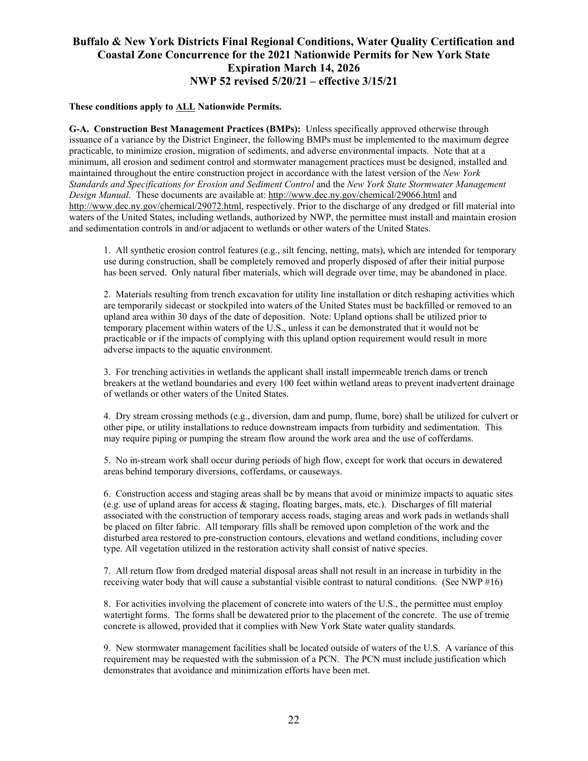# Buffalo & New York Districts Final Regional Conditions, Water Quality Certification and Coastal Zone Concurrence for the 2021 Nationwide Permits for New York State
## Expiration March 14, 2026
## NWP 52 revised 5/20/21 – effective 3/15/21

**These conditions apply to ALL Nationwide Permits.**

**G-A. Construction Best Management Practices (BMPs):** Unless specifically approved otherwise through issuance of a variance by the District Engineer, the following BMPs must be implemented to the maximum degree practicable, to minimize erosion, migration of sediments, and adverse environmental impacts. Note that at a minimum, all erosion and sediment control and stormwater management practices must be designed, installed and maintained throughout the entire construction project in accordance with the latest version of the *New York Standards and Specifications for Erosion and Sediment Control* and the *New York State Stormwater Management Design Manual*. These documents are available at: http://www.dec.ny.gov/chemical/29066.html and http://www.dec.ny.gov/chemical/29072.html, respectively. Prior to the discharge of any dredged or fill material into waters of the United States, including wetlands, authorized by NWP, the permittee must install and maintain erosion and sedimentation controls in and/or adjacent to wetlands or other waters of the United States.

1. All synthetic erosion control features (e.g., silt fencing, netting, mats), which are intended for temporary use during construction, shall be completely removed and properly disposed of after their initial purpose has been served. Only natural fiber materials, which will degrade over time, may be abandoned in place.

2. Materials resulting from trench excavation for utility line installation or ditch reshaping activities which are temporarily sidecast or stockpiled into waters of the United States must be backfilled or removed to an upland area within 30 days of the date of deposition. Note: Upland options shall be utilized prior to temporary placement within waters of the U.S., unless it can be demonstrated that it would not be practicable or if the impacts of complying with this upland option requirement would result in more adverse impacts to the aquatic environment.

3. For trenching activities in wetlands the applicant shall install impermeable trench dams or trench breakers at the wetland boundaries and every 100 feet within wetland areas to prevent inadvertent drainage of wetlands or other waters of the United States.

4. Dry stream crossing methods (e.g., diversion, dam and pump, flume, bore) shall be utilized for culvert or other pipe, or utility installations to reduce downstream impacts from turbidity and sedimentation. This may require piping or pumping the stream flow around the work area and the use of cofferdams.

5. No in-stream work shall occur during periods of high flow, except for work that occurs in dewatered areas behind temporary diversions, cofferdams, or causeways.

6. Construction access and staging areas shall be by means that avoid or minimize impacts to aquatic sites (e.g. use of upland areas for access & staging, floating barges, mats, etc.). Discharges of fill material associated with the construction of temporary access roads, staging areas and work pads in wetlands shall be placed on filter fabric. All temporary fills shall be removed upon completion of the work and the disturbed area restored to pre-construction contours, elevations and wetland conditions, including cover type. All vegetation utilized in the restoration activity shall consist of native species.

7. All return flow from dredged material disposal areas shall not result in an increase in turbidity in the receiving water body that will cause a substantial visible contrast to natural conditions. (See NWP #16)

8. For activities involving the placement of concrete into waters of the U.S., the permittee must employ watertight forms. The forms shall be dewatered prior to the placement of the concrete. The use of tremie concrete is allowed, provided that it complies with New York State water quality standards.

9. New stormwater management facilities shall be located outside of waters of the U.S. A variance of this requirement may be requested with the submission of a PCN. The PCN must include justification which demonstrates that avoidance and minimization efforts have been met.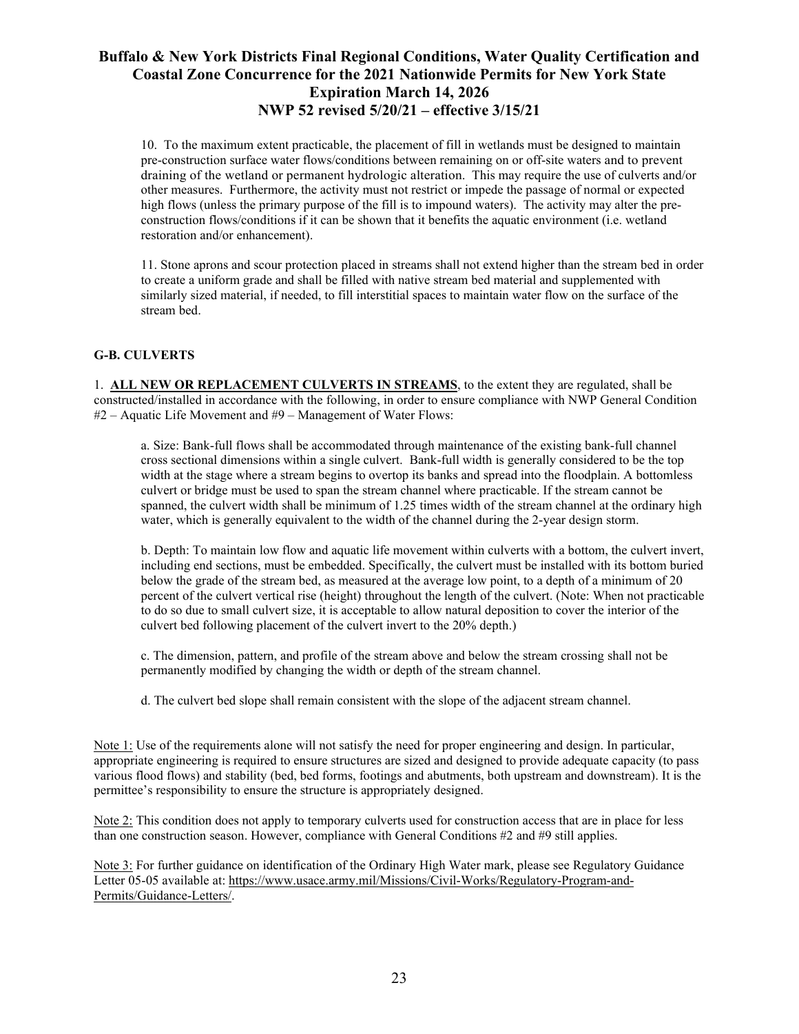10. To the maximum extent practicable, the placement of fill in wetlands must be designed to maintain pre-construction surface water flows/conditions between remaining on or off-site waters and to prevent draining of the wetland or permanent hydrologic alteration. This may require the use of culverts and/or other measures. Furthermore, the activity must not restrict or impede the passage of normal or expected high flows (unless the primary purpose of the fill is to impound waters). The activity may alter the pre-construction flows/conditions if it can be shown that it benefits the aquatic environment (i.e. wetland restoration and/or enhancement).

11. Stone aprons and scour protection placed in streams shall not extend higher than the stream bed in order to create a uniform grade and shall be filled with native stream bed material and supplemented with similarly sized material, if needed, to fill interstitial spaces to maintain water flow on the surface of the stream bed.

### G-B. CULVERTS

1. **ALL NEW OR REPLACEMENT CULVERTS IN STREAMS**, to the extent they are regulated, shall be constructed/installed in accordance with the following, in order to ensure compliance with NWP General Condition #2 – Aquatic Life Movement and #9 – Management of Water Flows:

   a. Size: Bank-full flows shall be accommodated through maintenance of the existing bank-full channel cross sectional dimensions within a single culvert. Bank-full width is generally considered to be the top width at the stage where a stream begins to overtop its banks and spread into the floodplain. A bottomless culvert or bridge must be used to span the stream channel where practicable. If the stream cannot be spanned, the culvert width shall be minimum of 1.25 times width of the stream channel at the ordinary high water, which is generally equivalent to the width of the channel during the 2-year design storm.

   b. Depth: To maintain low flow and aquatic life movement within culverts with a bottom, the culvert invert, including end sections, must be embedded. Specifically, the culvert must be installed with its bottom buried below the grade of the stream bed, as measured at the average low point, to a depth of a minimum of 20 percent of the culvert vertical rise (height) throughout the length of the culvert. (Note: When not practicable to do so due to small culvert size, it is acceptable to allow natural deposition to cover the interior of the culvert bed following placement of the culvert invert to the 20% depth.)

   c. The dimension, pattern, and profile of the stream above and below the stream crossing shall not be permanently modified by changing the width or depth of the stream channel.

   d. The culvert bed slope shall remain consistent with the slope of the adjacent stream channel.

Note 1: Use of the requirements alone will not satisfy the need for proper engineering and design. In particular, appropriate engineering is required to ensure structures are sized and designed to provide adequate capacity (to pass various flood flows) and stability (bed, bed forms, footings and abutments, both upstream and downstream). It is the permittee's responsibility to ensure the structure is appropriately designed.

Note 2: This condition does not apply to temporary culverts used for construction access that are in place for less than one construction season. However, compliance with General Conditions #2 and #9 still applies.

Note 3: For further guidance on identification of the Ordinary High Water mark, please see Regulatory Guidance Letter 05-05 available at: https://www.usace.army.mil/Missions/Civil-Works/Regulatory-Program-and-Permits/Guidance-Letters/.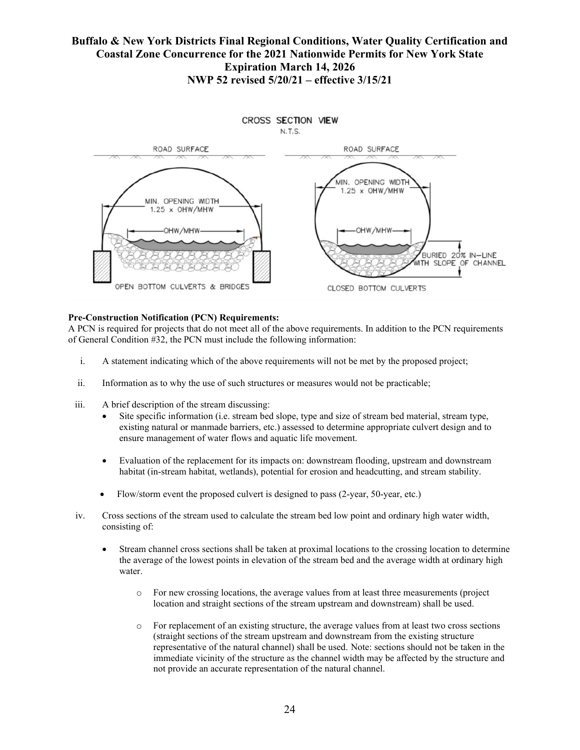CROSS SECTION VIEW

N.T.S.

ROAD SURFACE | ROAD SURFACE

MIN. OPENING WIDTH 1.25 x OHW/MHW | MIN. OPENING WIDTH 1.25 x OHW/MHW

OHW/MHW | OHW/MHW

BURIED 20% IN-LINE WITH SLOPE OF CHANNEL

OPEN BOTTOM CULVERTS & BRIDGES | CLOSED BOTTOM CULVERTS

**Pre-Construction Notification (PCN) Requirements:**

A PCN is required for projects that do not meet all of the above requirements. In addition to the PCN requirements of General Condition #32, the PCN must include the following information:

i. A statement indicating which of the above requirements will not be met by the proposed project;

ii. Information as to why the use of such structures or measures would not be practicable;

iii. A brief description of the stream discussing:
   - Site specific information (i.e. stream bed slope, type and size of stream bed material, stream type, existing natural or manmade barriers, etc.) assessed to determine appropriate culvert design and to ensure management of water flows and aquatic life movement.
   - Evaluation of the replacement for its impacts on: downstream flooding, upstream and downstream habitat (in-stream habitat, wetlands), potential for erosion and headcutting, and stream stability.
   - Flow/storm event the proposed culvert is designed to pass (2-year, 50-year, etc.)

iv. Cross sections of the stream used to calculate the stream bed low point and ordinary high water width, consisting of:
   - Stream channel cross sections shall be taken at proximal locations to the crossing location to determine the average of the lowest points in elevation of the stream bed and the average width at ordinary high water.
     - For new crossing locations, the average values from at least three measurements (project location and straight sections of the stream upstream and downstream) shall be used.
     - For replacement of an existing structure, the average values from at least two cross sections (straight sections of the stream upstream and downstream from the existing structure representative of the natural channel) shall be used. Note: sections should not be taken in the immediate vicinity of the structure as the channel width may be affected by the structure and not provide an accurate representation of the natural channel.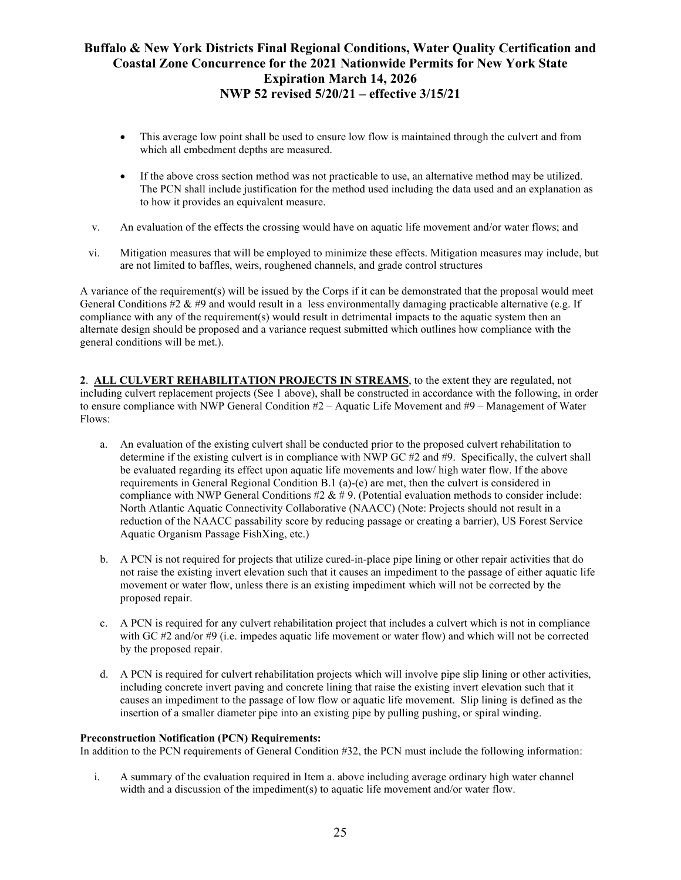- This average low point shall be used to ensure low flow is maintained through the culvert and from which all embedment depths are measured.

- If the above cross section method was not practicable to use, an alternative method may be utilized. The PCN shall include justification for the method used including the data used and an explanation as to how it provides an equivalent measure.

v. An evaluation of the effects the crossing would have on aquatic life movement and/or water flows; and

vi. Mitigation measures that will be employed to minimize these effects. Mitigation measures may include, but are not limited to baffles, weirs, roughened channels, and grade control structures

A variance of the requirement(s) will be issued by the Corps if it can be demonstrated that the proposal would meet General Conditions #2 & #9 and would result in a less environmentally damaging practicable alternative (e.g. If compliance with any of the requirement(s) would result in detrimental impacts to the aquatic system then an alternate design should be proposed and a variance request submitted which outlines how compliance with the general conditions will be met.).

**2**. **ALL CULVERT REHABILITATION PROJECTS IN STREAMS**, to the extent they are regulated, not including culvert replacement projects (See 1 above), shall be constructed in accordance with the following, in order to ensure compliance with NWP General Condition #2 – Aquatic Life Movement and #9 – Management of Water Flows:

a. An evaluation of the existing culvert shall be conducted prior to the proposed culvert rehabilitation to determine if the existing culvert is in compliance with NWP GC #2 and #9. Specifically, the culvert shall be evaluated regarding its effect upon aquatic life movements and low/ high water flow. If the above requirements in General Regional Condition B.1 (a)-(e) are met, then the culvert is considered in compliance with NWP General Conditions #2 & # 9. (Potential evaluation methods to consider include: North Atlantic Aquatic Connectivity Collaborative (NAACC) (Note: Projects should not result in a reduction of the NAACC passability score by reducing passage or creating a barrier), US Forest Service Aquatic Organism Passage FishXing, etc.)

b. A PCN is not required for projects that utilize cured-in-place pipe lining or other repair activities that do not raise the existing invert elevation such that it causes an impediment to the passage of either aquatic life movement or water flow, unless there is an existing impediment which will not be corrected by the proposed repair.

c. A PCN is required for any culvert rehabilitation project that includes a culvert which is not in compliance with GC #2 and/or #9 (i.e. impedes aquatic life movement or water flow) and which will not be corrected by the proposed repair.

d. A PCN is required for culvert rehabilitation projects which will involve pipe slip lining or other activities, including concrete invert paving and concrete lining that raise the existing invert elevation such that it causes an impediment to the passage of low flow or aquatic life movement. Slip lining is defined as the insertion of a smaller diameter pipe into an existing pipe by pulling pushing, or spiral winding.

**Preconstruction Notification (PCN) Requirements:**
In addition to the PCN requirements of General Condition #32, the PCN must include the following information:

i. A summary of the evaluation required in Item a. above including average ordinary high water channel width and a discussion of the impediment(s) to aquatic life movement and/or water flow.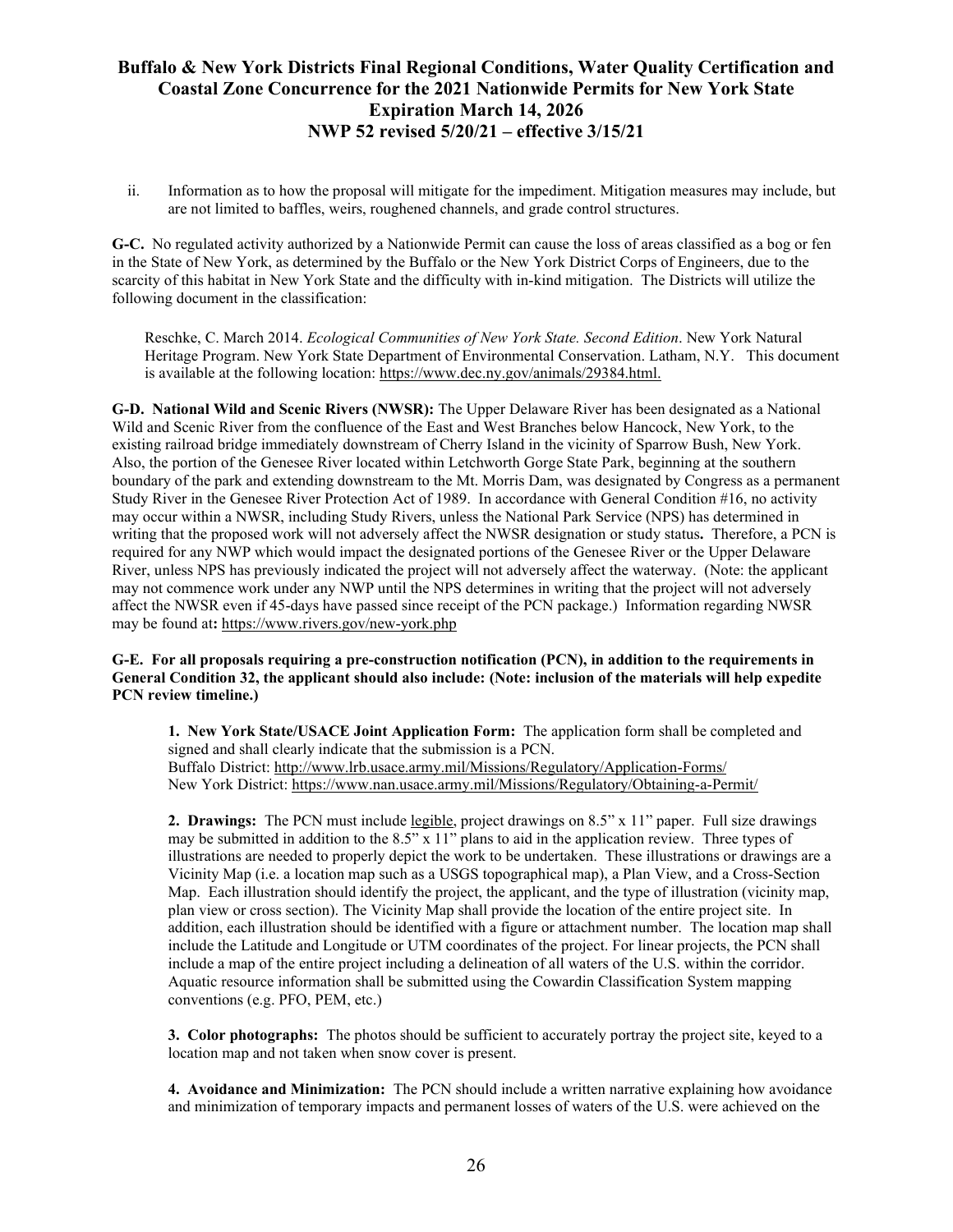ii. Information as to how the proposal will mitigate for the impediment. Mitigation measures may include, but are not limited to baffles, weirs, roughened channels, and grade control structures.

**G-C.** No regulated activity authorized by a Nationwide Permit can cause the loss of areas classified as a bog or fen in the State of New York, as determined by the Buffalo or the New York District Corps of Engineers, due to the scarcity of this habitat in New York State and the difficulty with in-kind mitigation. The Districts will utilize the following document in the classification:

> Reschke, C. March 2014. *Ecological Communities of New York State. Second Edition*. New York Natural Heritage Program. New York State Department of Environmental Conservation. Latham, N.Y. This document is available at the following location: https://www.dec.ny.gov/animals/29384.html.

**G-D. National Wild and Scenic Rivers (NWSR):** The Upper Delaware River has been designated as a National Wild and Scenic River from the confluence of the East and West Branches below Hancock, New York, to the existing railroad bridge immediately downstream of Cherry Island in the vicinity of Sparrow Bush, New York. Also, the portion of the Genesee River located within Letchworth Gorge State Park, beginning at the southern boundary of the park and extending downstream to the Mt. Morris Dam, was designated by Congress as a permanent Study River in the Genesee River Protection Act of 1989. In accordance with General Condition #16, no activity may occur within a NWSR, including Study Rivers, unless the National Park Service (NPS) has determined in writing that the proposed work will not adversely affect the NWSR designation or study status**.** Therefore, a PCN is required for any NWP which would impact the designated portions of the Genesee River or the Upper Delaware River, unless NPS has previously indicated the project will not adversely affect the waterway. (Note: the applicant may not commence work under any NWP until the NPS determines in writing that the project will not adversely affect the NWSR even if 45-days have passed since receipt of the PCN package.) Information regarding NWSR may be found at**:** https://www.rivers.gov/new-york.php

**G-E. For all proposals requiring a pre-construction notification (PCN), in addition to the requirements in General Condition 32, the applicant should also include: (Note: inclusion of the materials will help expedite PCN review timeline.)**

**1. New York State/USACE Joint Application Form:** The application form shall be completed and signed and shall clearly indicate that the submission is a PCN.
Buffalo District: http://www.lrb.usace.army.mil/Missions/Regulatory/Application-Forms/
New York District: https://www.nan.usace.army.mil/Missions/Regulatory/Obtaining-a-Permit/

**2. Drawings:** The PCN must include legible, project drawings on 8.5" x 11" paper. Full size drawings may be submitted in addition to the 8.5" x 11" plans to aid in the application review. Three types of illustrations are needed to properly depict the work to be undertaken. These illustrations or drawings are a Vicinity Map (i.e. a location map such as a USGS topographical map), a Plan View, and a Cross-Section Map. Each illustration should identify the project, the applicant, and the type of illustration (vicinity map, plan view or cross section). The Vicinity Map shall provide the location of the entire project site. In addition, each illustration should be identified with a figure or attachment number. The location map shall include the Latitude and Longitude or UTM coordinates of the project. For linear projects, the PCN shall include a map of the entire project including a delineation of all waters of the U.S. within the corridor. Aquatic resource information shall be submitted using the Cowardin Classification System mapping conventions (e.g. PFO, PEM, etc.)

**3. Color photographs:** The photos should be sufficient to accurately portray the project site, keyed to a location map and not taken when snow cover is present.

**4. Avoidance and Minimization:** The PCN should include a written narrative explaining how avoidance and minimization of temporary impacts and permanent losses of waters of the U.S. were achieved on the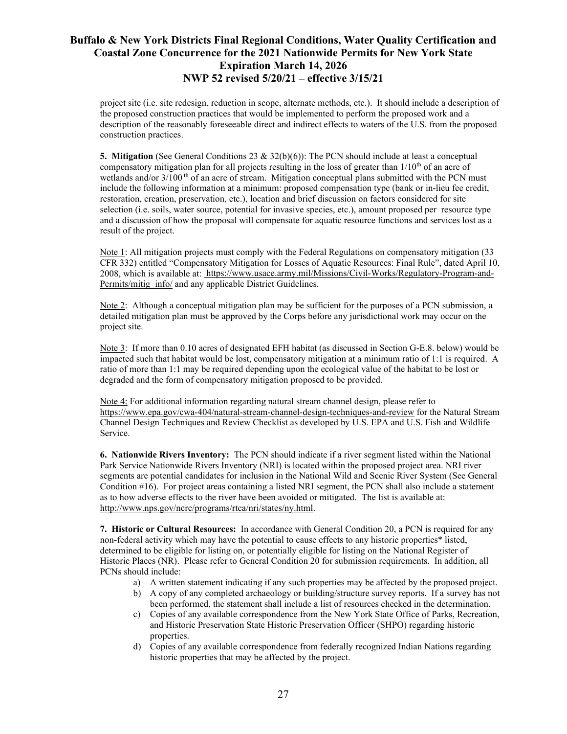project site (i.e. site redesign, reduction in scope, alternate methods, etc.). It should include a description of the proposed construction practices that would be implemented to perform the proposed work and a description of the reasonably foreseeable direct and indirect effects to waters of the U.S. from the proposed construction practices.

**5. Mitigation** (See General Conditions 23 & 32(b)(6)): The PCN should include at least a conceptual compensatory mitigation plan for all projects resulting in the loss of greater than 1/10th of an acre of wetlands and/or 3/100th of an acre of stream. Mitigation conceptual plans submitted with the PCN must include the following information at a minimum: proposed compensation type (bank or in-lieu fee credit, restoration, creation, preservation, etc.), location and brief discussion on factors considered for site selection (i.e. soils, water source, potential for invasive species, etc.), amount proposed per resource type and a discussion of how the proposal will compensate for aquatic resource functions and services lost as a result of the project.

Note 1: All mitigation projects must comply with the Federal Regulations on compensatory mitigation (33 CFR 332) entitled "Compensatory Mitigation for Losses of Aquatic Resources: Final Rule", dated April 10, 2008, which is available at: https://www.usace.army.mil/Missions/Civil-Works/Regulatory-Program-and-Permits/mitig_info/ and any applicable District Guidelines.

Note 2: Although a conceptual mitigation plan may be sufficient for the purposes of a PCN submission, a detailed mitigation plan must be approved by the Corps before any jurisdictional work may occur on the project site.

Note 3: If more than 0.10 acres of designated EFH habitat (as discussed in Section G-E.8. below) would be impacted such that habitat would be lost, compensatory mitigation at a minimum ratio of 1:1 is required. A ratio of more than 1:1 may be required depending upon the ecological value of the habitat to be lost or degraded and the form of compensatory mitigation proposed to be provided.

Note 4: For additional information regarding natural stream channel design, please refer to https://www.epa.gov/cwa-404/natural-stream-channel-design-techniques-and-review for the Natural Stream Channel Design Techniques and Review Checklist as developed by U.S. EPA and U.S. Fish and Wildlife Service.

**6. Nationwide Rivers Inventory:** The PCN should indicate if a river segment listed within the National Park Service Nationwide Rivers Inventory (NRI) is located within the proposed project area. NRI river segments are potential candidates for inclusion in the National Wild and Scenic River System (See General Condition #16). For project areas containing a listed NRI segment, the PCN shall also include a statement as to how adverse effects to the river have been avoided or mitigated. The list is available at: http://www.nps.gov/ncrc/programs/rtca/nri/states/ny.html.

**7. Historic or Cultural Resources:** In accordance with General Condition 20, a PCN is required for any non-federal activity which may have the potential to cause effects to any historic properties* listed, determined to be eligible for listing on, or potentially eligible for listing on the National Register of Historic Places (NR). Please refer to General Condition 20 for submission requirements. In addition, all PCNs should include:

a) A written statement indicating if any such properties may be affected by the proposed project.
b) A copy of any completed archaeology or building/structure survey reports. If a survey has not been performed, the statement shall include a list of resources checked in the determination.
c) Copies of any available correspondence from the New York State Office of Parks, Recreation, and Historic Preservation State Historic Preservation Officer (SHPO) regarding historic properties.
d) Copies of any available correspondence from federally recognized Indian Nations regarding historic properties that may be affected by the project.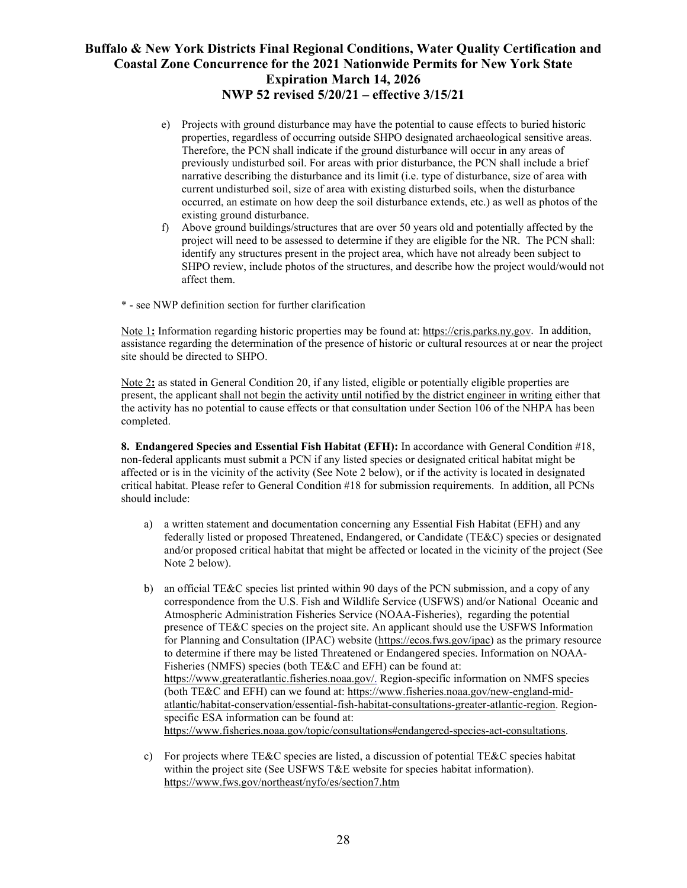e) Projects with ground disturbance may have the potential to cause effects to buried historic properties, regardless of occurring outside SHPO designated archaeological sensitive areas. Therefore, the PCN shall indicate if the ground disturbance will occur in any areas of previously undisturbed soil. For areas with prior disturbance, the PCN shall include a brief narrative describing the disturbance and its limit (i.e. type of disturbance, size of area with current undisturbed soil, size of area with existing disturbed soils, when the disturbance occurred, an estimate on how deep the soil disturbance extends, etc.) as well as photos of the existing ground disturbance.

f) Above ground buildings/structures that are over 50 years old and potentially affected by the project will need to be assessed to determine if they are eligible for the NR. The PCN shall: identify any structures present in the project area, which have not already been subject to SHPO review, include photos of the structures, and describe how the project would/would not affect them.

* - see NWP definition section for further clarification

Note 1**:** Information regarding historic properties may be found at: https://cris.parks.ny.gov. In addition, assistance regarding the determination of the presence of historic or cultural resources at or near the project site should be directed to SHPO.

Note 2**:** as stated in General Condition 20, if any listed, eligible or potentially eligible properties are present, the applicant shall not begin the activity until notified by the district engineer in writing either that the activity has no potential to cause effects or that consultation under Section 106 of the NHPA has been completed.

**8. Endangered Species and Essential Fish Habitat (EFH):** In accordance with General Condition #18, non-federal applicants must submit a PCN if any listed species or designated critical habitat might be affected or is in the vicinity of the activity (See Note 2 below), or if the activity is located in designated critical habitat. Please refer to General Condition #18 for submission requirements. In addition, all PCNs should include:

a) a written statement and documentation concerning any Essential Fish Habitat (EFH) and any federally listed or proposed Threatened, Endangered, or Candidate (TE&C) species or designated and/or proposed critical habitat that might be affected or located in the vicinity of the project (See Note 2 below).

b) an official TE&C species list printed within 90 days of the PCN submission, and a copy of any correspondence from the U.S. Fish and Wildlife Service (USFWS) and/or National Oceanic and Atmospheric Administration Fisheries Service (NOAA-Fisheries), regarding the potential presence of TE&C species on the project site. An applicant should use the USFWS Information for Planning and Consultation (IPAC) website (https://ecos.fws.gov/ipac) as the primary resource to determine if there may be listed Threatened or Endangered species. Information on NOAA-Fisheries (NMFS) species (both TE&C and EFH) can be found at: https://www.greateratlantic.fisheries.noaa.gov/. Region-specific information on NMFS species (both TE&C and EFH) can we found at: https://www.fisheries.noaa.gov/new-england-mid-atlantic/habitat-conservation/essential-fish-habitat-consultations-greater-atlantic-region. Region-specific ESA information can be found at: https://www.fisheries.noaa.gov/topic/consultations#endangered-species-act-consultations.

c) For projects where TE&C species are listed, a discussion of potential TE&C species habitat within the project site (See USFWS T&E website for species habitat information). https://www.fws.gov/northeast/nyfo/es/section7.htm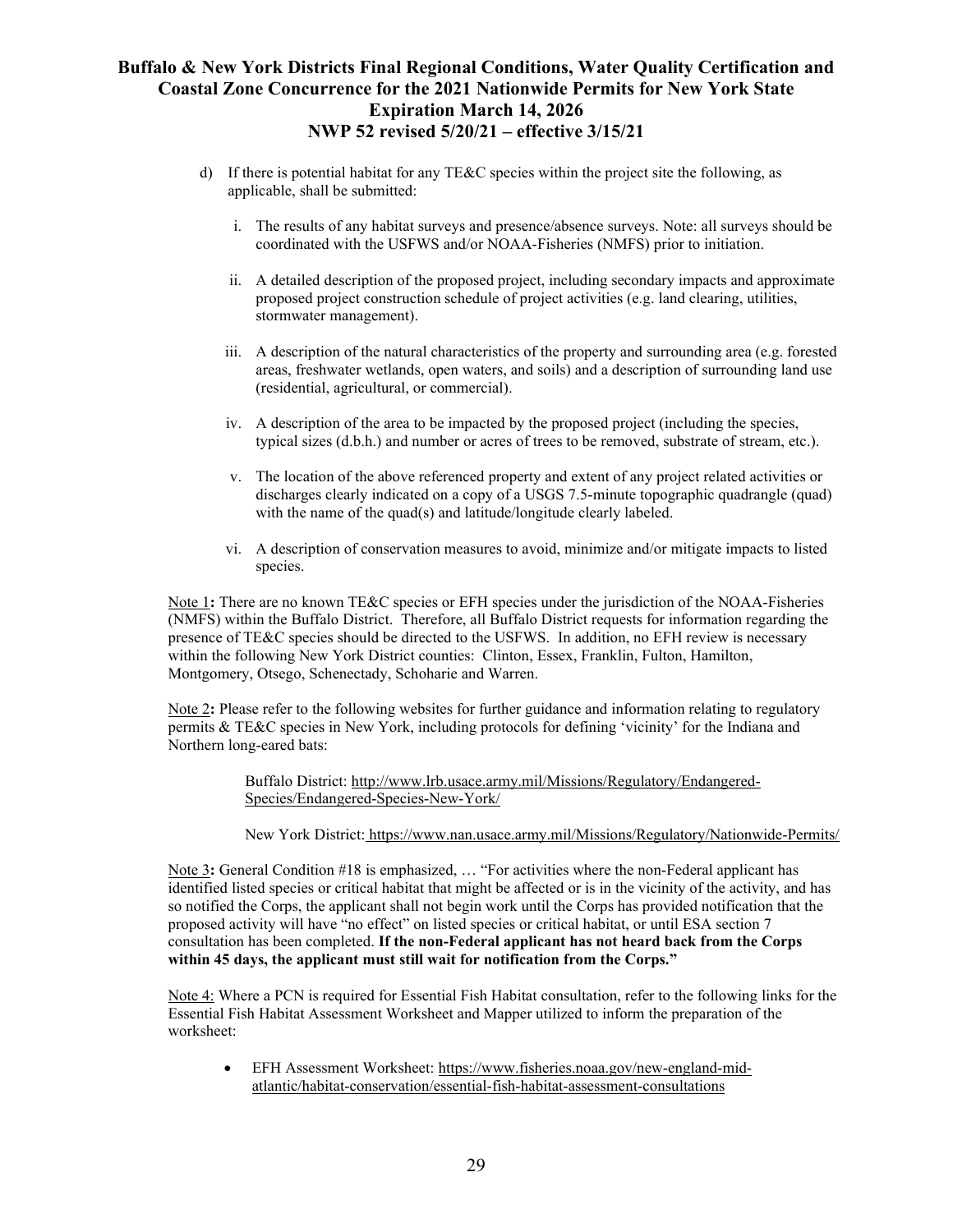d) If there is potential habitat for any TE&C species within the project site the following, as applicable, shall be submitted:

   i. The results of any habitat surveys and presence/absence surveys. Note: all surveys should be coordinated with the USFWS and/or NOAA-Fisheries (NMFS) prior to initiation.

   ii. A detailed description of the proposed project, including secondary impacts and approximate proposed project construction schedule of project activities (e.g. land clearing, utilities, stormwater management).

   iii. A description of the natural characteristics of the property and surrounding area (e.g. forested areas, freshwater wetlands, open waters, and soils) and a description of surrounding land use (residential, agricultural, or commercial).

   iv. A description of the area to be impacted by the proposed project (including the species, typical sizes (d.b.h.) and number or acres of trees to be removed, substrate of stream, etc.).

   v. The location of the above referenced property and extent of any project related activities or discharges clearly indicated on a copy of a USGS 7.5-minute topographic quadrangle (quad) with the name of the quad(s) and latitude/longitude clearly labeled.

   vi. A description of conservation measures to avoid, minimize and/or mitigate impacts to listed species.

Note 1**:** There are no known TE&C species or EFH species under the jurisdiction of the NOAA-Fisheries (NMFS) within the Buffalo District. Therefore, all Buffalo District requests for information regarding the presence of TE&C species should be directed to the USFWS. In addition, no EFH review is necessary within the following New York District counties: Clinton, Essex, Franklin, Fulton, Hamilton, Montgomery, Otsego, Schenectady, Schoharie and Warren.

Note 2**:** Please refer to the following websites for further guidance and information relating to regulatory permits & TE&C species in New York, including protocols for defining 'vicinity' for the Indiana and Northern long-eared bats:

> Buffalo District: http://www.lrb.usace.army.mil/Missions/Regulatory/Endangered-Species/Endangered-Species-New-York/
>
> New York District: https://www.nan.usace.army.mil/Missions/Regulatory/Nationwide-Permits/

Note 3**:** General Condition #18 is emphasized, … "For activities where the non-Federal applicant has identified listed species or critical habitat that might be affected or is in the vicinity of the activity, and has so notified the Corps, the applicant shall not begin work until the Corps has provided notification that the proposed activity will have "no effect" on listed species or critical habitat, or until ESA section 7 consultation has been completed. **If the non-Federal applicant has not heard back from the Corps within 45 days, the applicant must still wait for notification from the Corps."**

Note 4: Where a PCN is required for Essential Fish Habitat consultation, refer to the following links for the Essential Fish Habitat Assessment Worksheet and Mapper utilized to inform the preparation of the worksheet:

- EFH Assessment Worksheet: https://www.fisheries.noaa.gov/new-england-mid-atlantic/habitat-conservation/essential-fish-habitat-assessment-consultations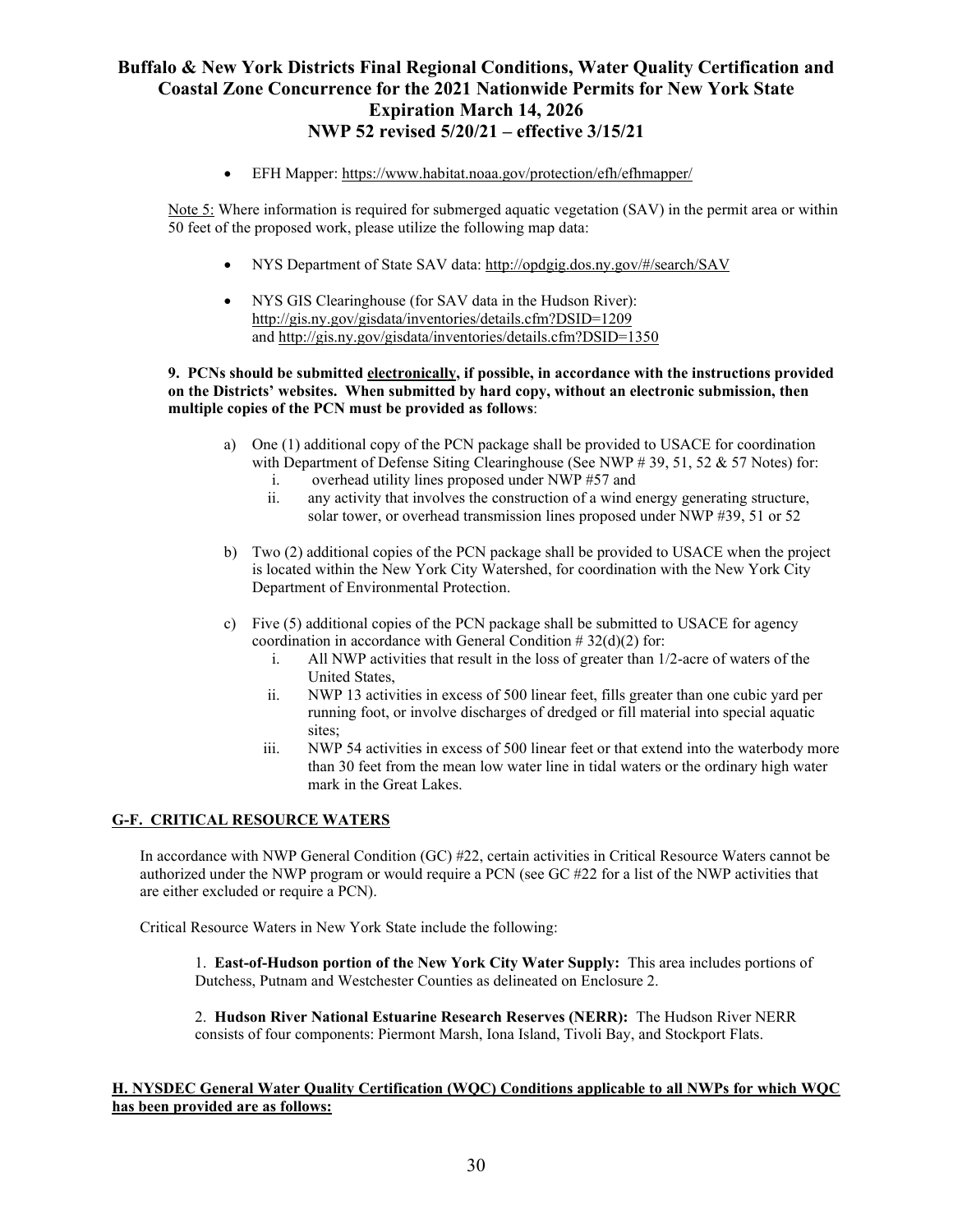- EFH Mapper: https://www.habitat.noaa.gov/protection/efh/efhmapper/

Note 5: Where information is required for submerged aquatic vegetation (SAV) in the permit area or within 50 feet of the proposed work, please utilize the following map data:

- NYS Department of State SAV data: http://opdgig.dos.ny.gov/#/search/SAV
- NYS GIS Clearinghouse (for SAV data in the Hudson River): http://gis.ny.gov/gisdata/inventories/details.cfm?DSID=1209 and http://gis.ny.gov/gisdata/inventories/details.cfm?DSID=1350

**9. PCNs should be submitted electronically, if possible, in accordance with the instructions provided on the Districts' websites. When submitted by hard copy, without an electronic submission, then multiple copies of the PCN must be provided as follows**:

a) One (1) additional copy of the PCN package shall be provided to USACE for coordination with Department of Defense Siting Clearinghouse (See NWP # 39, 51, 52 & 57 Notes) for:
   i. overhead utility lines proposed under NWP #57 and
   ii. any activity that involves the construction of a wind energy generating structure, solar tower, or overhead transmission lines proposed under NWP #39, 51 or 52

b) Two (2) additional copies of the PCN package shall be provided to USACE when the project is located within the New York City Watershed, for coordination with the New York City Department of Environmental Protection.

c) Five (5) additional copies of the PCN package shall be submitted to USACE for agency coordination in accordance with General Condition # 32(d)(2) for:
   i. All NWP activities that result in the loss of greater than 1/2-acre of waters of the United States,
   ii. NWP 13 activities in excess of 500 linear feet, fills greater than one cubic yard per running foot, or involve discharges of dredged or fill material into special aquatic sites;
   iii. NWP 54 activities in excess of 500 linear feet or that extend into the waterbody more than 30 feet from the mean low water line in tidal waters or the ordinary high water mark in the Great Lakes.

## G-F. CRITICAL RESOURCE WATERS

In accordance with NWP General Condition (GC) #22, certain activities in Critical Resource Waters cannot be authorized under the NWP program or would require a PCN (see GC #22 for a list of the NWP activities that are either excluded or require a PCN).

Critical Resource Waters in New York State include the following:

1. **East-of-Hudson portion of the New York City Water Supply:** This area includes portions of Dutchess, Putnam and Westchester Counties as delineated on Enclosure 2.

2. **Hudson River National Estuarine Research Reserves (NERR):** The Hudson River NERR consists of four components: Piermont Marsh, Iona Island, Tivoli Bay, and Stockport Flats.

## H. NYSDEC General Water Quality Certification (WQC) Conditions applicable to all NWPs for which WQC has been provided are as follows: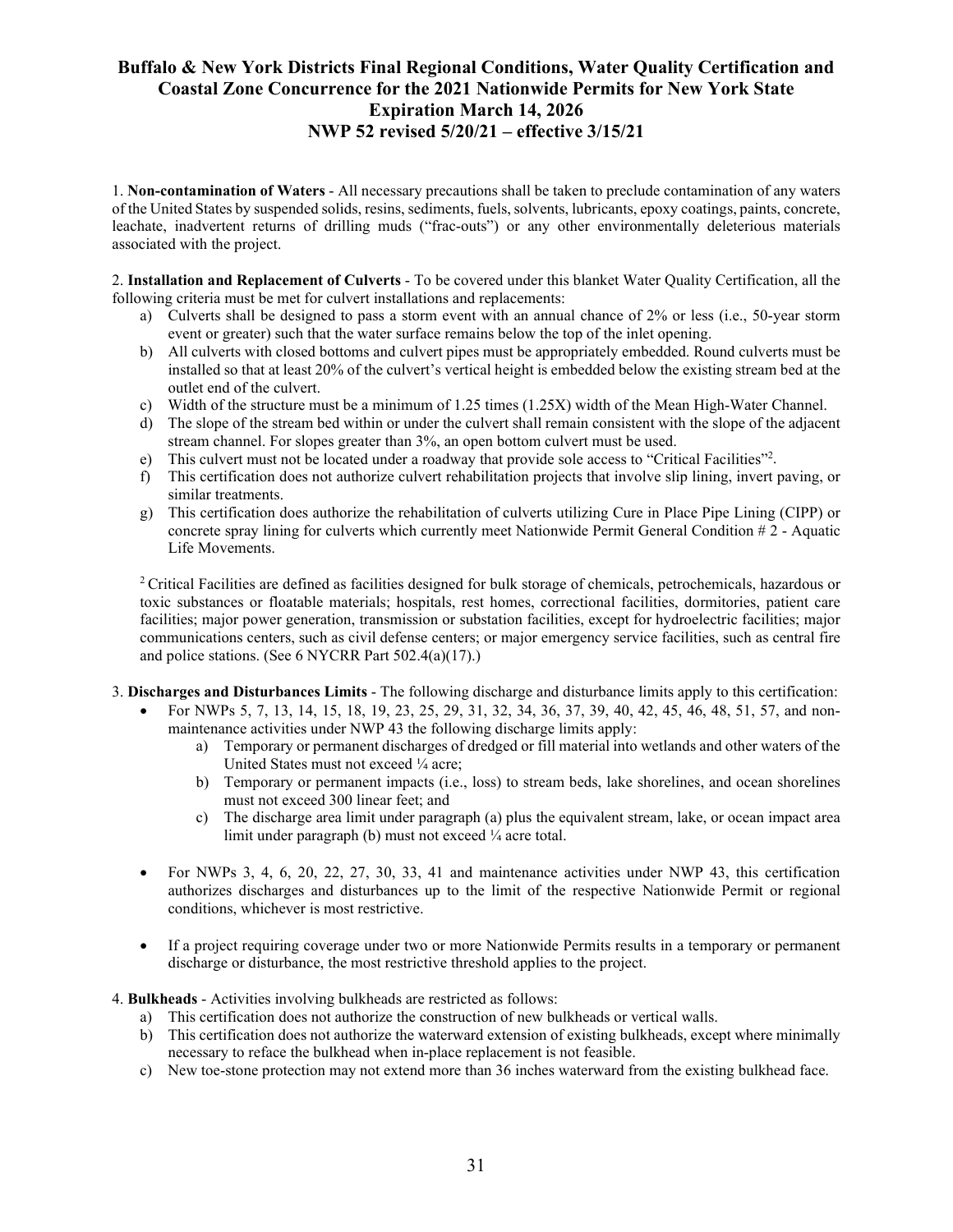# Buffalo & New York Districts Final Regional Conditions, Water Quality Certification and Coastal Zone Concurrence for the 2021 Nationwide Permits for New York State

## Expiration March 14, 2026

## NWP 52 revised 5/20/21 – effective 3/15/21

1. **Non-contamination of Waters** - All necessary precautions shall be taken to preclude contamination of any waters of the United States by suspended solids, resins, sediments, fuels, solvents, lubricants, epoxy coatings, paints, concrete, leachate, inadvertent returns of drilling muds ("frac-outs") or any other environmentally deleterious materials associated with the project.

2. **Installation and Replacement of Culverts** - To be covered under this blanket Water Quality Certification, all the following criteria must be met for culvert installations and replacements:
   a) Culverts shall be designed to pass a storm event with an annual chance of 2% or less (i.e., 50-year storm event or greater) such that the water surface remains below the top of the inlet opening.
   b) All culverts with closed bottoms and culvert pipes must be appropriately embedded. Round culverts must be installed so that at least 20% of the culvert's vertical height is embedded below the existing stream bed at the outlet end of the culvert.
   c) Width of the structure must be a minimum of 1.25 times (1.25X) width of the Mean High-Water Channel.
   d) The slope of the stream bed within or under the culvert shall remain consistent with the slope of the adjacent stream channel. For slopes greater than 3%, an open bottom culvert must be used.
   e) This culvert must not be located under a roadway that provide sole access to "Critical Facilities"[2].
   f) This certification does not authorize culvert rehabilitation projects that involve slip lining, invert paving, or similar treatments.
   g) This certification does authorize the rehabilitation of culverts utilizing Cure in Place Pipe Lining (CIPP) or concrete spray lining for culverts which currently meet Nationwide Permit General Condition # 2 - Aquatic Life Movements.

[2] Critical Facilities are defined as facilities designed for bulk storage of chemicals, petrochemicals, hazardous or toxic substances or floatable materials; hospitals, rest homes, correctional facilities, dormitories, patient care facilities; major power generation, transmission or substation facilities, except for hydroelectric facilities; major communications centers, such as civil defense centers; or major emergency service facilities, such as central fire and police stations. (See 6 NYCRR Part 502.4(a)(17).)

3. **Discharges and Disturbances Limits** - The following discharge and disturbance limits apply to this certification:
   - For NWPs 5, 7, 13, 14, 15, 18, 19, 23, 25, 29, 31, 32, 34, 36, 37, 39, 40, 42, 45, 46, 48, 51, 57, and non-maintenance activities under NWP 43 the following discharge limits apply:
     a) Temporary or permanent discharges of dredged or fill material into wetlands and other waters of the United States must not exceed ¼ acre;
     b) Temporary or permanent impacts (i.e., loss) to stream beds, lake shorelines, and ocean shorelines must not exceed 300 linear feet; and
     c) The discharge area limit under paragraph (a) plus the equivalent stream, lake, or ocean impact area limit under paragraph (b) must not exceed ¼ acre total.
   - For NWPs 3, 4, 6, 20, 22, 27, 30, 33, 41 and maintenance activities under NWP 43, this certification authorizes discharges and disturbances up to the limit of the respective Nationwide Permit or regional conditions, whichever is most restrictive.
   - If a project requiring coverage under two or more Nationwide Permits results in a temporary or permanent discharge or disturbance, the most restrictive threshold applies to the project.

4. **Bulkheads** - Activities involving bulkheads are restricted as follows:
   a) This certification does not authorize the construction of new bulkheads or vertical walls.
   b) This certification does not authorize the waterward extension of existing bulkheads, except where minimally necessary to reface the bulkhead when in-place replacement is not feasible.
   c) New toe-stone protection may not extend more than 36 inches waterward from the existing bulkhead face.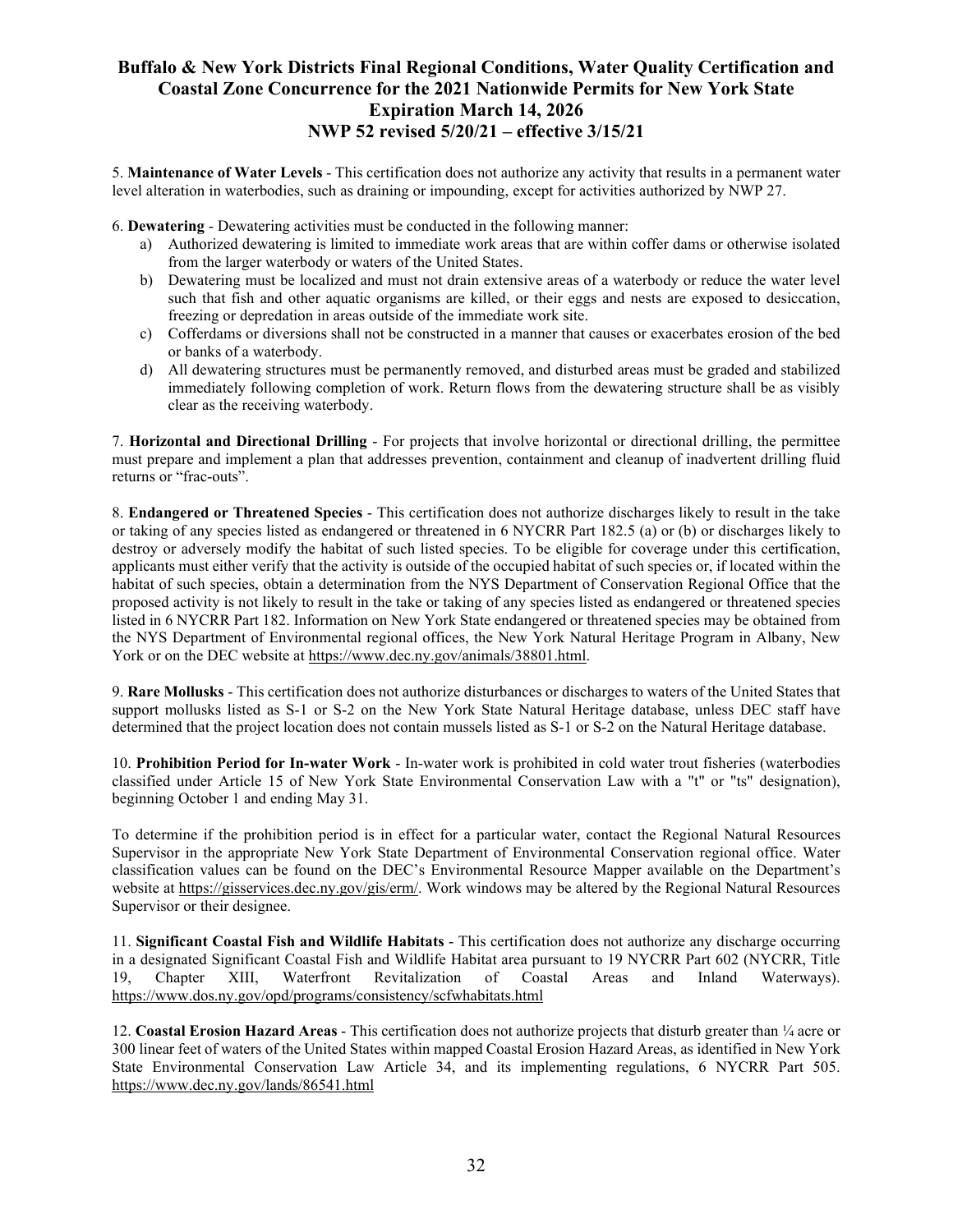5. **Maintenance of Water Levels** - This certification does not authorize any activity that results in a permanent water level alteration in waterbodies, such as draining or impounding, except for activities authorized by NWP 27.

6. **Dewatering** - Dewatering activities must be conducted in the following manner:

a) Authorized dewatering is limited to immediate work areas that are within coffer dams or otherwise isolated from the larger waterbody or waters of the United States.
b) Dewatering must be localized and must not drain extensive areas of a waterbody or reduce the water level such that fish and other aquatic organisms are killed, or their eggs and nests are exposed to desiccation, freezing or depredation in areas outside of the immediate work site.
c) Cofferdams or diversions shall not be constructed in a manner that causes or exacerbates erosion of the bed or banks of a waterbody.
d) All dewatering structures must be permanently removed, and disturbed areas must be graded and stabilized immediately following completion of work. Return flows from the dewatering structure shall be as visibly clear as the receiving waterbody.

7. **Horizontal and Directional Drilling** - For projects that involve horizontal or directional drilling, the permittee must prepare and implement a plan that addresses prevention, containment and cleanup of inadvertent drilling fluid returns or "frac-outs".

8. **Endangered or Threatened Species** - This certification does not authorize discharges likely to result in the take or taking of any species listed as endangered or threatened in 6 NYCRR Part 182.5 (a) or (b) or discharges likely to destroy or adversely modify the habitat of such listed species. To be eligible for coverage under this certification, applicants must either verify that the activity is outside of the occupied habitat of such species or, if located within the habitat of such species, obtain a determination from the NYS Department of Conservation Regional Office that the proposed activity is not likely to result in the take or taking of any species listed as endangered or threatened species listed in 6 NYCRR Part 182. Information on New York State endangered or threatened species may be obtained from the NYS Department of Environmental regional offices, the New York Natural Heritage Program in Albany, New York or on the DEC website at https://www.dec.ny.gov/animals/38801.html.

9. **Rare Mollusks** - This certification does not authorize disturbances or discharges to waters of the United States that support mollusks listed as S-1 or S-2 on the New York State Natural Heritage database, unless DEC staff have determined that the project location does not contain mussels listed as S-1 or S-2 on the Natural Heritage database.

10. **Prohibition Period for In-water Work** - In-water work is prohibited in cold water trout fisheries (waterbodies classified under Article 15 of New York State Environmental Conservation Law with a "t" or "ts" designation), beginning October 1 and ending May 31.

To determine if the prohibition period is in effect for a particular water, contact the Regional Natural Resources Supervisor in the appropriate New York State Department of Environmental Conservation regional office. Water classification values can be found on the DEC's Environmental Resource Mapper available on the Department's website at https://gisservices.dec.ny.gov/gis/erm/. Work windows may be altered by the Regional Natural Resources Supervisor or their designee.

11. **Significant Coastal Fish and Wildlife Habitats** - This certification does not authorize any discharge occurring in a designated Significant Coastal Fish and Wildlife Habitat area pursuant to 19 NYCRR Part 602 (NYCRR, Title 19, Chapter XIII, Waterfront Revitalization of Coastal Areas and Inland Waterways). https://www.dos.ny.gov/opd/programs/consistency/scfwhabitats.html

12. **Coastal Erosion Hazard Areas** - This certification does not authorize projects that disturb greater than ¼ acre or 300 linear feet of waters of the United States within mapped Coastal Erosion Hazard Areas, as identified in New York State Environmental Conservation Law Article 34, and its implementing regulations, 6 NYCRR Part 505. https://www.dec.ny.gov/lands/86541.html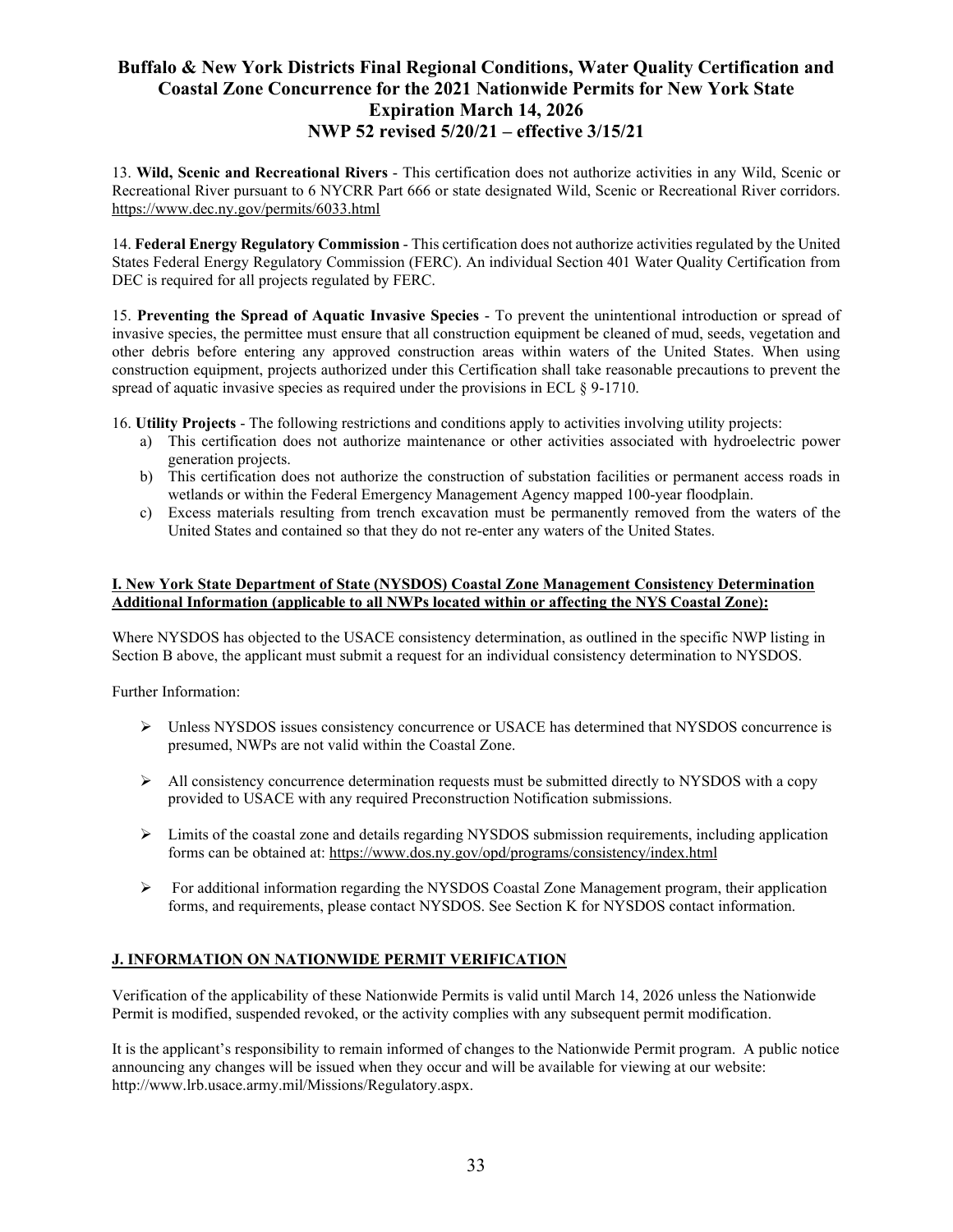13. **Wild, Scenic and Recreational Rivers** - This certification does not authorize activities in any Wild, Scenic or Recreational River pursuant to 6 NYCRR Part 666 or state designated Wild, Scenic or Recreational River corridors. https://www.dec.ny.gov/permits/6033.html

14. **Federal Energy Regulatory Commission** - This certification does not authorize activities regulated by the United States Federal Energy Regulatory Commission (FERC). An individual Section 401 Water Quality Certification from DEC is required for all projects regulated by FERC.

15. **Preventing the Spread of Aquatic Invasive Species** - To prevent the unintentional introduction or spread of invasive species, the permittee must ensure that all construction equipment be cleaned of mud, seeds, vegetation and other debris before entering any approved construction areas within waters of the United States. When using construction equipment, projects authorized under this Certification shall take reasonable precautions to prevent the spread of aquatic invasive species as required under the provisions in ECL § 9-1710.

16. **Utility Projects** - The following restrictions and conditions apply to activities involving utility projects:

a) This certification does not authorize maintenance or other activities associated with hydroelectric power generation projects.
b) This certification does not authorize the construction of substation facilities or permanent access roads in wetlands or within the Federal Emergency Management Agency mapped 100-year floodplain.
c) Excess materials resulting from trench excavation must be permanently removed from the waters of the United States and contained so that they do not re-enter any waters of the United States.

## I. New York State Department of State (NYSDOS) Coastal Zone Management Consistency Determination Additional Information (applicable to all NWPs located within or affecting the NYS Coastal Zone):

Where NYSDOS has objected to the USACE consistency determination, as outlined in the specific NWP listing in Section B above, the applicant must submit a request for an individual consistency determination to NYSDOS.

Further Information:

- Unless NYSDOS issues consistency concurrence or USACE has determined that NYSDOS concurrence is presumed, NWPs are not valid within the Coastal Zone.
- All consistency concurrence determination requests must be submitted directly to NYSDOS with a copy provided to USACE with any required Preconstruction Notification submissions.
- Limits of the coastal zone and details regarding NYSDOS submission requirements, including application forms can be obtained at: https://www.dos.ny.gov/opd/programs/consistency/index.html
- For additional information regarding the NYSDOS Coastal Zone Management program, their application forms, and requirements, please contact NYSDOS. See Section K for NYSDOS contact information.

## J. INFORMATION ON NATIONWIDE PERMIT VERIFICATION

Verification of the applicability of these Nationwide Permits is valid until March 14, 2026 unless the Nationwide Permit is modified, suspended revoked, or the activity complies with any subsequent permit modification.

It is the applicant's responsibility to remain informed of changes to the Nationwide Permit program. A public notice announcing any changes will be issued when they occur and will be available for viewing at our website: http://www.lrb.usace.army.mil/Missions/Regulatory.aspx.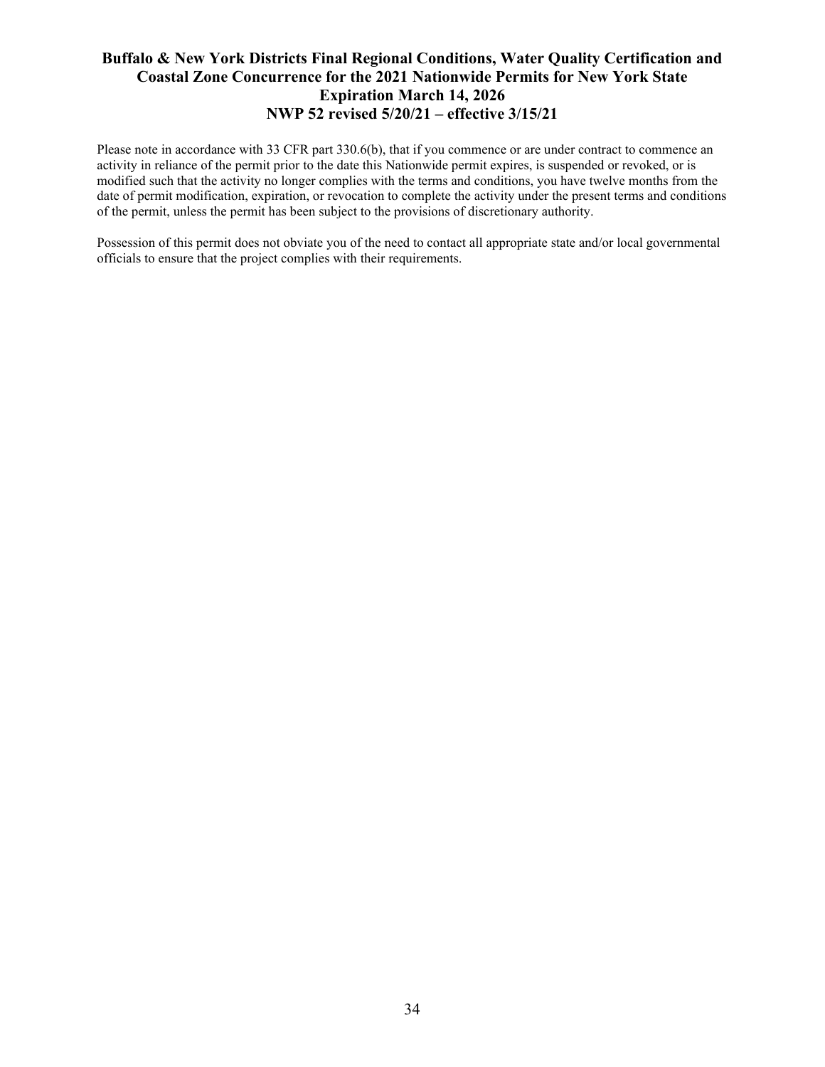Please note in accordance with 33 CFR part 330.6(b), that if you commence or are under contract to commence an activity in reliance of the permit prior to the date this Nationwide permit expires, is suspended or revoked, or is modified such that the activity no longer complies with the terms and conditions, you have twelve months from the date of permit modification, expiration, or revocation to complete the activity under the present terms and conditions of the permit, unless the permit has been subject to the provisions of discretionary authority.

Possession of this permit does not obviate you of the need to contact all appropriate state and/or local governmental officials to ensure that the project complies with their requirements.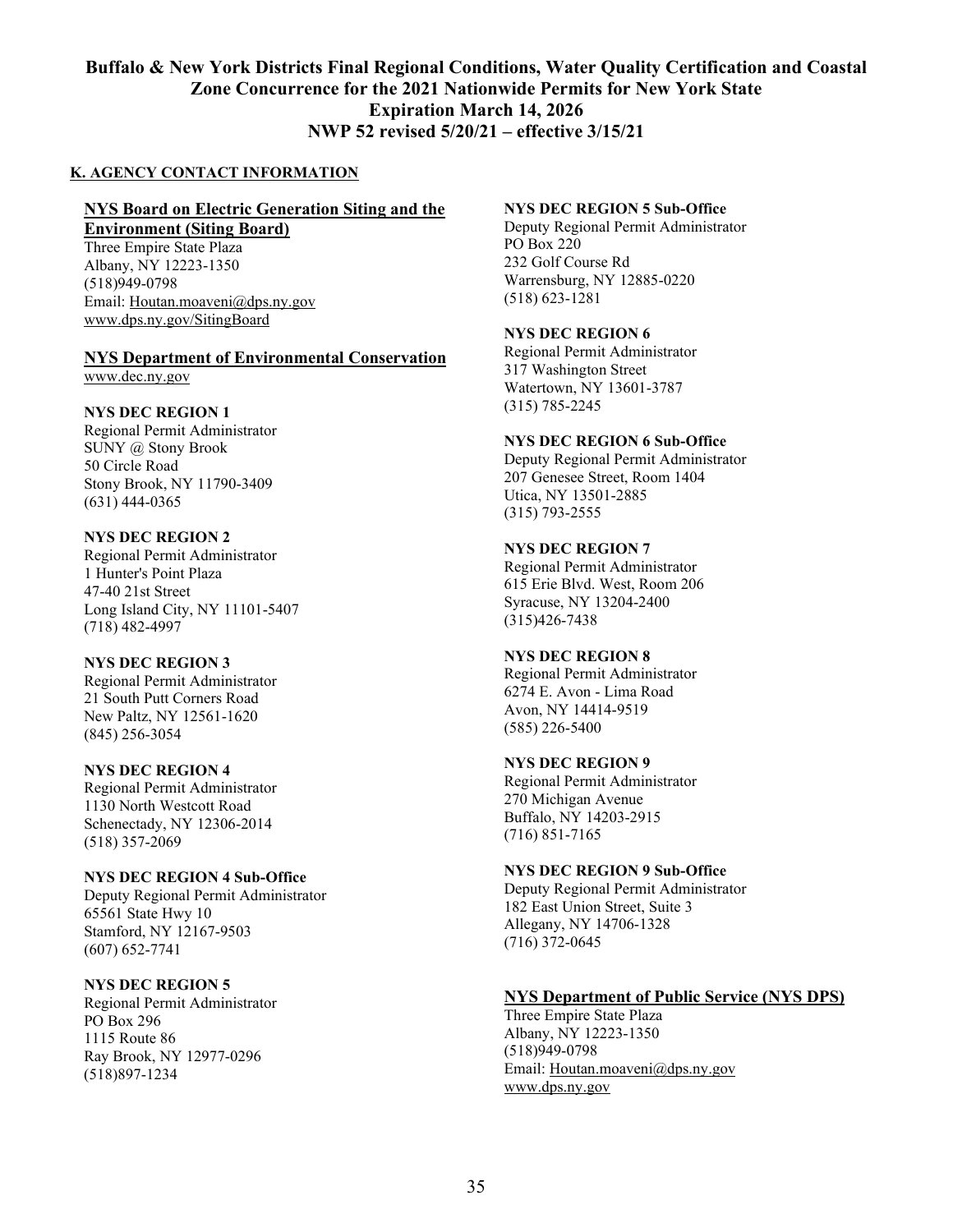## K. AGENCY CONTACT INFORMATION

### NYS Board on Electric Generation Siting and the Environment (Siting Board)

Three Empire State Plaza
Albany, NY 12223-1350
(518)949-0798
Email: Houtan.moaveni@dps.ny.gov
www.dps.ny.gov/SitingBoard

### NYS Department of Environmental Conservation

www.dec.ny.gov

**NYS DEC REGION 1**
Regional Permit Administrator
SUNY @ Stony Brook
50 Circle Road
Stony Brook, NY 11790-3409
(631) 444-0365

**NYS DEC REGION 2**
Regional Permit Administrator
1 Hunter's Point Plaza
47-40 21st Street
Long Island City, NY 11101-5407
(718) 482-4997

**NYS DEC REGION 3**
Regional Permit Administrator
21 South Putt Corners Road
New Paltz, NY 12561-1620
(845) 256-3054

**NYS DEC REGION 4**
Regional Permit Administrator
1130 North Westcott Road
Schenectady, NY 12306-2014
(518) 357-2069

**NYS DEC REGION 4 Sub-Office**
Deputy Regional Permit Administrator
65561 State Hwy 10
Stamford, NY 12167-9503
(607) 652-7741

**NYS DEC REGION 5**
Regional Permit Administrator
PO Box 296
1115 Route 86
Ray Brook, NY 12977-0296
(518)897-1234

**NYS DEC REGION 5 Sub-Office**
Deputy Regional Permit Administrator
PO Box 220
232 Golf Course Rd
Warrensburg, NY 12885-0220
(518) 623-1281

**NYS DEC REGION 6**
Regional Permit Administrator
317 Washington Street
Watertown, NY 13601-3787
(315) 785-2245

**NYS DEC REGION 6 Sub-Office**
Deputy Regional Permit Administrator
207 Genesee Street, Room 1404
Utica, NY 13501-2885
(315) 793-2555

**NYS DEC REGION 7**
Regional Permit Administrator
615 Erie Blvd. West, Room 206
Syracuse, NY 13204-2400
(315)426-7438

**NYS DEC REGION 8**
Regional Permit Administrator
6274 E. Avon - Lima Road
Avon, NY 14414-9519
(585) 226-5400

**NYS DEC REGION 9**
Regional Permit Administrator
270 Michigan Avenue
Buffalo, NY 14203-2915
(716) 851-7165

**NYS DEC REGION 9 Sub-Office**
Deputy Regional Permit Administrator
182 East Union Street, Suite 3
Allegany, NY 14706-1328
(716) 372-0645

### NYS Department of Public Service (NYS DPS)

Three Empire State Plaza
Albany, NY 12223-1350
(518)949-0798
Email: Houtan.moaveni@dps.ny.gov
www.dps.ny.gov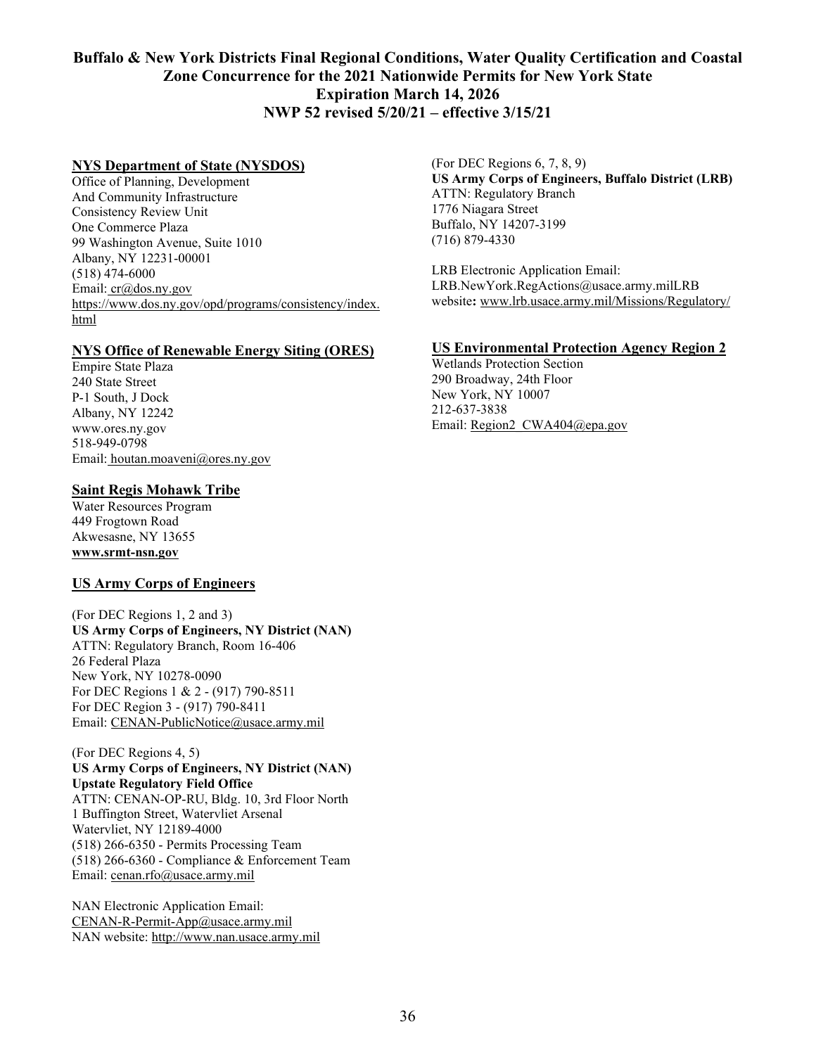**Buffalo & New York Districts Final Regional Conditions, Water Quality Certification and Coastal Zone Concurrence for the 2021 Nationwide Permits for New York State**
**Expiration March 14, 2026**
**NWP 52 revised 5/20/21 – effective 3/15/21**

**NYS Department of State (NYSDOS)**

Office of Planning, Development
And Community Infrastructure
Consistency Review Unit
One Commerce Plaza
99 Washington Avenue, Suite 1010
Albany, NY 12231-00001
(518) 474-6000
Email: cr@dos.ny.gov
https://www.dos.ny.gov/opd/programs/consistency/index.html

**NYS Office of Renewable Energy Siting (ORES)**

Empire State Plaza
240 State Street
P-1 South, J Dock
Albany, NY 12242
www.ores.ny.gov
518-949-0798
Email: houtan.moaveni@ores.ny.gov

**Saint Regis Mohawk Tribe**

Water Resources Program
449 Frogtown Road
Akwesasne, NY 13655
**www.srmt-nsn.gov**

**US Army Corps of Engineers**

(For DEC Regions 1, 2 and 3)
**US Army Corps of Engineers, NY District (NAN)**
ATTN: Regulatory Branch, Room 16-406
26 Federal Plaza
New York, NY 10278-0090
For DEC Regions 1 & 2 - (917) 790-8511
For DEC Region 3 - (917) 790-8411
Email: CENAN-PublicNotice@usace.army.mil

(For DEC Regions 4, 5)
**US Army Corps of Engineers, NY District (NAN)**
**Upstate Regulatory Field Office**
ATTN: CENAN-OP-RU, Bldg. 10, 3rd Floor North
1 Buffington Street, Watervliet Arsenal
Watervliet, NY 12189-4000
(518) 266-6350 - Permits Processing Team
(518) 266-6360 - Compliance & Enforcement Team
Email: cenan.rfo@usace.army.mil

NAN Electronic Application Email:
CENAN-R-Permit-App@usace.army.mil
NAN website: http://www.nan.usace.army.mil

(For DEC Regions 6, 7, 8, 9)
**US Army Corps of Engineers, Buffalo District (LRB)**
ATTN: Regulatory Branch
1776 Niagara Street
Buffalo, NY 14207-3199
(716) 879-4330

LRB Electronic Application Email:
LRB.NewYork.RegActions@usace.army.milLRB website**:** www.lrb.usace.army.mil/Missions/Regulatory/

**US Environmental Protection Agency Region 2**

Wetlands Protection Section
290 Broadway, 24th Floor
New York, NY 10007
212-637-3838
Email: Region2_CWA404@epa.gov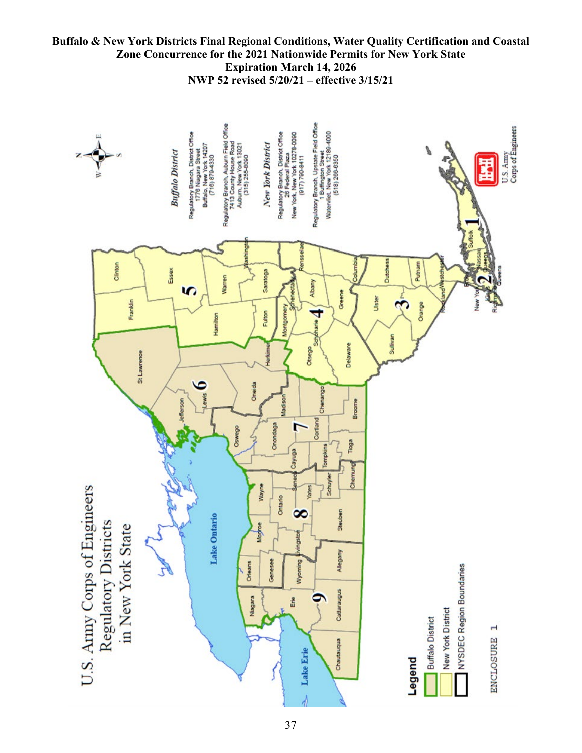**Buffalo & New York Districts Final Regional Conditions, Water Quality Certification and Coastal Zone Concurrence for the 2021 Nationwide Permits for New York State**
**Expiration March 14, 2026**
**NWP 52 revised 5/20/21 – effective 3/15/21**

# U.S. Army Corps of Engineers Regulatory Districts in New York State

*Buffalo District*

Regulatory Branch, District Office
1776 Niagara Street
Buffalo, New York 14207
(716) 879-4330

Regulatory Branch, Auburn Field Office
7413 County House Road
Auburn, New York 13021
(315) 255-8090

*New York District*

Regulatory Branch, District Office
26 Federal Plaza
New York, New York 10278-0090
(917) 790-8411

Regulatory Branch, Upstate Field Office
1 Buffington Street
Watervliet, New York 12189-4000
(518) 266-6350

**Legend**

- Buffalo District
- New York District
- NYSDEC Region Boundaries

ENCLOSURE 1

U.S. Army Corps of Engineers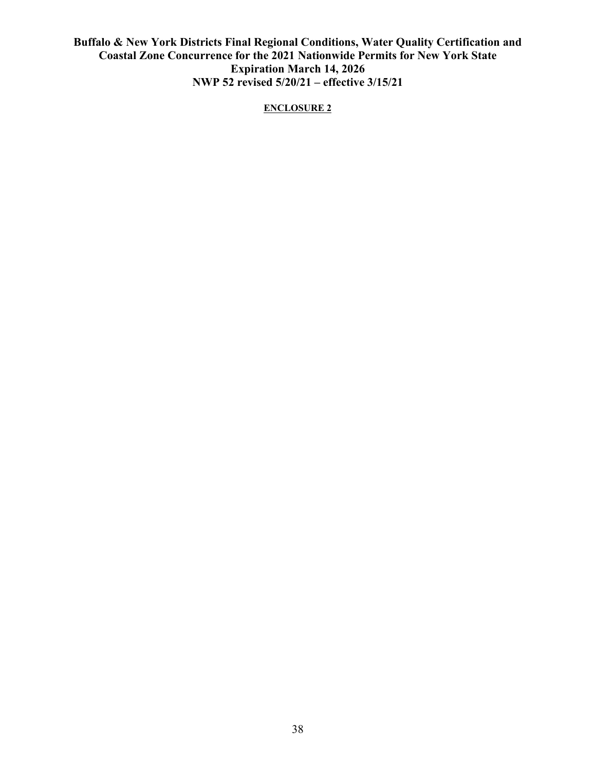**ENCLOSURE 2**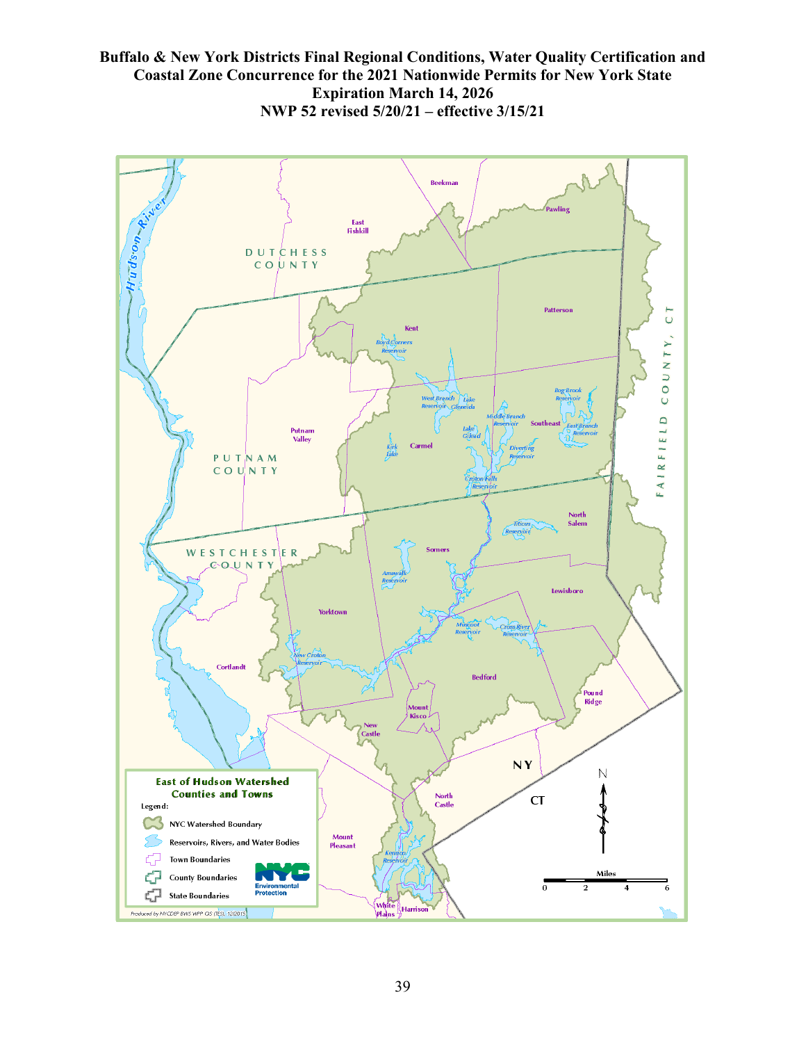**East of Hudson Watershed Counties and Towns**

Legend:

- NYC Watershed Boundary
- Reservoirs, Rivers, and Water Bodies
- Town Boundaries
- County Boundaries
- State Boundaries

NYC Environmental Protection

Produced by NYCDEP BWS WPP GIS (TES), 12/2015

DUTCHESS COUNTY: Beekman, East Fishkill, Pawling

PUTNAM COUNTY: Kent, Patterson, Putnam Valley, Carmel, Southeast

WESTCHESTER COUNTY: North Salem, Somers, Lewisboro, Yorktown, Cortlandt, Bedford, Pound Ridge, Mount Kisco, New Castle, North Castle, Mount Pleasant, White Plains, Harrison

FAIRFIELD COUNTY, CT

Reservoirs and water bodies: Hudson River, Boyd Corners Reservoir, West Branch Reservoir, Lake Gleneida, Middle Branch Reservoir, Bog Brook Reservoir, East Branch Reservoir, Lake Gilead, Kirk Lake, Diverting Reservoir, Croton Falls Reservoir, Titicus Reservoir, Amawalk Reservoir, Muscoot Reservoir, Cross River Reservoir, New Croton Reservoir, Kensico Reservoir

NY / CT

N

Miles: 0, 2, 4, 6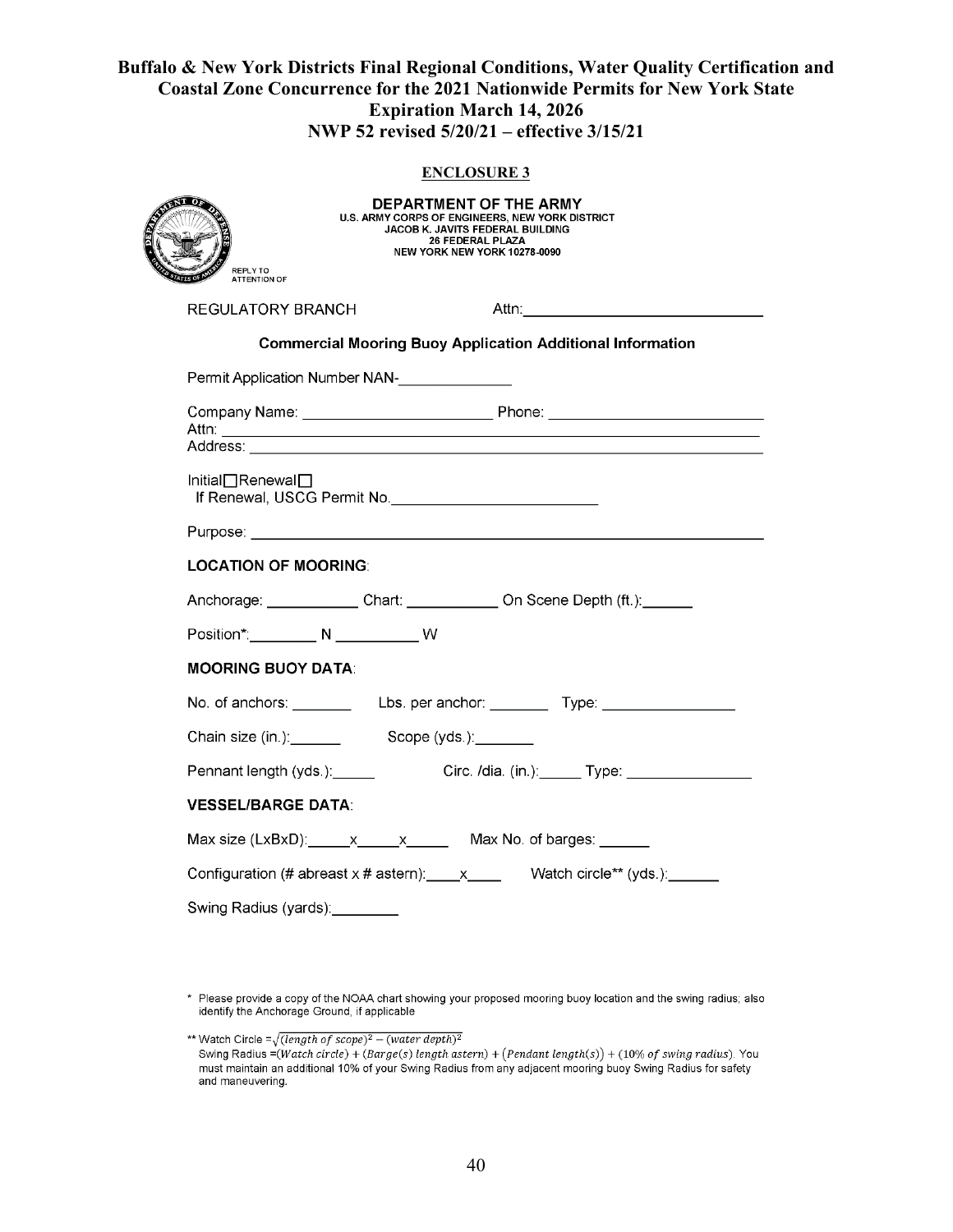# Buffalo & New York Districts Final Regional Conditions, Water Quality Certification and Coastal Zone Concurrence for the 2021 Nationwide Permits for New York State
## Expiration March 14, 2026
## NWP 52 revised 5/20/21 – effective 3/15/21

**ENCLOSURE 3**

**DEPARTMENT OF THE ARMY**
U.S. ARMY CORPS OF ENGINEERS, NEW YORK DISTRICT
JACOB K. JAVITS FEDERAL BUILDING
26 FEDERAL PLAZA
NEW YORK NEW YORK 10278-0090

REPLY TO
ATTENTION OF

REGULATORY BRANCH Attn:\_\_\_\_\_\_\_\_\_\_\_\_\_\_\_\_\_\_\_\_\_\_\_\_\_\_

**Commercial Mooring Buoy Application Additional Information**

Permit Application Number NAN-\_\_\_\_\_\_\_\_\_\_\_\_

Company Name: \_\_\_\_\_\_\_\_\_\_\_\_\_\_\_\_\_\_\_\_ Phone: \_\_\_\_\_\_\_\_\_\_\_\_\_\_\_\_\_\_\_\_\_\_
Attn: \_\_\_\_\_\_\_\_\_\_\_\_\_\_\_\_\_\_\_\_\_\_\_\_\_\_\_\_\_\_\_\_\_\_\_\_\_\_\_\_\_\_\_\_\_\_\_\_\_\_\_\_\_\_\_\_
Address: \_\_\_\_\_\_\_\_\_\_\_\_\_\_\_\_\_\_\_\_\_\_\_\_\_\_\_\_\_\_\_\_\_\_\_\_\_\_\_\_\_\_\_\_\_\_\_\_\_\_\_\_\_

Initial☐ Renewal☐
If Renewal, USCG Permit No.\_\_\_\_\_\_\_\_\_\_\_\_\_\_\_\_\_\_\_\_\_\_

Purpose: \_\_\_\_\_\_\_\_\_\_\_\_\_\_\_\_\_\_\_\_\_\_\_\_\_\_\_\_\_\_\_\_\_\_\_\_\_\_\_\_\_\_\_\_\_\_\_\_\_\_\_\_\_

**LOCATION OF MOORING**:

Anchorage: \_\_\_\_\_\_\_\_\_\_ Chart: \_\_\_\_\_\_\_\_\_\_ On Scene Depth (ft.):\_\_\_\_\_\_

Position\*:\_\_\_\_\_\_\_\_ N \_\_\_\_\_\_\_\_\_ W

**MOORING BUOY DATA**:

No. of anchors: \_\_\_\_\_\_\_ Lbs. per anchor: \_\_\_\_\_\_\_ Type: \_\_\_\_\_\_\_\_\_\_\_\_\_\_

Chain size (in.):\_\_\_\_\_\_ Scope (yds.):\_\_\_\_\_\_\_

Pennant length (yds.):\_\_\_\_\_ Circ. /dia. (in.):\_\_\_\_\_ Type: \_\_\_\_\_\_\_\_\_\_\_\_\_\_

**VESSEL/BARGE DATA**:

Max size (LxBxD):\_\_\_\_\_x\_\_\_\_\_x\_\_\_\_\_ Max No. of barges: \_\_\_\_\_\_

Configuration (# abreast x # astern):\_\_\_\_x\_\_\_\_ Watch circle\*\* (yds.):\_\_\_\_\_\_

Swing Radius (yards):\_\_\_\_\_\_\_\_

\* Please provide a copy of the NOAA chart showing your proposed mooring buoy location and the swing radius; also identify the Anchorage Ground, if applicable

\*\* Watch Circle = $\sqrt{(length\ of\ scope)^2 - (water\ depth)^2}$
Swing Radius =$(Watch\ circle) + (Barge(s)\ length\ astern) + (Pendant\ length(s)) + (10\%\ of\ swing\ radius)$. You must maintain an additional 10% of your Swing Radius from any adjacent mooring buoy Swing Radius for safety and maneuvering.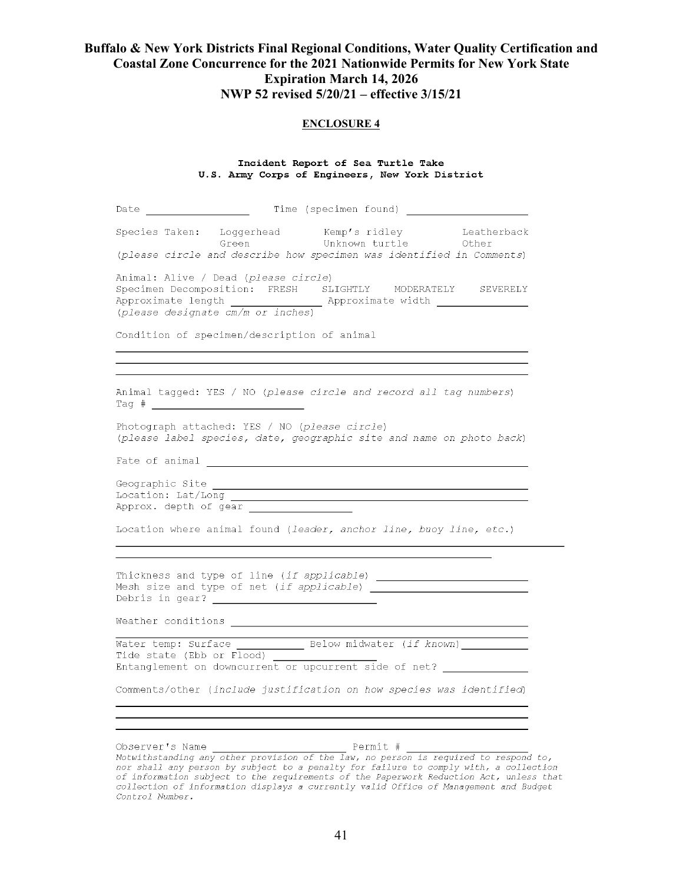**Buffalo & New York Districts Final Regional Conditions, Water Quality Certification and Coastal Zone Concurrence for the 2021 Nationwide Permits for New York State**
**Expiration March 14, 2026**
**NWP 52 revised 5/20/21 – effective 3/15/21**

## ENCLOSURE 4

### Incident Report of Sea Turtle Take
### U.S. Army Corps of Engineers, New York District

Date ________________ Time (specimen found) ____________________

Species Taken: Loggerhead Kemp's ridley Leatherback
Green Unknown turtle Other
*(please circle and describe how specimen was identified in Comments)*

Animal: Alive / Dead *(please circle)*
Specimen Decomposition: FRESH SLIGHTLY MODERATELY SEVERELY
Approximate length ________________ Approximate width ________________
*(please designate cm/m or inches)*

Condition of specimen/description of animal

______________________________________________________________________
______________________________________________________________________
______________________________________________________________________

Animal tagged: YES / NO *(please circle and record all tag numbers)*
Tag # __________________________

Photograph attached: YES / NO *(please circle)*
*(please label species, date, geographic site and name on photo back)*

Fate of animal ________________________________________________________

Geographic Site _______________________________________________________
Location: Lat/Long ____________________________________________________
Approx. depth of gear _________________

Location where animal found *(leader, anchor line, buoy line, etc.)*

______________________________________________________________________
______________________________________________________________________

Thickness and type of line *(if applicable)* __________________________
Mesh size and type of net *(if applicable)* __________________________
Debris in gear? ___________________________

Weather conditions ____________________________________________________
______________________________________________________________________

Water temp: Surface ___________ Below midwater *(if known)* ___________
Tide state (Ebb or Flood) _______________
Entanglement on downcurrent or upcurrent side of net? ______________

Comments/other *(include justification on how species was identified)*

______________________________________________________________________
______________________________________________________________________
______________________________________________________________________

Observer's Name _______________________ Permit # ____________________

*Notwithstanding any other provision of the law, no person is required to respond to, nor shall any person by subject to a penalty for failure to comply with, a collection of information subject to the requirements of the Paperwork Reduction Act, unless that collection of information displays a currently valid Office of Management and Budget Control Number.*